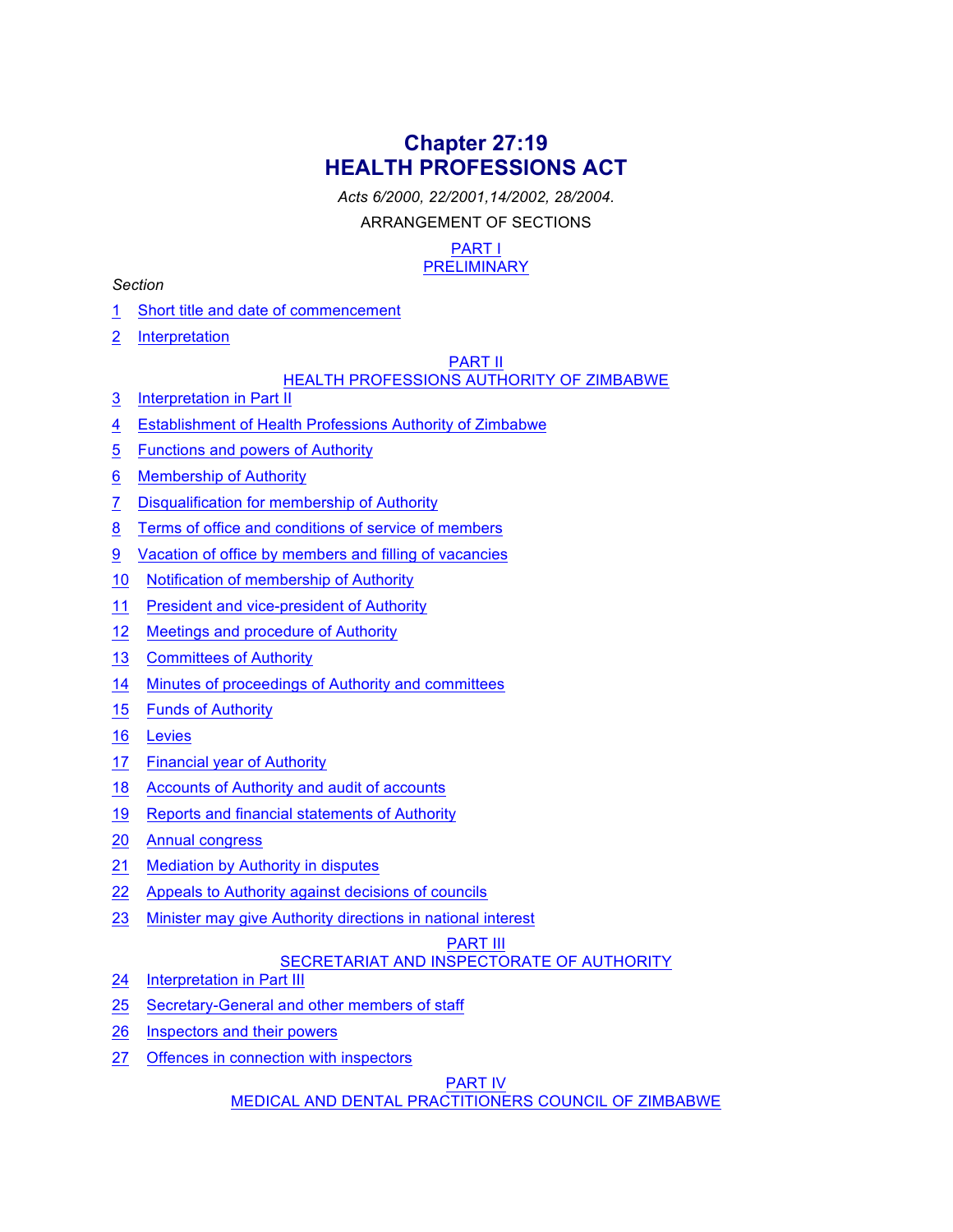# Chapter 27:19
# HEALTH PROFESSIONS ACT

*Acts 6/2000, 22/2001,14/2002, 28/2004.*

ARRANGEMENT OF SECTIONS

## PART I
## PRELIMINARY

*Section*

1 Short title and date of commencement

2 Interpretation

## PART II
## HEALTH PROFESSIONS AUTHORITY OF ZIMBABWE

3 Interpretation in Part II

4 Establishment of Health Professions Authority of Zimbabwe

5 Functions and powers of Authority

6 Membership of Authority

7 Disqualification for membership of Authority

8 Terms of office and conditions of service of members

9 Vacation of office by members and filling of vacancies

10 Notification of membership of Authority

11 President and vice-president of Authority

12 Meetings and procedure of Authority

13 Committees of Authority

14 Minutes of proceedings of Authority and committees

15 Funds of Authority

16 Levies

17 Financial year of Authority

18 Accounts of Authority and audit of accounts

19 Reports and financial statements of Authority

20 Annual congress

21 Mediation by Authority in disputes

22 Appeals to Authority against decisions of councils

23 Minister may give Authority directions in national interest

## PART III
## SECRETARIAT AND INSPECTORATE OF AUTHORITY

24 Interpretation in Part III

25 Secretary-General and other members of staff

26 Inspectors and their powers

27 Offences in connection with inspectors

## PART IV
## MEDICAL AND DENTAL PRACTITIONERS COUNCIL OF ZIMBABWE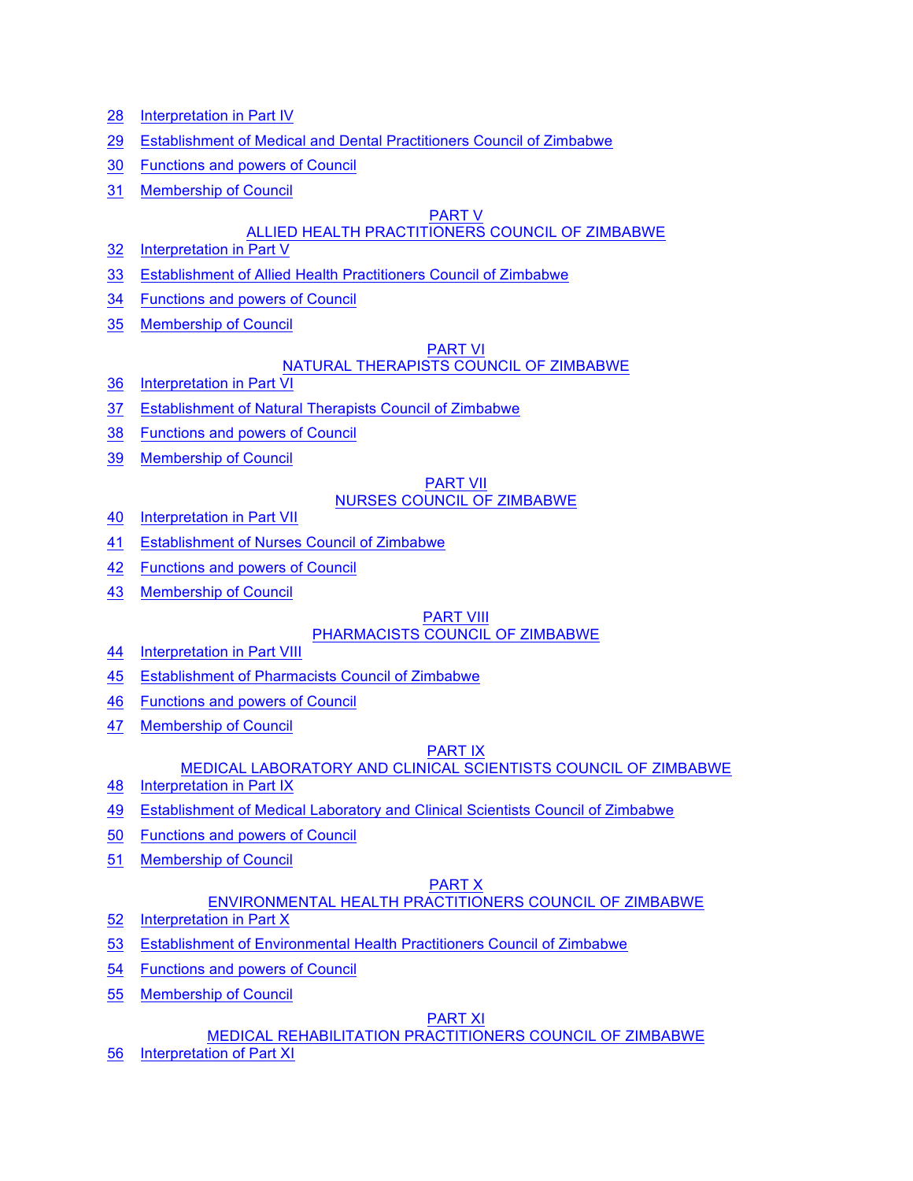28 Interpretation in Part IV

29 Establishment of Medical and Dental Practitioners Council of Zimbabwe

30 Functions and powers of Council

31 Membership of Council

PART V
ALLIED HEALTH PRACTITIONERS COUNCIL OF ZIMBABWE

32 Interpretation in Part V

33 Establishment of Allied Health Practitioners Council of Zimbabwe

34 Functions and powers of Council

35 Membership of Council

PART VI
NATURAL THERAPISTS COUNCIL OF ZIMBABWE

36 Interpretation in Part VI

37 Establishment of Natural Therapists Council of Zimbabwe

38 Functions and powers of Council

39 Membership of Council

PART VII
NURSES COUNCIL OF ZIMBABWE

40 Interpretation in Part VII

41 Establishment of Nurses Council of Zimbabwe

42 Functions and powers of Council

43 Membership of Council

PART VIII
PHARMACISTS COUNCIL OF ZIMBABWE

44 Interpretation in Part VIII

45 Establishment of Pharmacists Council of Zimbabwe

46 Functions and powers of Council

47 Membership of Council

PART IX
MEDICAL LABORATORY AND CLINICAL SCIENTISTS COUNCIL OF ZIMBABWE

48 Interpretation in Part IX

49 Establishment of Medical Laboratory and Clinical Scientists Council of Zimbabwe

50 Functions and powers of Council

51 Membership of Council

PART X
ENVIRONMENTAL HEALTH PRACTITIONERS COUNCIL OF ZIMBABWE

52 Interpretation in Part X

53 Establishment of Environmental Health Practitioners Council of Zimbabwe

54 Functions and powers of Council

55 Membership of Council

PART XI
MEDICAL REHABILITATION PRACTITIONERS COUNCIL OF ZIMBABWE

56 Interpretation of Part XI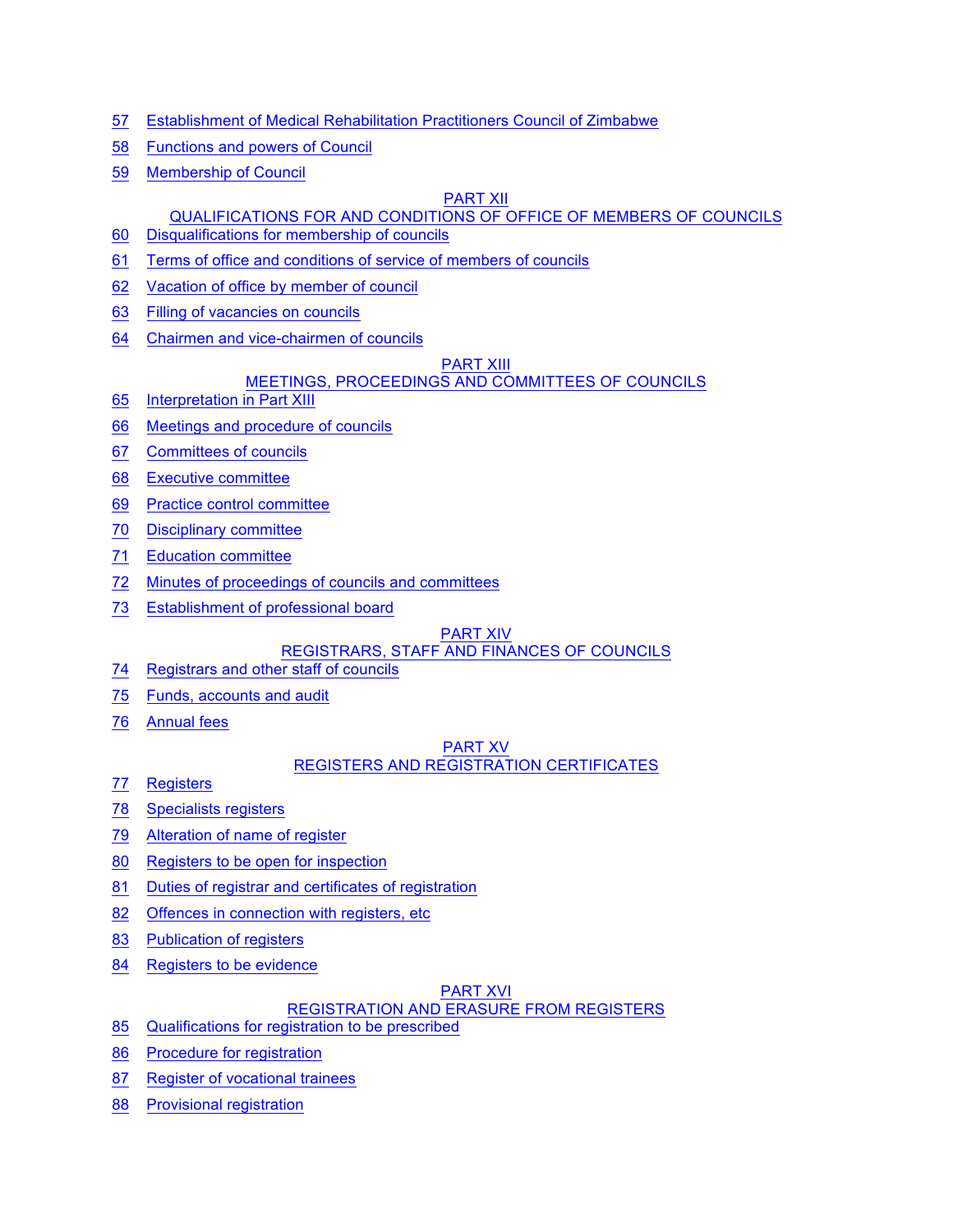57 Establishment of Medical Rehabilitation Practitioners Council of Zimbabwe

58 Functions and powers of Council

59 Membership of Council

PART XII
QUALIFICATIONS FOR AND CONDITIONS OF OFFICE OF MEMBERS OF COUNCILS

60 Disqualifications for membership of councils

61 Terms of office and conditions of service of members of councils

62 Vacation of office by member of council

63 Filling of vacancies on councils

64 Chairmen and vice-chairmen of councils

PART XIII
MEETINGS, PROCEEDINGS AND COMMITTEES OF COUNCILS

65 Interpretation in Part XIII

66 Meetings and procedure of councils

67 Committees of councils

68 Executive committee

69 Practice control committee

70 Disciplinary committee

71 Education committee

72 Minutes of proceedings of councils and committees

73 Establishment of professional board

PART XIV
REGISTRARS, STAFF AND FINANCES OF COUNCILS

74 Registrars and other staff of councils

75 Funds, accounts and audit

76 Annual fees

PART XV
REGISTERS AND REGISTRATION CERTIFICATES

77 Registers

78 Specialists registers

79 Alteration of name of register

80 Registers to be open for inspection

81 Duties of registrar and certificates of registration

82 Offences in connection with registers, etc

83 Publication of registers

84 Registers to be evidence

PART XVI
REGISTRATION AND ERASURE FROM REGISTERS

85 Qualifications for registration to be prescribed

86 Procedure for registration

87 Register of vocational trainees

88 Provisional registration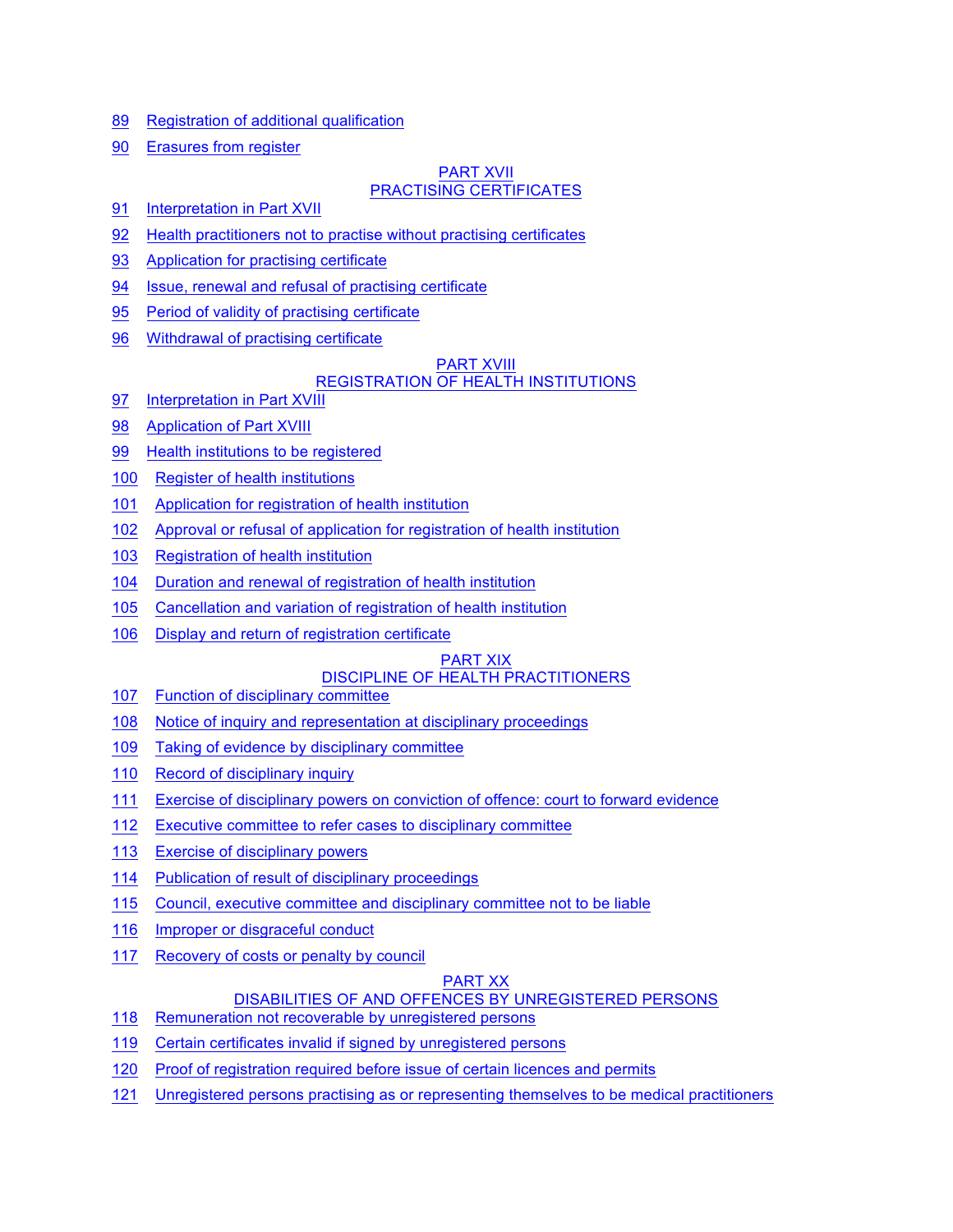89 Registration of additional qualification

90 Erasures from register

PART XVII
PRACTISING CERTIFICATES

91 Interpretation in Part XVII

92 Health practitioners not to practise without practising certificates

93 Application for practising certificate

94 Issue, renewal and refusal of practising certificate

95 Period of validity of practising certificate

96 Withdrawal of practising certificate

PART XVIII
REGISTRATION OF HEALTH INSTITUTIONS

97 Interpretation in Part XVIII

98 Application of Part XVIII

99 Health institutions to be registered

100 Register of health institutions

101 Application for registration of health institution

102 Approval or refusal of application for registration of health institution

103 Registration of health institution

104 Duration and renewal of registration of health institution

105 Cancellation and variation of registration of health institution

106 Display and return of registration certificate

PART XIX
DISCIPLINE OF HEALTH PRACTITIONERS

107 Function of disciplinary committee

108 Notice of inquiry and representation at disciplinary proceedings

109 Taking of evidence by disciplinary committee

110 Record of disciplinary inquiry

111 Exercise of disciplinary powers on conviction of offence: court to forward evidence

112 Executive committee to refer cases to disciplinary committee

113 Exercise of disciplinary powers

114 Publication of result of disciplinary proceedings

115 Council, executive committee and disciplinary committee not to be liable

116 Improper or disgraceful conduct

117 Recovery of costs or penalty by council

PART XX
DISABILITIES OF AND OFFENCES BY UNREGISTERED PERSONS

118 Remuneration not recoverable by unregistered persons

119 Certain certificates invalid if signed by unregistered persons

120 Proof of registration required before issue of certain licences and permits

121 Unregistered persons practising as or representing themselves to be medical practitioners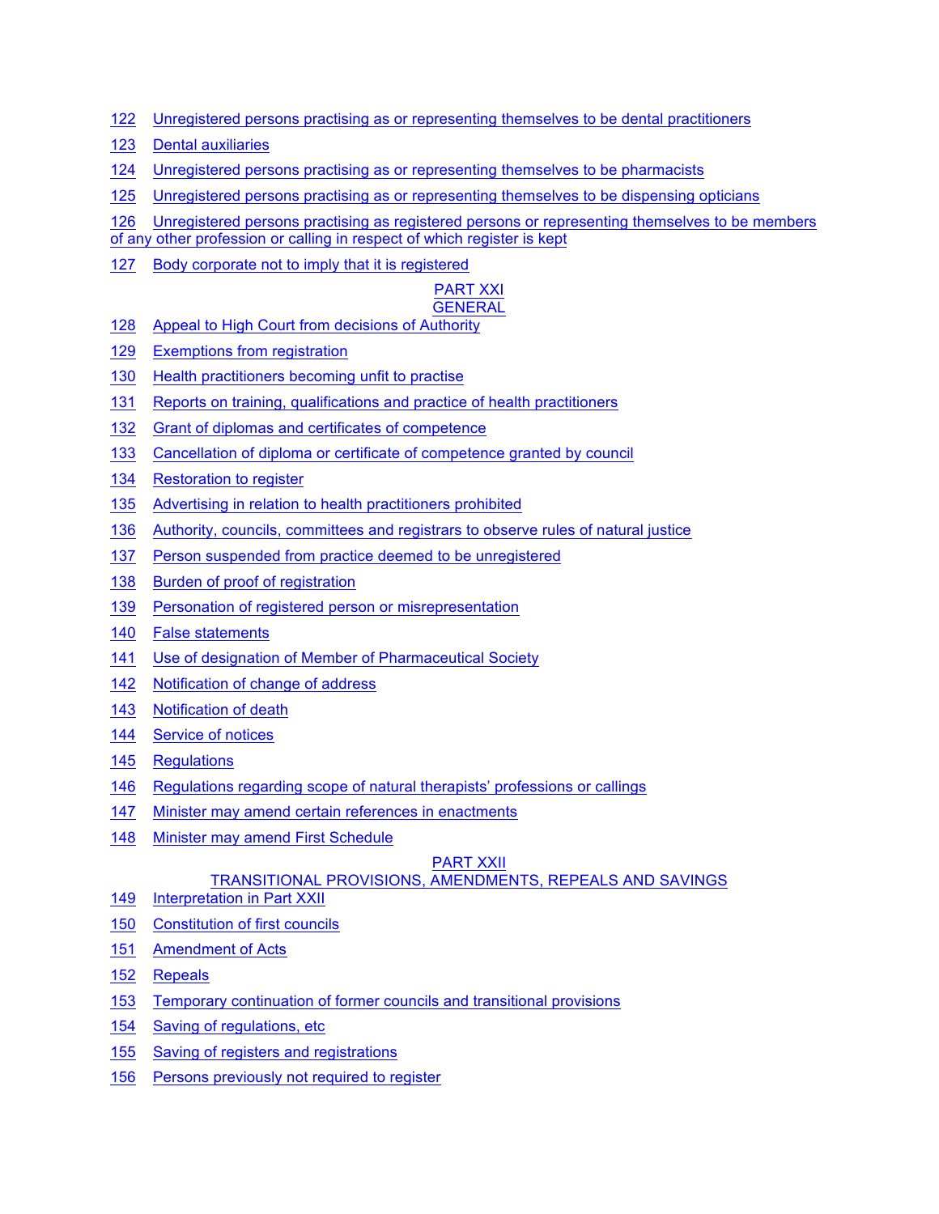122 Unregistered persons practising as or representing themselves to be dental practitioners

123 Dental auxiliaries

124 Unregistered persons practising as or representing themselves to be pharmacists

125 Unregistered persons practising as or representing themselves to be dispensing opticians

126 Unregistered persons practising as registered persons or representing themselves to be members of any other profession or calling in respect of which register is kept

127 Body corporate not to imply that it is registered

## PART XXI
## GENERAL

128 Appeal to High Court from decisions of Authority

129 Exemptions from registration

130 Health practitioners becoming unfit to practise

131 Reports on training, qualifications and practice of health practitioners

132 Grant of diplomas and certificates of competence

133 Cancellation of diploma or certificate of competence granted by council

134 Restoration to register

135 Advertising in relation to health practitioners prohibited

136 Authority, councils, committees and registrars to observe rules of natural justice

137 Person suspended from practice deemed to be unregistered

138 Burden of proof of registration

139 Personation of registered person or misrepresentation

140 False statements

141 Use of designation of Member of Pharmaceutical Society

142 Notification of change of address

143 Notification of death

144 Service of notices

145 Regulations

146 Regulations regarding scope of natural therapists' professions or callings

147 Minister may amend certain references in enactments

148 Minister may amend First Schedule

## PART XXII
## TRANSITIONAL PROVISIONS, AMENDMENTS, REPEALS AND SAVINGS

149 Interpretation in Part XXII

150 Constitution of first councils

151 Amendment of Acts

152 Repeals

153 Temporary continuation of former councils and transitional provisions

154 Saving of regulations, etc

155 Saving of registers and registrations

156 Persons previously not required to register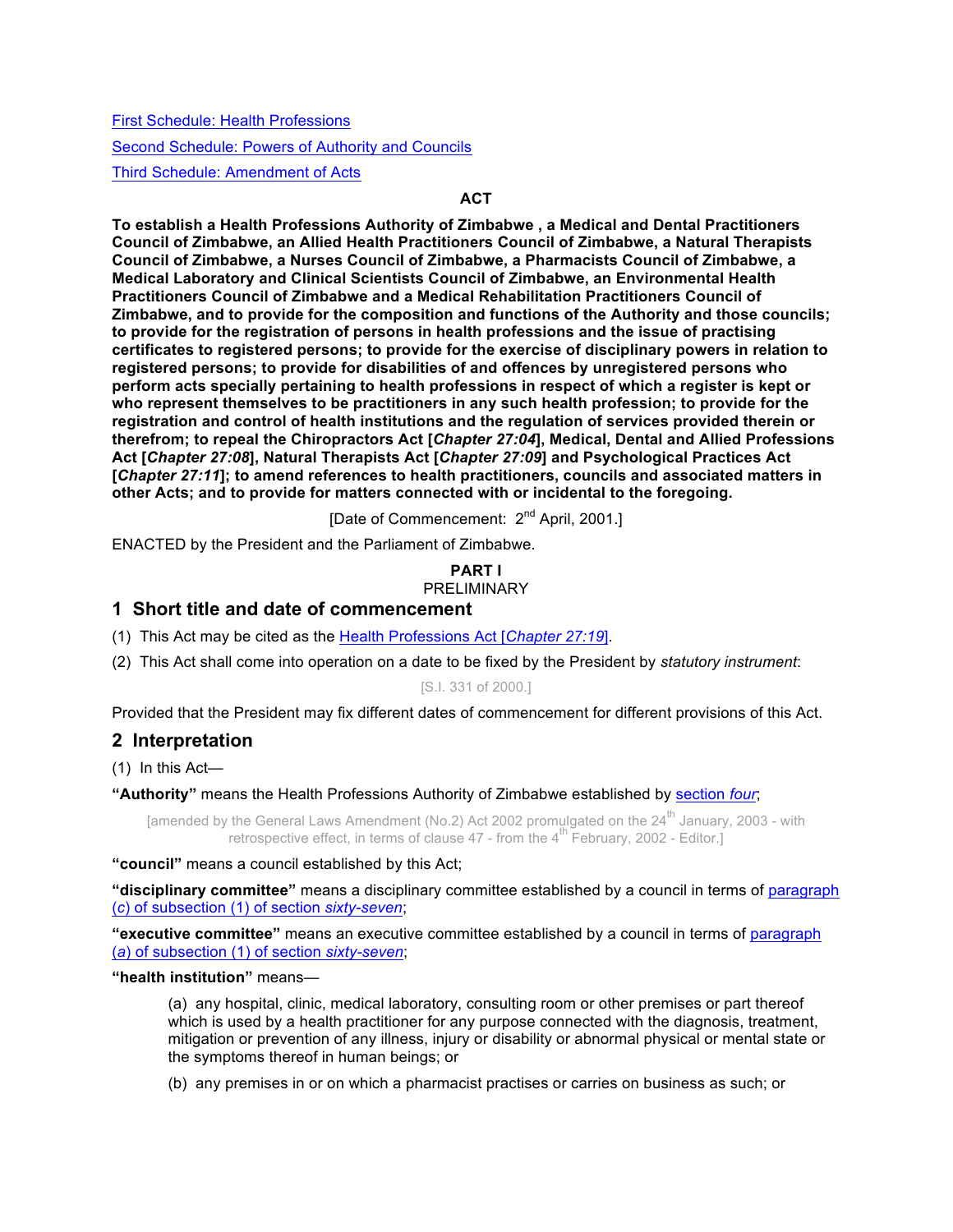[First Schedule: Health Professions](#)

[Second Schedule: Powers of Authority and Councils](#)

[Third Schedule: Amendment of Acts](#)

**ACT**

**To establish a Health Professions Authority of Zimbabwe , a Medical and Dental Practitioners Council of Zimbabwe, an Allied Health Practitioners Council of Zimbabwe, a Natural Therapists Council of Zimbabwe, a Nurses Council of Zimbabwe, a Pharmacists Council of Zimbabwe, a Medical Laboratory and Clinical Scientists Council of Zimbabwe, an Environmental Health Practitioners Council of Zimbabwe and a Medical Rehabilitation Practitioners Council of Zimbabwe, and to provide for the composition and functions of the Authority and those councils; to provide for the registration of persons in health professions and the issue of practising certificates to registered persons; to provide for the exercise of disciplinary powers in relation to registered persons; to provide for disabilities of and offences by unregistered persons who perform acts specially pertaining to health professions in respect of which a register is kept or who represent themselves to be practitioners in any such health profession; to provide for the registration and control of health institutions and the regulation of services provided therein or therefrom; to repeal the Chiropractors Act [*Chapter 27:04*], Medical, Dental and Allied Professions Act [*Chapter 27:08*], Natural Therapists Act [*Chapter 27:09*] and Psychological Practices Act [*Chapter 27:11*]; to amend references to health practitioners, councils and associated matters in other Acts; and to provide for matters connected with or incidental to the foregoing.**

[Date of Commencement: 2nd April, 2001.]

ENACTED by the President and the Parliament of Zimbabwe.

**PART I**

PRELIMINARY

## 1 Short title and date of commencement

(1) This Act may be cited as the Health Professions Act [*Chapter 27:19*].

(2) This Act shall come into operation on a date to be fixed by the President by *statutory instrument*:

[S.I. 331 of 2000.]

Provided that the President may fix different dates of commencement for different provisions of this Act.

## 2 Interpretation

(1) In this Act—

**"Authority"** means the Health Professions Authority of Zimbabwe established by section *four*;

[amended by the General Laws Amendment (No.2) Act 2002 promulgated on the 24th January, 2003 - with retrospective effect, in terms of clause 47 - from the 4th February, 2002 - Editor.]

**"council"** means a council established by this Act;

**"disciplinary committee"** means a disciplinary committee established by a council in terms of paragraph (*c*) of subsection (1) of section *sixty-seven*;

**"executive committee"** means an executive committee established by a council in terms of paragraph (*a*) of subsection (1) of section *sixty-seven*;

**"health institution"** means—

(a) any hospital, clinic, medical laboratory, consulting room or other premises or part thereof which is used by a health practitioner for any purpose connected with the diagnosis, treatment, mitigation or prevention of any illness, injury or disability or abnormal physical or mental state or the symptoms thereof in human beings; or

(b) any premises in or on which a pharmacist practises or carries on business as such; or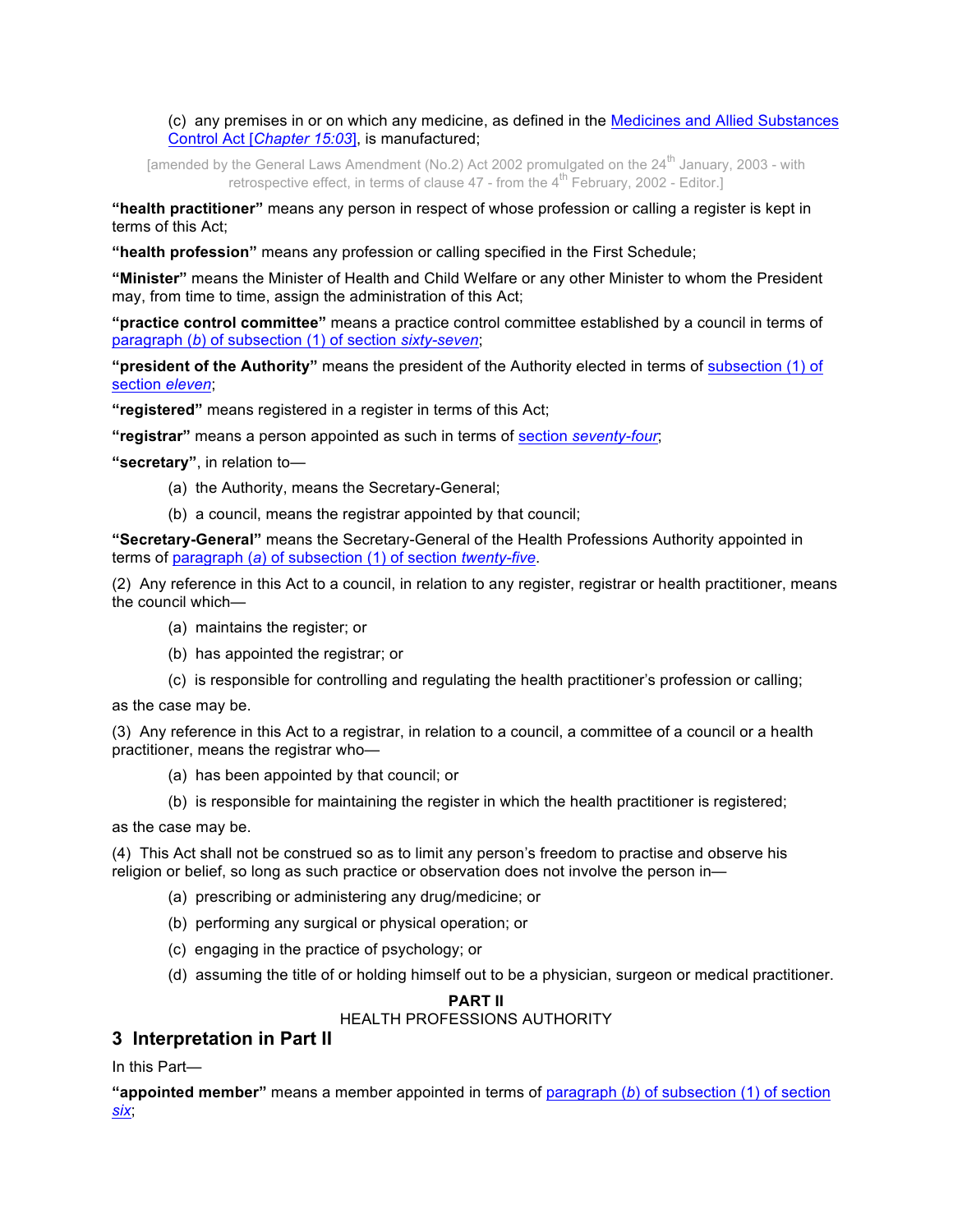(c) any premises in or on which any medicine, as defined in the Medicines and Allied Substances Control Act [*Chapter 15:03*], is manufactured;

[amended by the General Laws Amendment (No.2) Act 2002 promulgated on the 24th January, 2003 - with retrospective effect, in terms of clause 47 - from the 4th February, 2002 - Editor.]

**"health practitioner"** means any person in respect of whose profession or calling a register is kept in terms of this Act;

**"health profession"** means any profession or calling specified in the First Schedule;

**"Minister"** means the Minister of Health and Child Welfare or any other Minister to whom the President may, from time to time, assign the administration of this Act;

**"practice control committee"** means a practice control committee established by a council in terms of paragraph (*b*) of subsection (1) of section *sixty-seven*;

**"president of the Authority"** means the president of the Authority elected in terms of subsection (1) of section *eleven*;

**"registered"** means registered in a register in terms of this Act;

**"registrar"** means a person appointed as such in terms of section *seventy-four*;

**"secretary"**, in relation to—

(a) the Authority, means the Secretary-General;

(b) a council, means the registrar appointed by that council;

**"Secretary-General"** means the Secretary-General of the Health Professions Authority appointed in terms of paragraph (*a*) of subsection (1) of section *twenty-five*.

(2) Any reference in this Act to a council, in relation to any register, registrar or health practitioner, means the council which—

(a) maintains the register; or

(b) has appointed the registrar; or

(c) is responsible for controlling and regulating the health practitioner's profession or calling;

as the case may be.

(3) Any reference in this Act to a registrar, in relation to a council, a committee of a council or a health practitioner, means the registrar who—

(a) has been appointed by that council; or

(b) is responsible for maintaining the register in which the health practitioner is registered;

as the case may be.

(4) This Act shall not be construed so as to limit any person's freedom to practise and observe his religion or belief, so long as such practice or observation does not involve the person in—

(a) prescribing or administering any drug/medicine; or

(b) performing any surgical or physical operation; or

(c) engaging in the practice of psychology; or

(d) assuming the title of or holding himself out to be a physician, surgeon or medical practitioner.

**PART II**

HEALTH PROFESSIONS AUTHORITY

## 3 Interpretation in Part II

In this Part—

**"appointed member"** means a member appointed in terms of paragraph (*b*) of subsection (1) of section *six*;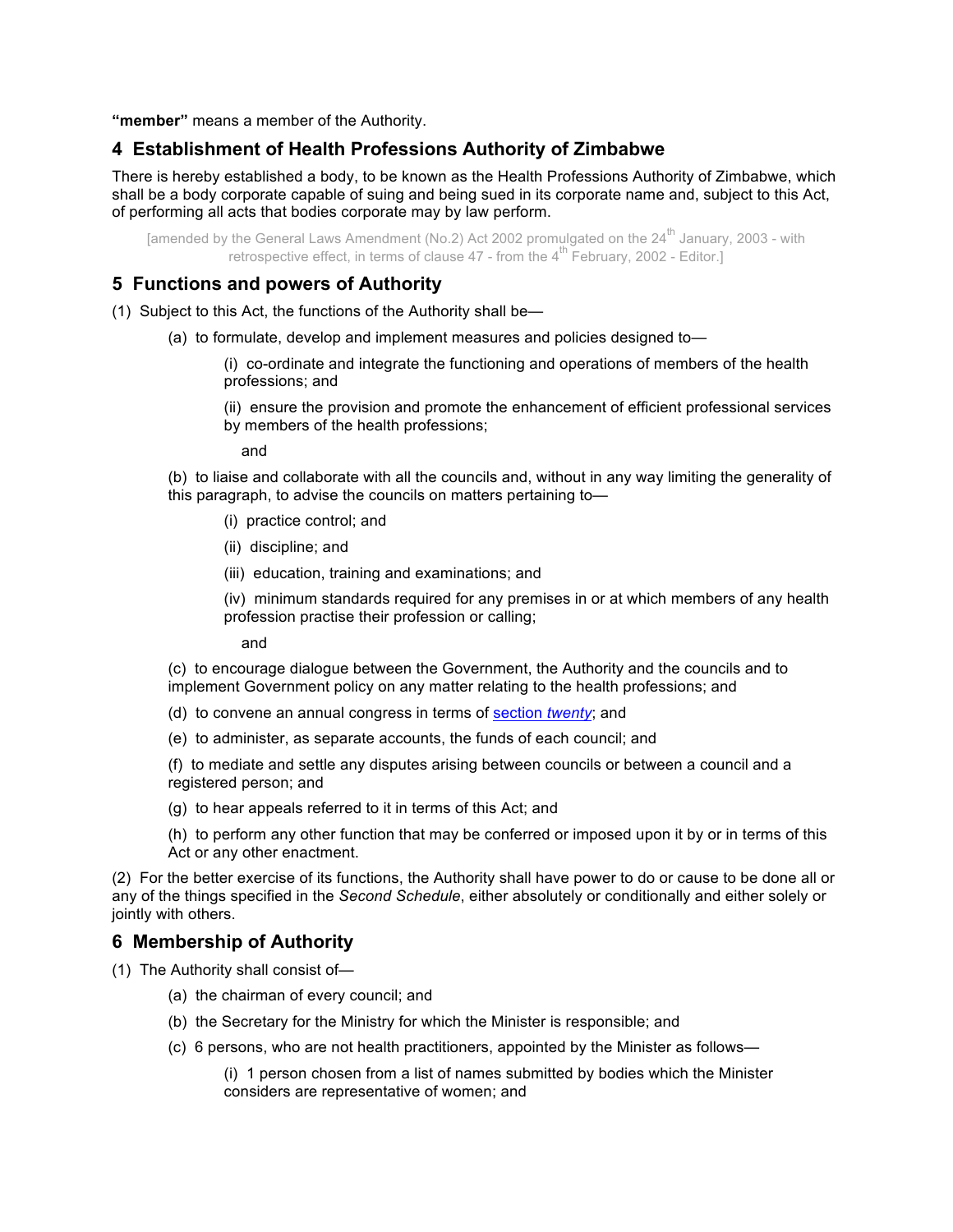**"member"** means a member of the Authority.

## 4 Establishment of Health Professions Authority of Zimbabwe

There is hereby established a body, to be known as the Health Professions Authority of Zimbabwe, which shall be a body corporate capable of suing and being sued in its corporate name and, subject to this Act, of performing all acts that bodies corporate may by law perform.

[amended by the General Laws Amendment (No.2) Act 2002 promulgated on the 24th January, 2003 - with retrospective effect, in terms of clause 47 - from the 4th February, 2002 - Editor.]

## 5 Functions and powers of Authority

(1) Subject to this Act, the functions of the Authority shall be—

(a) to formulate, develop and implement measures and policies designed to—

(i) co-ordinate and integrate the functioning and operations of members of the health professions; and

(ii) ensure the provision and promote the enhancement of efficient professional services by members of the health professions;

and

(b) to liaise and collaborate with all the councils and, without in any way limiting the generality of this paragraph, to advise the councils on matters pertaining to—

(i) practice control; and

(ii) discipline; and

(iii) education, training and examinations; and

(iv) minimum standards required for any premises in or at which members of any health profession practise their profession or calling;

and

(c) to encourage dialogue between the Government, the Authority and the councils and to implement Government policy on any matter relating to the health professions; and

(d) to convene an annual congress in terms of section *twenty*; and

(e) to administer, as separate accounts, the funds of each council; and

(f) to mediate and settle any disputes arising between councils or between a council and a registered person; and

(g) to hear appeals referred to it in terms of this Act; and

(h) to perform any other function that may be conferred or imposed upon it by or in terms of this Act or any other enactment.

(2) For the better exercise of its functions, the Authority shall have power to do or cause to be done all or any of the things specified in the *Second Schedule*, either absolutely or conditionally and either solely or jointly with others.

## 6 Membership of Authority

(1) The Authority shall consist of—

(a) the chairman of every council; and

(b) the Secretary for the Ministry for which the Minister is responsible; and

(c) 6 persons, who are not health practitioners, appointed by the Minister as follows—

(i) 1 person chosen from a list of names submitted by bodies which the Minister considers are representative of women; and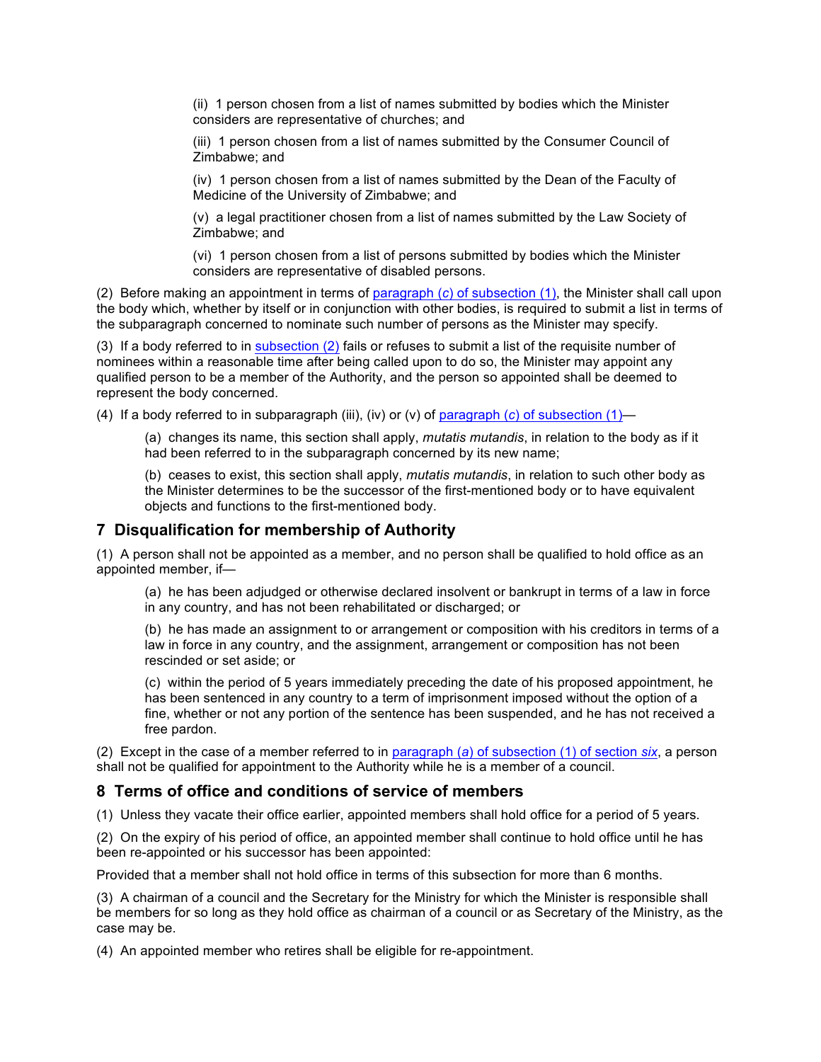(ii) 1 person chosen from a list of names submitted by bodies which the Minister considers are representative of churches; and

(iii) 1 person chosen from a list of names submitted by the Consumer Council of Zimbabwe; and

(iv) 1 person chosen from a list of names submitted by the Dean of the Faculty of Medicine of the University of Zimbabwe; and

(v) a legal practitioner chosen from a list of names submitted by the Law Society of Zimbabwe; and

(vi) 1 person chosen from a list of persons submitted by bodies which the Minister considers are representative of disabled persons.

(2) Before making an appointment in terms of paragraph (*c*) of subsection (1), the Minister shall call upon the body which, whether by itself or in conjunction with other bodies, is required to submit a list in terms of the subparagraph concerned to nominate such number of persons as the Minister may specify.

(3) If a body referred to in subsection (2) fails or refuses to submit a list of the requisite number of nominees within a reasonable time after being called upon to do so, the Minister may appoint any qualified person to be a member of the Authority, and the person so appointed shall be deemed to represent the body concerned.

(4) If a body referred to in subparagraph (iii), (iv) or (v) of paragraph (*c*) of subsection (1)—

(a) changes its name, this section shall apply, *mutatis mutandis*, in relation to the body as if it had been referred to in the subparagraph concerned by its new name;

(b) ceases to exist, this section shall apply, *mutatis mutandis*, in relation to such other body as the Minister determines to be the successor of the first-mentioned body or to have equivalent objects and functions to the first-mentioned body.

## 7 Disqualification for membership of Authority

(1) A person shall not be appointed as a member, and no person shall be qualified to hold office as an appointed member, if—

(a) he has been adjudged or otherwise declared insolvent or bankrupt in terms of a law in force in any country, and has not been rehabilitated or discharged; or

(b) he has made an assignment to or arrangement or composition with his creditors in terms of a law in force in any country, and the assignment, arrangement or composition has not been rescinded or set aside; or

(c) within the period of 5 years immediately preceding the date of his proposed appointment, he has been sentenced in any country to a term of imprisonment imposed without the option of a fine, whether or not any portion of the sentence has been suspended, and he has not received a free pardon.

(2) Except in the case of a member referred to in paragraph (*a*) of subsection (1) of section *six*, a person shall not be qualified for appointment to the Authority while he is a member of a council.

## 8 Terms of office and conditions of service of members

(1) Unless they vacate their office earlier, appointed members shall hold office for a period of 5 years.

(2) On the expiry of his period of office, an appointed member shall continue to hold office until he has been re-appointed or his successor has been appointed:

Provided that a member shall not hold office in terms of this subsection for more than 6 months.

(3) A chairman of a council and the Secretary for the Ministry for which the Minister is responsible shall be members for so long as they hold office as chairman of a council or as Secretary of the Ministry, as the case may be.

(4) An appointed member who retires shall be eligible for re-appointment.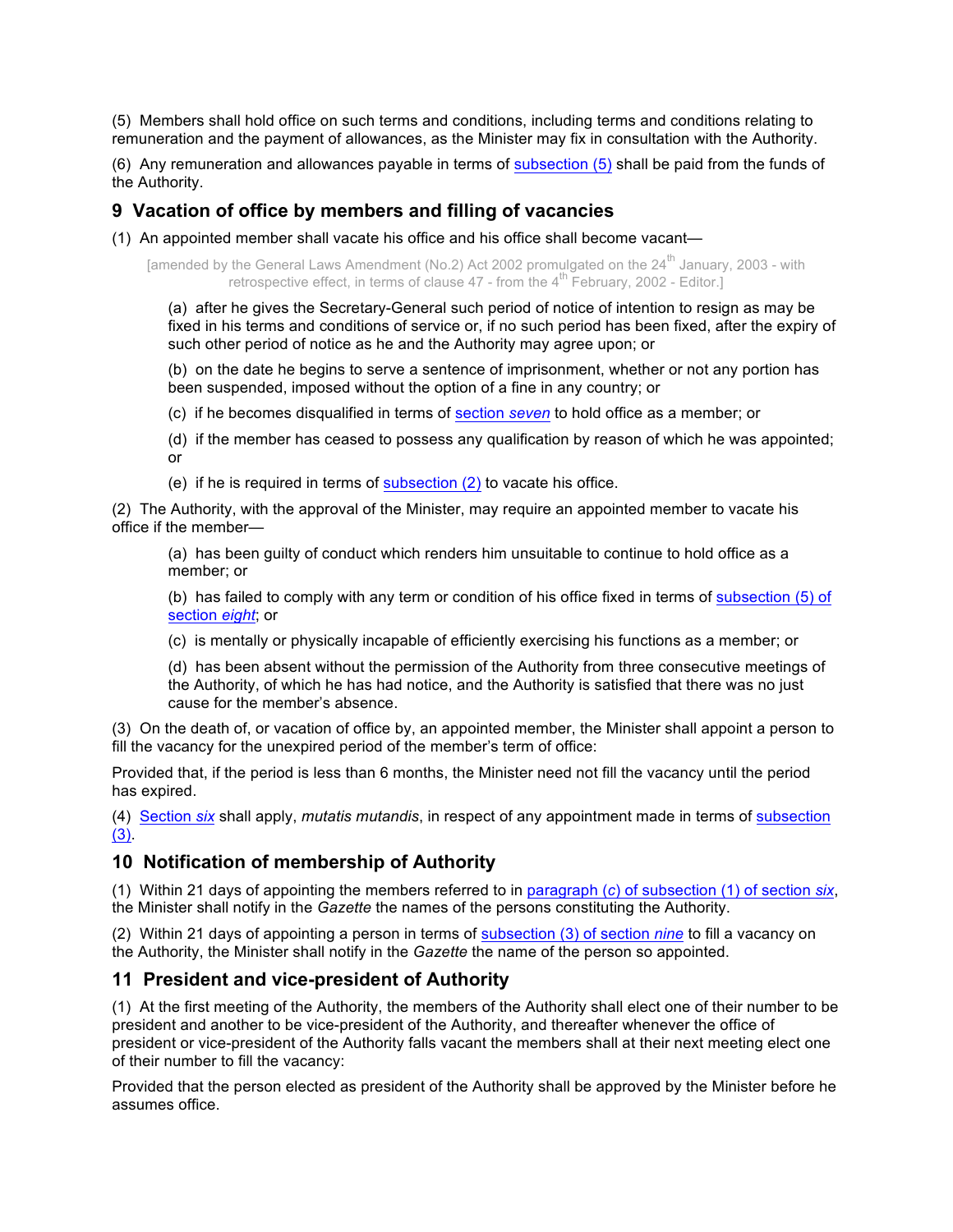(5) Members shall hold office on such terms and conditions, including terms and conditions relating to remuneration and the payment of allowances, as the Minister may fix in consultation with the Authority.

(6) Any remuneration and allowances payable in terms of subsection (5) shall be paid from the funds of the Authority.

## 9 Vacation of office by members and filling of vacancies

(1) An appointed member shall vacate his office and his office shall become vacant—

[amended by the General Laws Amendment (No.2) Act 2002 promulgated on the 24th January, 2003 - with retrospective effect, in terms of clause 47 - from the 4th February, 2002 - Editor.]

(a) after he gives the Secretary-General such period of notice of intention to resign as may be fixed in his terms and conditions of service or, if no such period has been fixed, after the expiry of such other period of notice as he and the Authority may agree upon; or

(b) on the date he begins to serve a sentence of imprisonment, whether or not any portion has been suspended, imposed without the option of a fine in any country; or

(c) if he becomes disqualified in terms of section *seven* to hold office as a member; or

(d) if the member has ceased to possess any qualification by reason of which he was appointed; or

(e) if he is required in terms of subsection (2) to vacate his office.

(2) The Authority, with the approval of the Minister, may require an appointed member to vacate his office if the member—

(a) has been guilty of conduct which renders him unsuitable to continue to hold office as a member; or

(b) has failed to comply with any term or condition of his office fixed in terms of subsection (5) of section *eight*; or

(c) is mentally or physically incapable of efficiently exercising his functions as a member; or

(d) has been absent without the permission of the Authority from three consecutive meetings of the Authority, of which he has had notice, and the Authority is satisfied that there was no just cause for the member's absence.

(3) On the death of, or vacation of office by, an appointed member, the Minister shall appoint a person to fill the vacancy for the unexpired period of the member's term of office:

Provided that, if the period is less than 6 months, the Minister need not fill the vacancy until the period has expired.

(4) Section *six* shall apply, *mutatis mutandis*, in respect of any appointment made in terms of subsection (3).

## 10 Notification of membership of Authority

(1) Within 21 days of appointing the members referred to in paragraph (*c*) of subsection (1) of section *six*, the Minister shall notify in the *Gazette* the names of the persons constituting the Authority.

(2) Within 21 days of appointing a person in terms of subsection (3) of section *nine* to fill a vacancy on the Authority, the Minister shall notify in the *Gazette* the name of the person so appointed.

## 11 President and vice-president of Authority

(1) At the first meeting of the Authority, the members of the Authority shall elect one of their number to be president and another to be vice-president of the Authority, and thereafter whenever the office of president or vice-president of the Authority falls vacant the members shall at their next meeting elect one of their number to fill the vacancy:

Provided that the person elected as president of the Authority shall be approved by the Minister before he assumes office.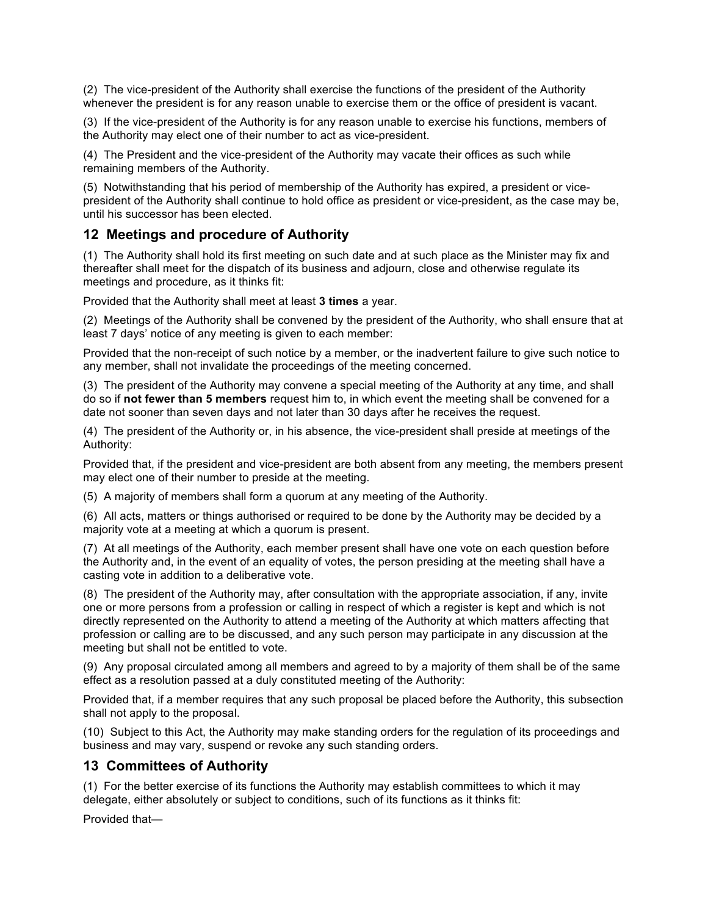(2) The vice-president of the Authority shall exercise the functions of the president of the Authority whenever the president is for any reason unable to exercise them or the office of president is vacant.

(3) If the vice-president of the Authority is for any reason unable to exercise his functions, members of the Authority may elect one of their number to act as vice-president.

(4) The President and the vice-president of the Authority may vacate their offices as such while remaining members of the Authority.

(5) Notwithstanding that his period of membership of the Authority has expired, a president or vice-president of the Authority shall continue to hold office as president or vice-president, as the case may be, until his successor has been elected.

## 12 Meetings and procedure of Authority

(1) The Authority shall hold its first meeting on such date and at such place as the Minister may fix and thereafter shall meet for the dispatch of its business and adjourn, close and otherwise regulate its meetings and procedure, as it thinks fit:

Provided that the Authority shall meet at least **3 times** a year.

(2) Meetings of the Authority shall be convened by the president of the Authority, who shall ensure that at least 7 days' notice of any meeting is given to each member:

Provided that the non-receipt of such notice by a member, or the inadvertent failure to give such notice to any member, shall not invalidate the proceedings of the meeting concerned.

(3) The president of the Authority may convene a special meeting of the Authority at any time, and shall do so if **not fewer than 5 members** request him to, in which event the meeting shall be convened for a date not sooner than seven days and not later than 30 days after he receives the request.

(4) The president of the Authority or, in his absence, the vice-president shall preside at meetings of the Authority:

Provided that, if the president and vice-president are both absent from any meeting, the members present may elect one of their number to preside at the meeting.

(5) A majority of members shall form a quorum at any meeting of the Authority.

(6) All acts, matters or things authorised or required to be done by the Authority may be decided by a majority vote at a meeting at which a quorum is present.

(7) At all meetings of the Authority, each member present shall have one vote on each question before the Authority and, in the event of an equality of votes, the person presiding at the meeting shall have a casting vote in addition to a deliberative vote.

(8) The president of the Authority may, after consultation with the appropriate association, if any, invite one or more persons from a profession or calling in respect of which a register is kept and which is not directly represented on the Authority to attend a meeting of the Authority at which matters affecting that profession or calling are to be discussed, and any such person may participate in any discussion at the meeting but shall not be entitled to vote.

(9) Any proposal circulated among all members and agreed to by a majority of them shall be of the same effect as a resolution passed at a duly constituted meeting of the Authority:

Provided that, if a member requires that any such proposal be placed before the Authority, this subsection shall not apply to the proposal.

(10) Subject to this Act, the Authority may make standing orders for the regulation of its proceedings and business and may vary, suspend or revoke any such standing orders.

## 13 Committees of Authority

(1) For the better exercise of its functions the Authority may establish committees to which it may delegate, either absolutely or subject to conditions, such of its functions as it thinks fit:

Provided that—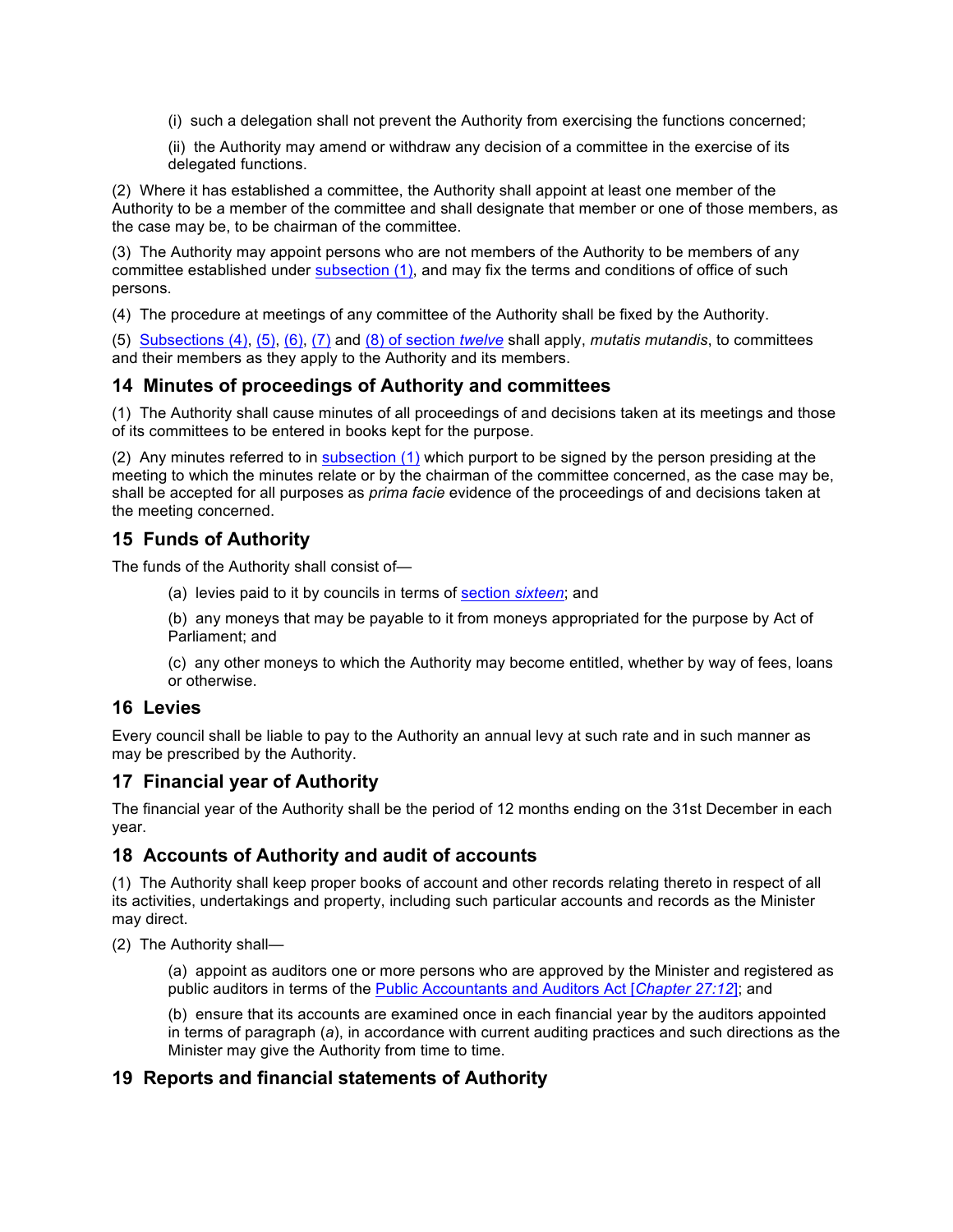(i) such a delegation shall not prevent the Authority from exercising the functions concerned;

(ii) the Authority may amend or withdraw any decision of a committee in the exercise of its delegated functions.

(2) Where it has established a committee, the Authority shall appoint at least one member of the Authority to be a member of the committee and shall designate that member or one of those members, as the case may be, to be chairman of the committee.

(3) The Authority may appoint persons who are not members of the Authority to be members of any committee established under subsection (1), and may fix the terms and conditions of office of such persons.

(4) The procedure at meetings of any committee of the Authority shall be fixed by the Authority.

(5) Subsections (4), (5), (6), (7) and (8) of section *twelve* shall apply, *mutatis mutandis*, to committees and their members as they apply to the Authority and its members.

## 14 Minutes of proceedings of Authority and committees

(1) The Authority shall cause minutes of all proceedings of and decisions taken at its meetings and those of its committees to be entered in books kept for the purpose.

(2) Any minutes referred to in subsection (1) which purport to be signed by the person presiding at the meeting to which the minutes relate or by the chairman of the committee concerned, as the case may be, shall be accepted for all purposes as *prima facie* evidence of the proceedings of and decisions taken at the meeting concerned.

## 15 Funds of Authority

The funds of the Authority shall consist of—

(a) levies paid to it by councils in terms of section *sixteen*; and

(b) any moneys that may be payable to it from moneys appropriated for the purpose by Act of Parliament; and

(c) any other moneys to which the Authority may become entitled, whether by way of fees, loans or otherwise.

## 16 Levies

Every council shall be liable to pay to the Authority an annual levy at such rate and in such manner as may be prescribed by the Authority.

## 17 Financial year of Authority

The financial year of the Authority shall be the period of 12 months ending on the 31st December in each year.

## 18 Accounts of Authority and audit of accounts

(1) The Authority shall keep proper books of account and other records relating thereto in respect of all its activities, undertakings and property, including such particular accounts and records as the Minister may direct.

(2) The Authority shall—

(a) appoint as auditors one or more persons who are approved by the Minister and registered as public auditors in terms of the Public Accountants and Auditors Act [*Chapter 27:12*]; and

(b) ensure that its accounts are examined once in each financial year by the auditors appointed in terms of paragraph (*a*), in accordance with current auditing practices and such directions as the Minister may give the Authority from time to time.

## 19 Reports and financial statements of Authority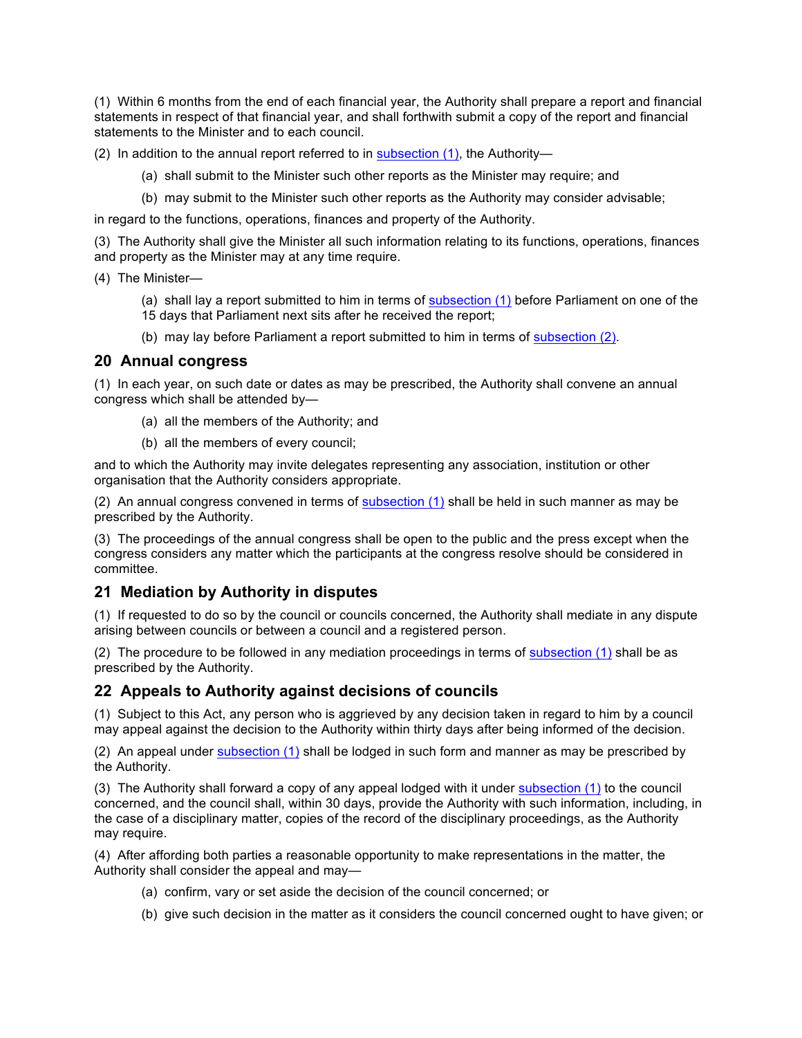(1) Within 6 months from the end of each financial year, the Authority shall prepare a report and financial statements in respect of that financial year, and shall forthwith submit a copy of the report and financial statements to the Minister and to each council.

(2) In addition to the annual report referred to in subsection (1), the Authority—

> (a) shall submit to the Minister such other reports as the Minister may require; and
>
> (b) may submit to the Minister such other reports as the Authority may consider advisable;

in regard to the functions, operations, finances and property of the Authority.

(3) The Authority shall give the Minister all such information relating to its functions, operations, finances and property as the Minister may at any time require.

(4) The Minister—

> (a) shall lay a report submitted to him in terms of subsection (1) before Parliament on one of the 15 days that Parliament next sits after he received the report;
>
> (b) may lay before Parliament a report submitted to him in terms of subsection (2).

## 20 Annual congress

(1) In each year, on such date or dates as may be prescribed, the Authority shall convene an annual congress which shall be attended by—

> (a) all the members of the Authority; and
>
> (b) all the members of every council;

and to which the Authority may invite delegates representing any association, institution or other organisation that the Authority considers appropriate.

(2) An annual congress convened in terms of subsection (1) shall be held in such manner as may be prescribed by the Authority.

(3) The proceedings of the annual congress shall be open to the public and the press except when the congress considers any matter which the participants at the congress resolve should be considered in committee.

## 21 Mediation by Authority in disputes

(1) If requested to do so by the council or councils concerned, the Authority shall mediate in any dispute arising between councils or between a council and a registered person.

(2) The procedure to be followed in any mediation proceedings in terms of subsection (1) shall be as prescribed by the Authority.

## 22 Appeals to Authority against decisions of councils

(1) Subject to this Act, any person who is aggrieved by any decision taken in regard to him by a council may appeal against the decision to the Authority within thirty days after being informed of the decision.

(2) An appeal under subsection (1) shall be lodged in such form and manner as may be prescribed by the Authority.

(3) The Authority shall forward a copy of any appeal lodged with it under subsection (1) to the council concerned, and the council shall, within 30 days, provide the Authority with such information, including, in the case of a disciplinary matter, copies of the record of the disciplinary proceedings, as the Authority may require.

(4) After affording both parties a reasonable opportunity to make representations in the matter, the Authority shall consider the appeal and may—

> (a) confirm, vary or set aside the decision of the council concerned; or
>
> (b) give such decision in the matter as it considers the council concerned ought to have given; or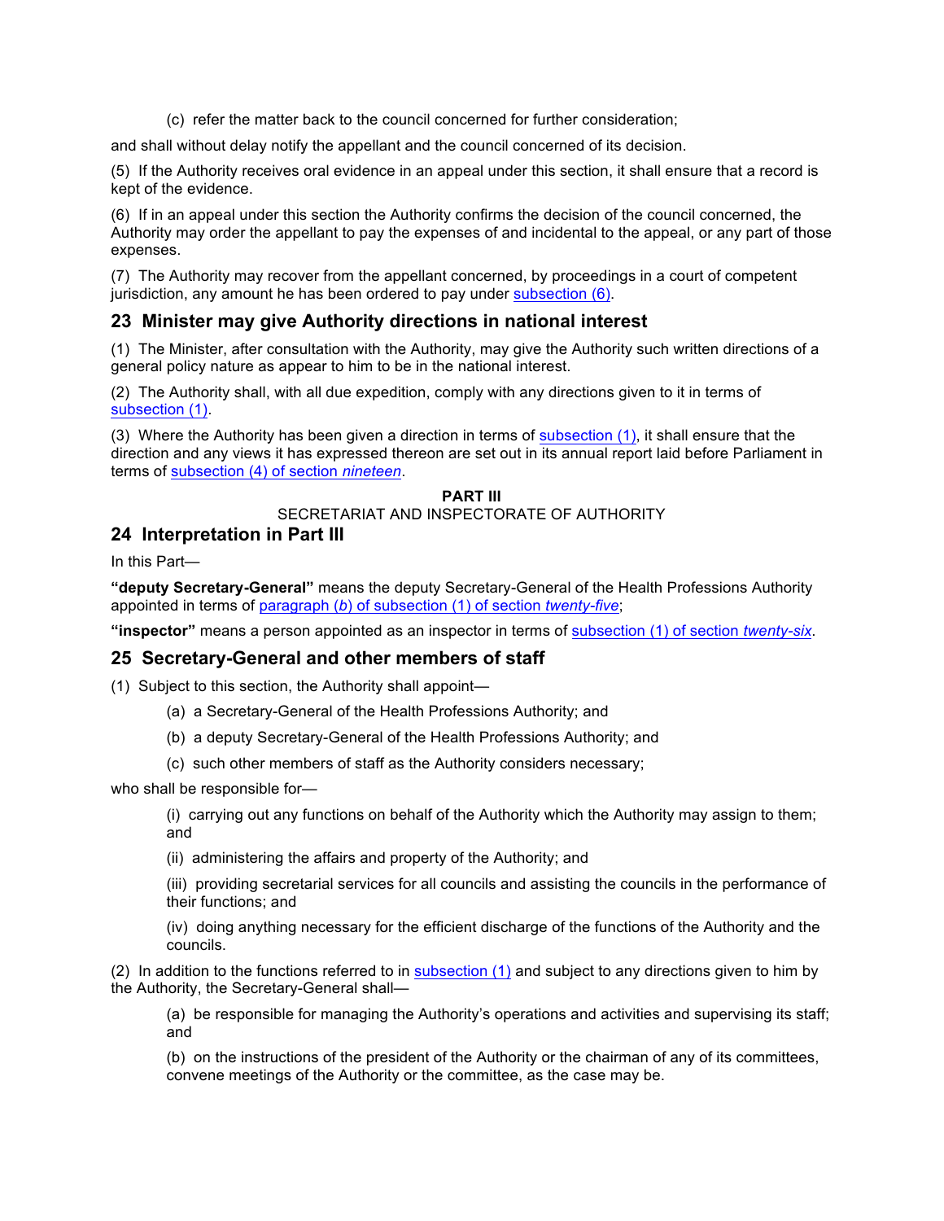(c) refer the matter back to the council concerned for further consideration;

and shall without delay notify the appellant and the council concerned of its decision.

(5) If the Authority receives oral evidence in an appeal under this section, it shall ensure that a record is kept of the evidence.

(6) If in an appeal under this section the Authority confirms the decision of the council concerned, the Authority may order the appellant to pay the expenses of and incidental to the appeal, or any part of those expenses.

(7) The Authority may recover from the appellant concerned, by proceedings in a court of competent jurisdiction, any amount he has been ordered to pay under subsection (6).

## 23 Minister may give Authority directions in national interest

(1) The Minister, after consultation with the Authority, may give the Authority such written directions of a general policy nature as appear to him to be in the national interest.

(2) The Authority shall, with all due expedition, comply with any directions given to it in terms of subsection (1).

(3) Where the Authority has been given a direction in terms of subsection (1), it shall ensure that the direction and any views it has expressed thereon are set out in its annual report laid before Parliament in terms of subsection (4) of section *nineteen*.

**PART III**

SECRETARIAT AND INSPECTORATE OF AUTHORITY

## 24 Interpretation in Part III

In this Part—

**"deputy Secretary-General"** means the deputy Secretary-General of the Health Professions Authority appointed in terms of paragraph (*b*) of subsection (1) of section *twenty-five*;

**"inspector"** means a person appointed as an inspector in terms of subsection (1) of section *twenty-six*.

## 25 Secretary-General and other members of staff

(1) Subject to this section, the Authority shall appoint—

(a) a Secretary-General of the Health Professions Authority; and

(b) a deputy Secretary-General of the Health Professions Authority; and

(c) such other members of staff as the Authority considers necessary;

who shall be responsible for—

(i) carrying out any functions on behalf of the Authority which the Authority may assign to them; and

(ii) administering the affairs and property of the Authority; and

(iii) providing secretarial services for all councils and assisting the councils in the performance of their functions; and

(iv) doing anything necessary for the efficient discharge of the functions of the Authority and the councils.

(2) In addition to the functions referred to in subsection (1) and subject to any directions given to him by the Authority, the Secretary-General shall—

(a) be responsible for managing the Authority's operations and activities and supervising its staff; and

(b) on the instructions of the president of the Authority or the chairman of any of its committees, convene meetings of the Authority or the committee, as the case may be.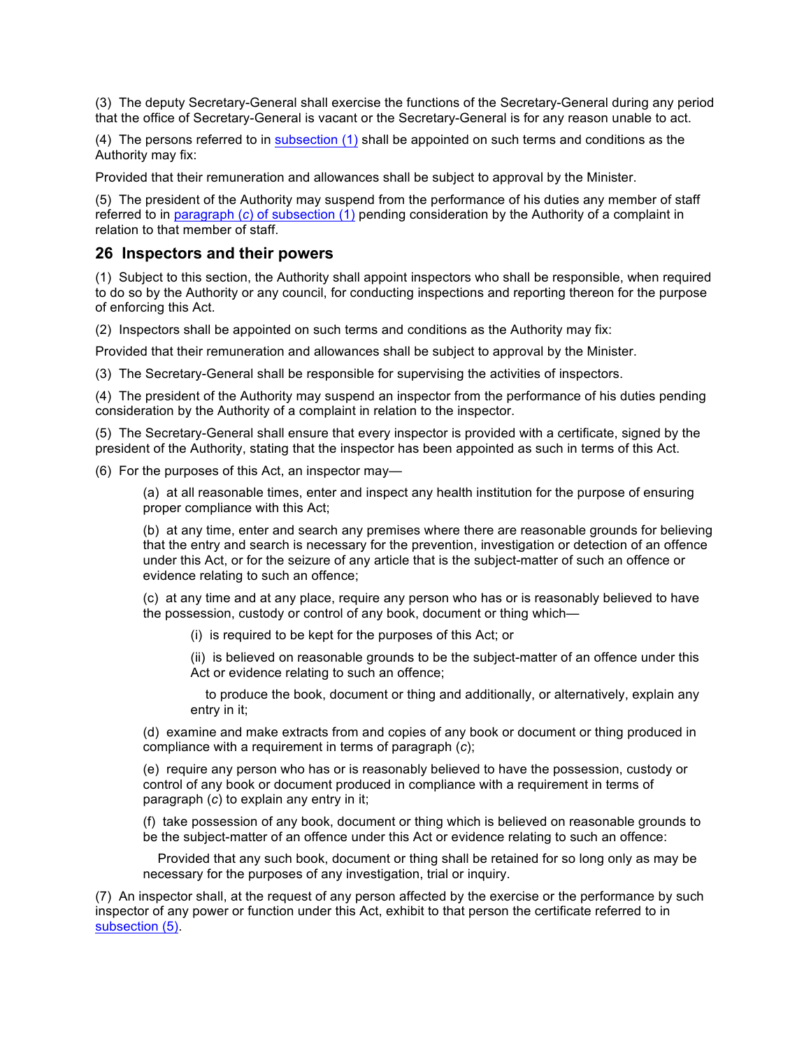(3) The deputy Secretary-General shall exercise the functions of the Secretary-General during any period that the office of Secretary-General is vacant or the Secretary-General is for any reason unable to act.

(4) The persons referred to in subsection (1) shall be appointed on such terms and conditions as the Authority may fix:

Provided that their remuneration and allowances shall be subject to approval by the Minister.

(5) The president of the Authority may suspend from the performance of his duties any member of staff referred to in paragraph (*c*) of subsection (1) pending consideration by the Authority of a complaint in relation to that member of staff.

## 26 Inspectors and their powers

(1) Subject to this section, the Authority shall appoint inspectors who shall be responsible, when required to do so by the Authority or any council, for conducting inspections and reporting thereon for the purpose of enforcing this Act.

(2) Inspectors shall be appointed on such terms and conditions as the Authority may fix:

Provided that their remuneration and allowances shall be subject to approval by the Minister.

(3) The Secretary-General shall be responsible for supervising the activities of inspectors.

(4) The president of the Authority may suspend an inspector from the performance of his duties pending consideration by the Authority of a complaint in relation to the inspector.

(5) The Secretary-General shall ensure that every inspector is provided with a certificate, signed by the president of the Authority, stating that the inspector has been appointed as such in terms of this Act.

(6) For the purposes of this Act, an inspector may—

> (a) at all reasonable times, enter and inspect any health institution for the purpose of ensuring proper compliance with this Act;
>
> (b) at any time, enter and search any premises where there are reasonable grounds for believing that the entry and search is necessary for the prevention, investigation or detection of an offence under this Act, or for the seizure of any article that is the subject-matter of such an offence or evidence relating to such an offence;
>
> (c) at any time and at any place, require any person who has or is reasonably believed to have the possession, custody or control of any book, document or thing which—
>
> > (i) is required to be kept for the purposes of this Act; or
> >
> > (ii) is believed on reasonable grounds to be the subject-matter of an offence under this Act or evidence relating to such an offence;
> >
> > to produce the book, document or thing and additionally, or alternatively, explain any entry in it;
>
> (d) examine and make extracts from and copies of any book or document or thing produced in compliance with a requirement in terms of paragraph (*c*);
>
> (e) require any person who has or is reasonably believed to have the possession, custody or control of any book or document produced in compliance with a requirement in terms of paragraph (*c*) to explain any entry in it;
>
> (f) take possession of any book, document or thing which is believed on reasonable grounds to be the subject-matter of an offence under this Act or evidence relating to such an offence:
>
> Provided that any such book, document or thing shall be retained for so long only as may be necessary for the purposes of any investigation, trial or inquiry.

(7) An inspector shall, at the request of any person affected by the exercise or the performance by such inspector of any power or function under this Act, exhibit to that person the certificate referred to in subsection (5).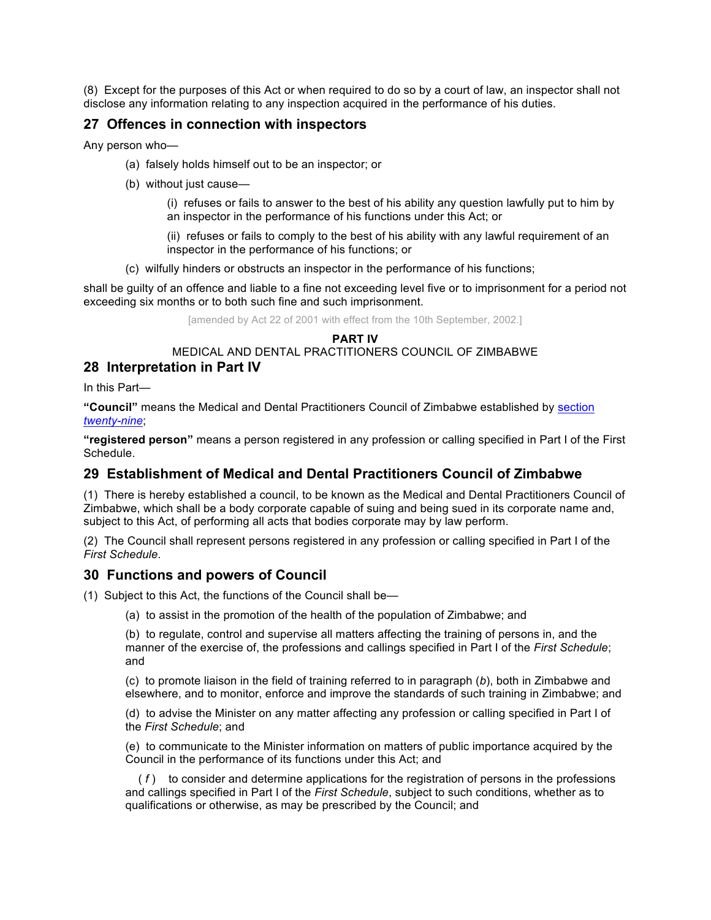(8) Except for the purposes of this Act or when required to do so by a court of law, an inspector shall not disclose any information relating to any inspection acquired in the performance of his duties.

## 27 Offences in connection with inspectors

Any person who—

(a) falsely holds himself out to be an inspector; or

(b) without just cause—

(i) refuses or fails to answer to the best of his ability any question lawfully put to him by an inspector in the performance of his functions under this Act; or

(ii) refuses or fails to comply to the best of his ability with any lawful requirement of an inspector in the performance of his functions; or

(c) wilfully hinders or obstructs an inspector in the performance of his functions;

shall be guilty of an offence and liable to a fine not exceeding level five or to imprisonment for a period not exceeding six months or to both such fine and such imprisonment.

[amended by Act 22 of 2001 with effect from the 10th September, 2002.]

**PART IV**

MEDICAL AND DENTAL PRACTITIONERS COUNCIL OF ZIMBABWE

## 28 Interpretation in Part IV

In this Part—

**"Council"** means the Medical and Dental Practitioners Council of Zimbabwe established by section *twenty-nine*;

**"registered person"** means a person registered in any profession or calling specified in Part I of the First Schedule.

## 29 Establishment of Medical and Dental Practitioners Council of Zimbabwe

(1) There is hereby established a council, to be known as the Medical and Dental Practitioners Council of Zimbabwe, which shall be a body corporate capable of suing and being sued in its corporate name and, subject to this Act, of performing all acts that bodies corporate may by law perform.

(2) The Council shall represent persons registered in any profession or calling specified in Part I of the *First Schedule*.

## 30 Functions and powers of Council

(1) Subject to this Act, the functions of the Council shall be—

(a) to assist in the promotion of the health of the population of Zimbabwe; and

(b) to regulate, control and supervise all matters affecting the training of persons in, and the manner of the exercise of, the professions and callings specified in Part I of the *First Schedule*; and

(c) to promote liaison in the field of training referred to in paragraph (*b*), both in Zimbabwe and elsewhere, and to monitor, enforce and improve the standards of such training in Zimbabwe; and

(d) to advise the Minister on any matter affecting any profession or calling specified in Part I of the *First Schedule*; and

(e) to communicate to the Minister information on matters of public importance acquired by the Council in the performance of its functions under this Act; and

(*f*) to consider and determine applications for the registration of persons in the professions and callings specified in Part I of the *First Schedule*, subject to such conditions, whether as to qualifications or otherwise, as may be prescribed by the Council; and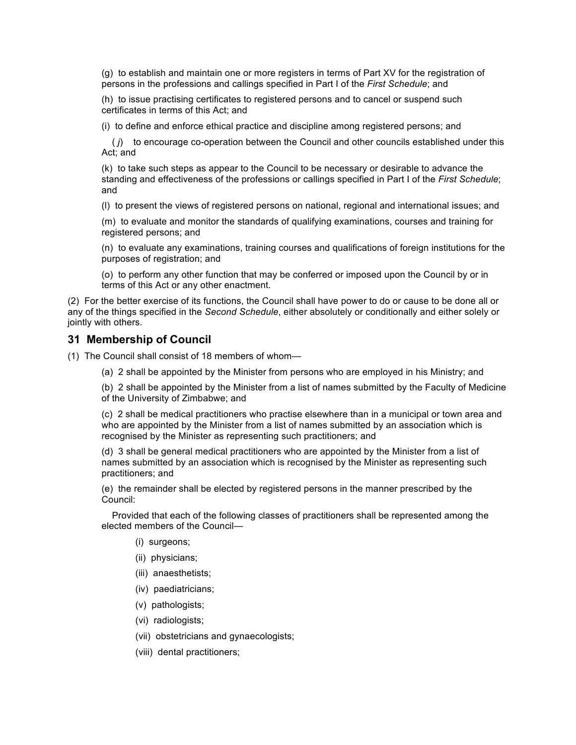(g) to establish and maintain one or more registers in terms of Part XV for the registration of persons in the professions and callings specified in Part I of the *First Schedule*; and

(h) to issue practising certificates to registered persons and to cancel or suspend such certificates in terms of this Act; and

(i) to define and enforce ethical practice and discipline among registered persons; and

(*j*) to encourage co-operation between the Council and other councils established under this Act; and

(k) to take such steps as appear to the Council to be necessary or desirable to advance the standing and effectiveness of the professions or callings specified in Part I of the *First Schedule*; and

(l) to present the views of registered persons on national, regional and international issues; and

(m) to evaluate and monitor the standards of qualifying examinations, courses and training for registered persons; and

(n) to evaluate any examinations, training courses and qualifications of foreign institutions for the purposes of registration; and

(o) to perform any other function that may be conferred or imposed upon the Council by or in terms of this Act or any other enactment.

(2) For the better exercise of its functions, the Council shall have power to do or cause to be done all or any of the things specified in the *Second Schedule*, either absolutely or conditionally and either solely or jointly with others.

### 31 Membership of Council

(1) The Council shall consist of 18 members of whom—

(a) 2 shall be appointed by the Minister from persons who are employed in his Ministry; and

(b) 2 shall be appointed by the Minister from a list of names submitted by the Faculty of Medicine of the University of Zimbabwe; and

(c) 2 shall be medical practitioners who practise elsewhere than in a municipal or town area and who are appointed by the Minister from a list of names submitted by an association which is recognised by the Minister as representing such practitioners; and

(d) 3 shall be general medical practitioners who are appointed by the Minister from a list of names submitted by an association which is recognised by the Minister as representing such practitioners; and

(e) the remainder shall be elected by registered persons in the manner prescribed by the Council:

Provided that each of the following classes of practitioners shall be represented among the elected members of the Council—

(i) surgeons;

(ii) physicians;

(iii) anaesthetists;

(iv) paediatricians;

(v) pathologists;

(vi) radiologists;

(vii) obstetricians and gynaecologists;

(viii) dental practitioners;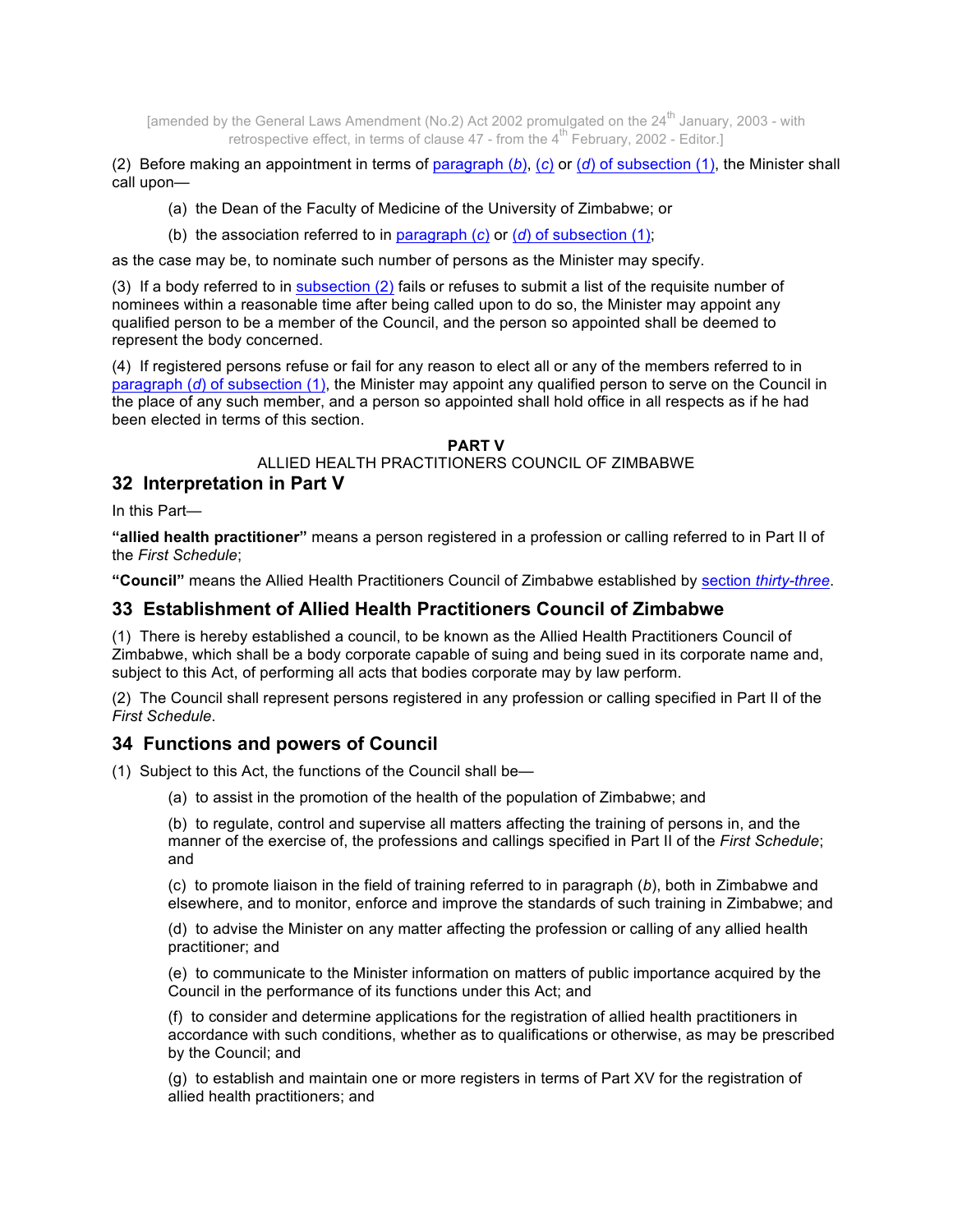[amended by the General Laws Amendment (No.2) Act 2002 promulgated on the 24th January, 2003 - with retrospective effect, in terms of clause 47 - from the 4th February, 2002 - Editor.]

(2) Before making an appointment in terms of paragraph (*b*), (*c*) or (*d*) of subsection (1), the Minister shall call upon—

(a) the Dean of the Faculty of Medicine of the University of Zimbabwe; or

(b) the association referred to in paragraph (*c*) or (*d*) of subsection (1);

as the case may be, to nominate such number of persons as the Minister may specify.

(3) If a body referred to in subsection (2) fails or refuses to submit a list of the requisite number of nominees within a reasonable time after being called upon to do so, the Minister may appoint any qualified person to be a member of the Council, and the person so appointed shall be deemed to represent the body concerned.

(4) If registered persons refuse or fail for any reason to elect all or any of the members referred to in paragraph (*d*) of subsection (1), the Minister may appoint any qualified person to serve on the Council in the place of any such member, and a person so appointed shall hold office in all respects as if he had been elected in terms of this section.

**PART V**

ALLIED HEALTH PRACTITIONERS COUNCIL OF ZIMBABWE

## 32 Interpretation in Part V

In this Part—

**"allied health practitioner"** means a person registered in a profession or calling referred to in Part II of the *First Schedule*;

**"Council"** means the Allied Health Practitioners Council of Zimbabwe established by section *thirty-three*.

## 33 Establishment of Allied Health Practitioners Council of Zimbabwe

(1) There is hereby established a council, to be known as the Allied Health Practitioners Council of Zimbabwe, which shall be a body corporate capable of suing and being sued in its corporate name and, subject to this Act, of performing all acts that bodies corporate may by law perform.

(2) The Council shall represent persons registered in any profession or calling specified in Part II of the *First Schedule*.

## 34 Functions and powers of Council

(1) Subject to this Act, the functions of the Council shall be—

(a) to assist in the promotion of the health of the population of Zimbabwe; and

(b) to regulate, control and supervise all matters affecting the training of persons in, and the manner of the exercise of, the professions and callings specified in Part II of the *First Schedule*; and

(c) to promote liaison in the field of training referred to in paragraph (*b*), both in Zimbabwe and elsewhere, and to monitor, enforce and improve the standards of such training in Zimbabwe; and

(d) to advise the Minister on any matter affecting the profession or calling of any allied health practitioner; and

(e) to communicate to the Minister information on matters of public importance acquired by the Council in the performance of its functions under this Act; and

(f) to consider and determine applications for the registration of allied health practitioners in accordance with such conditions, whether as to qualifications or otherwise, as may be prescribed by the Council; and

(g) to establish and maintain one or more registers in terms of Part XV for the registration of allied health practitioners; and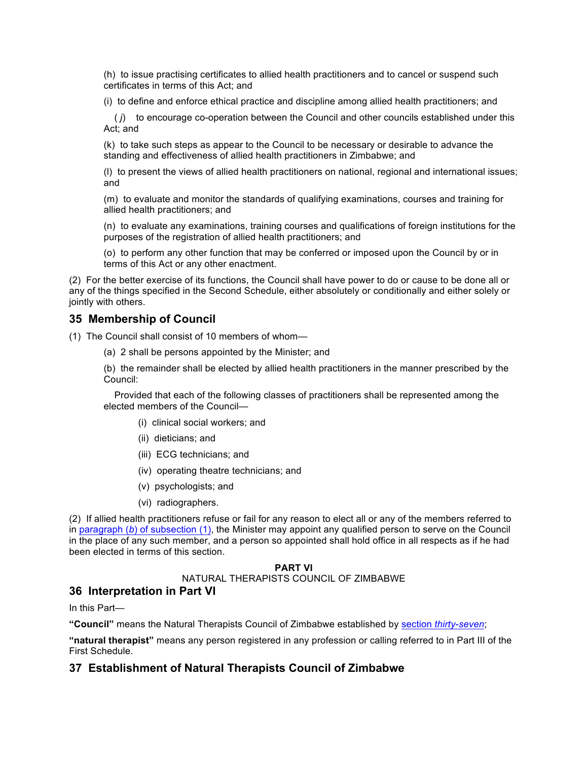(h) to issue practising certificates to allied health practitioners and to cancel or suspend such certificates in terms of this Act; and

(i) to define and enforce ethical practice and discipline among allied health practitioners; and

(*j*) to encourage co-operation between the Council and other councils established under this Act; and

(k) to take such steps as appear to the Council to be necessary or desirable to advance the standing and effectiveness of allied health practitioners in Zimbabwe; and

(l) to present the views of allied health practitioners on national, regional and international issues; and

(m) to evaluate and monitor the standards of qualifying examinations, courses and training for allied health practitioners; and

(n) to evaluate any examinations, training courses and qualifications of foreign institutions for the purposes of the registration of allied health practitioners; and

(o) to perform any other function that may be conferred or imposed upon the Council by or in terms of this Act or any other enactment.

(2) For the better exercise of its functions, the Council shall have power to do or cause to be done all or any of the things specified in the Second Schedule, either absolutely or conditionally and either solely or jointly with others.

## 35 Membership of Council

(1) The Council shall consist of 10 members of whom—

(a) 2 shall be persons appointed by the Minister; and

(b) the remainder shall be elected by allied health practitioners in the manner prescribed by the Council:

Provided that each of the following classes of practitioners shall be represented among the elected members of the Council—

(i) clinical social workers; and

(ii) dieticians; and

(iii) ECG technicians; and

(iv) operating theatre technicians; and

(v) psychologists; and

(vi) radiographers.

(2) If allied health practitioners refuse or fail for any reason to elect all or any of the members referred to in paragraph (*b*) of subsection (1), the Minister may appoint any qualified person to serve on the Council in the place of any such member, and a person so appointed shall hold office in all respects as if he had been elected in terms of this section.

**PART VI**

NATURAL THERAPISTS COUNCIL OF ZIMBABWE

## 36 Interpretation in Part VI

In this Part—

**"Council"** means the Natural Therapists Council of Zimbabwe established by section *thirty-seven*;

**"natural therapist"** means any person registered in any profession or calling referred to in Part III of the First Schedule.

## 37 Establishment of Natural Therapists Council of Zimbabwe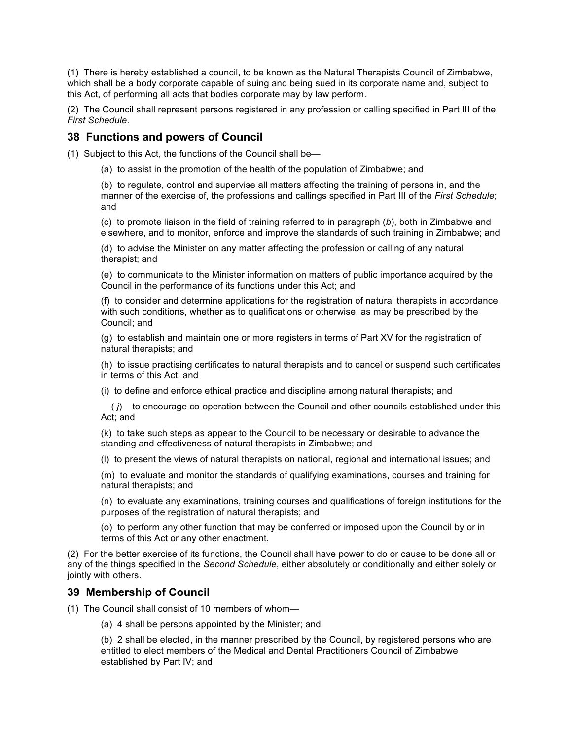(1) There is hereby established a council, to be known as the Natural Therapists Council of Zimbabwe, which shall be a body corporate capable of suing and being sued in its corporate name and, subject to this Act, of performing all acts that bodies corporate may by law perform.

(2) The Council shall represent persons registered in any profession or calling specified in Part III of the *First Schedule*.

## 38 Functions and powers of Council

(1) Subject to this Act, the functions of the Council shall be—

(a) to assist in the promotion of the health of the population of Zimbabwe; and

(b) to regulate, control and supervise all matters affecting the training of persons in, and the manner of the exercise of, the professions and callings specified in Part III of the *First Schedule*; and

(c) to promote liaison in the field of training referred to in paragraph (*b*), both in Zimbabwe and elsewhere, and to monitor, enforce and improve the standards of such training in Zimbabwe; and

(d) to advise the Minister on any matter affecting the profession or calling of any natural therapist; and

(e) to communicate to the Minister information on matters of public importance acquired by the Council in the performance of its functions under this Act; and

(f) to consider and determine applications for the registration of natural therapists in accordance with such conditions, whether as to qualifications or otherwise, as may be prescribed by the Council; and

(g) to establish and maintain one or more registers in terms of Part XV for the registration of natural therapists; and

(h) to issue practising certificates to natural therapists and to cancel or suspend such certificates in terms of this Act; and

(i) to define and enforce ethical practice and discipline among natural therapists; and

(*j*) to encourage co-operation between the Council and other councils established under this Act; and

(k) to take such steps as appear to the Council to be necessary or desirable to advance the standing and effectiveness of natural therapists in Zimbabwe; and

(l) to present the views of natural therapists on national, regional and international issues; and

(m) to evaluate and monitor the standards of qualifying examinations, courses and training for natural therapists; and

(n) to evaluate any examinations, training courses and qualifications of foreign institutions for the purposes of the registration of natural therapists; and

(o) to perform any other function that may be conferred or imposed upon the Council by or in terms of this Act or any other enactment.

(2) For the better exercise of its functions, the Council shall have power to do or cause to be done all or any of the things specified in the *Second Schedule*, either absolutely or conditionally and either solely or jointly with others.

## 39 Membership of Council

(1) The Council shall consist of 10 members of whom—

(a) 4 shall be persons appointed by the Minister; and

(b) 2 shall be elected, in the manner prescribed by the Council, by registered persons who are entitled to elect members of the Medical and Dental Practitioners Council of Zimbabwe established by Part IV; and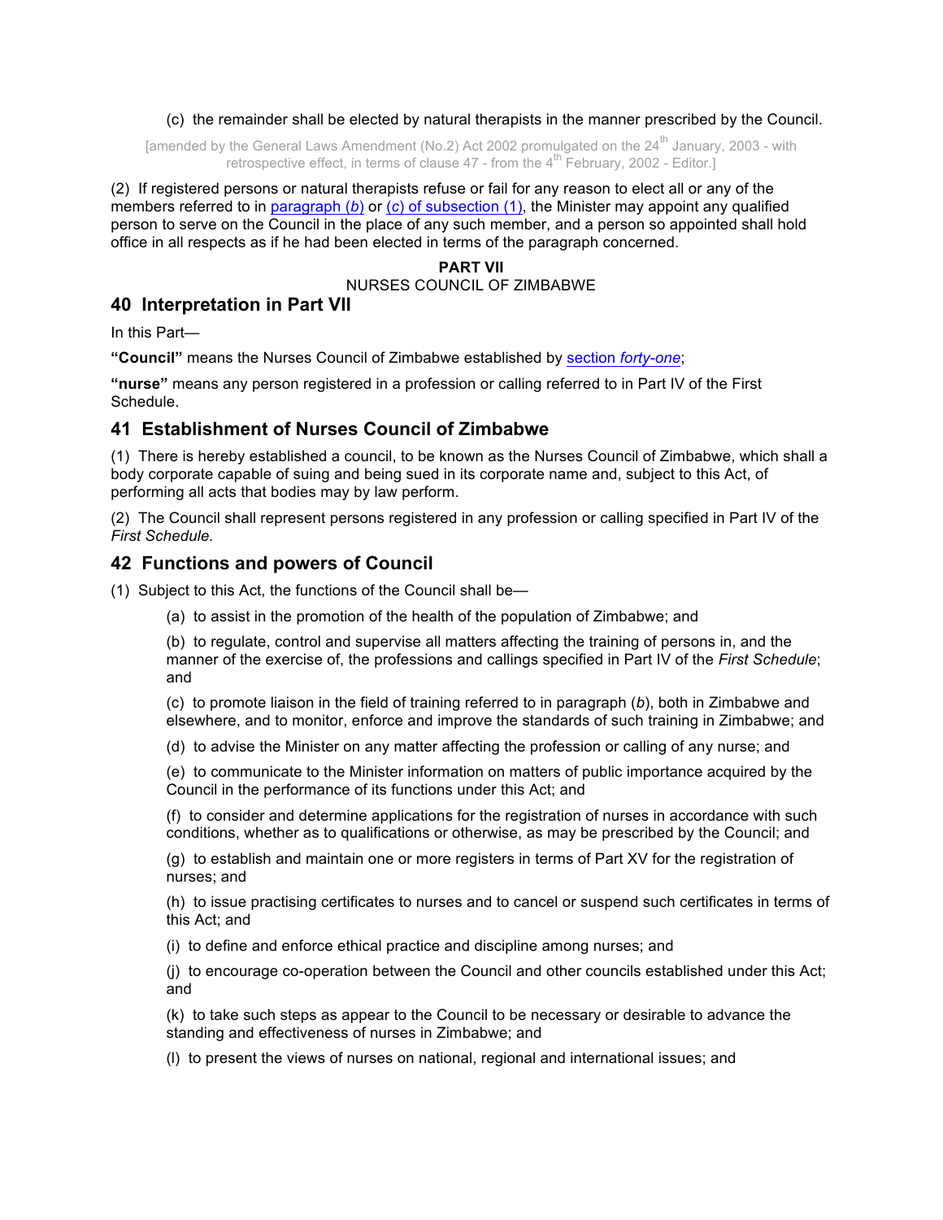(c) the remainder shall be elected by natural therapists in the manner prescribed by the Council.

[amended by the General Laws Amendment (No.2) Act 2002 promulgated on the 24th January, 2003 - with retrospective effect, in terms of clause 47 - from the 4th February, 2002 - Editor.]

(2) If registered persons or natural therapists refuse or fail for any reason to elect all or any of the members referred to in paragraph (*b*) or (*c*) of subsection (1), the Minister may appoint any qualified person to serve on the Council in the place of any such member, and a person so appointed shall hold office in all respects as if he had been elected in terms of the paragraph concerned.

**PART VII**

NURSES COUNCIL OF ZIMBABWE

## 40 Interpretation in Part VII

In this Part—

**"Council"** means the Nurses Council of Zimbabwe established by section *forty-one*;

**"nurse"** means any person registered in a profession or calling referred to in Part IV of the First Schedule.

## 41 Establishment of Nurses Council of Zimbabwe

(1) There is hereby established a council, to be known as the Nurses Council of Zimbabwe, which shall a body corporate capable of suing and being sued in its corporate name and, subject to this Act, of performing all acts that bodies may by law perform.

(2) The Council shall represent persons registered in any profession or calling specified in Part IV of the *First Schedule.*

## 42 Functions and powers of Council

(1) Subject to this Act, the functions of the Council shall be—

(a) to assist in the promotion of the health of the population of Zimbabwe; and

(b) to regulate, control and supervise all matters affecting the training of persons in, and the manner of the exercise of, the professions and callings specified in Part IV of the *First Schedule*; and

(c) to promote liaison in the field of training referred to in paragraph (*b*), both in Zimbabwe and elsewhere, and to monitor, enforce and improve the standards of such training in Zimbabwe; and

(d) to advise the Minister on any matter affecting the profession or calling of any nurse; and

(e) to communicate to the Minister information on matters of public importance acquired by the Council in the performance of its functions under this Act; and

(f) to consider and determine applications for the registration of nurses in accordance with such conditions, whether as to qualifications or otherwise, as may be prescribed by the Council; and

(g) to establish and maintain one or more registers in terms of Part XV for the registration of nurses; and

(h) to issue practising certificates to nurses and to cancel or suspend such certificates in terms of this Act; and

(i) to define and enforce ethical practice and discipline among nurses; and

(j) to encourage co-operation between the Council and other councils established under this Act; and

(k) to take such steps as appear to the Council to be necessary or desirable to advance the standing and effectiveness of nurses in Zimbabwe; and

(l) to present the views of nurses on national, regional and international issues; and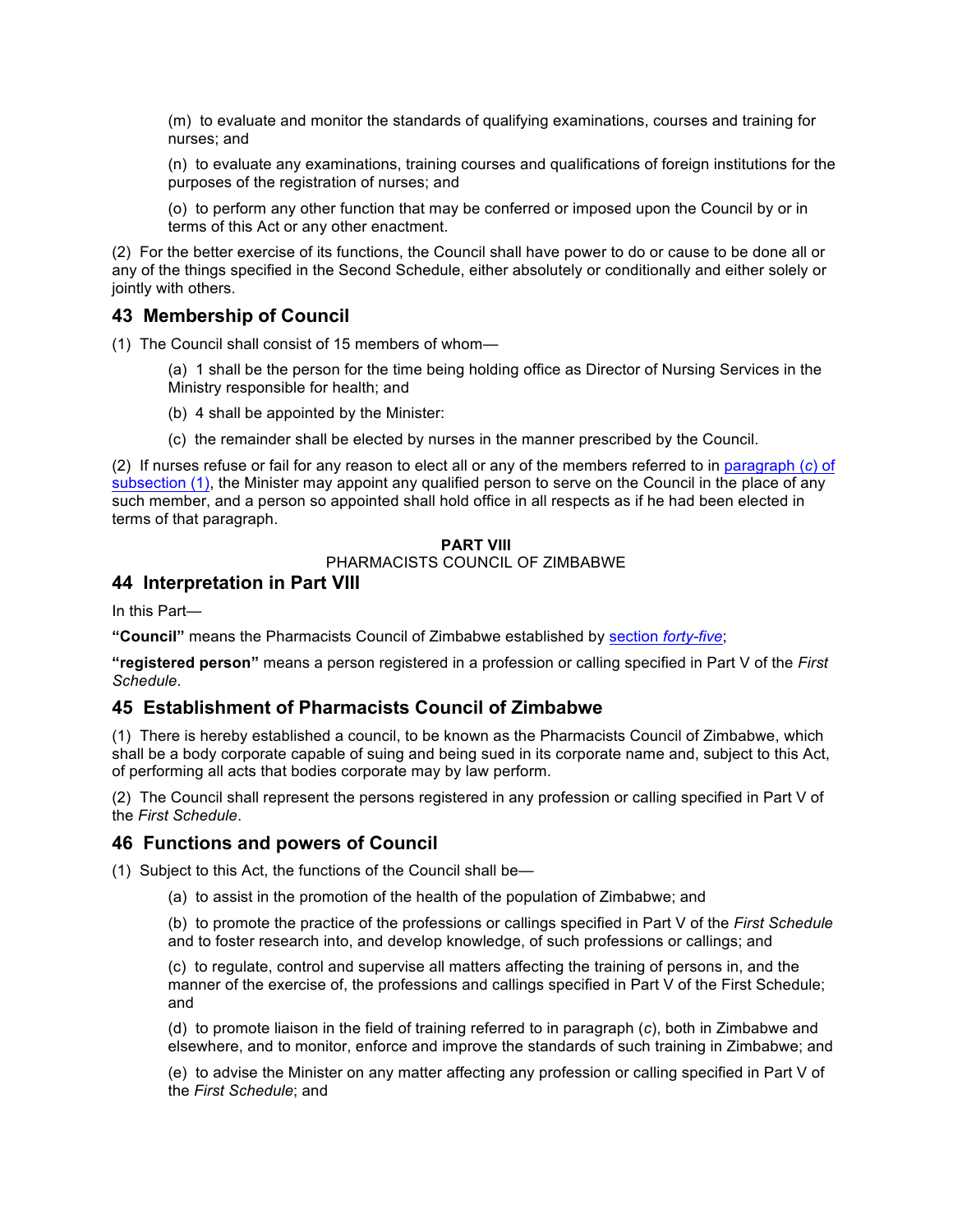(m) to evaluate and monitor the standards of qualifying examinations, courses and training for nurses; and

(n) to evaluate any examinations, training courses and qualifications of foreign institutions for the purposes of the registration of nurses; and

(o) to perform any other function that may be conferred or imposed upon the Council by or in terms of this Act or any other enactment.

(2) For the better exercise of its functions, the Council shall have power to do or cause to be done all or any of the things specified in the Second Schedule, either absolutely or conditionally and either solely or jointly with others.

## 43 Membership of Council

(1) The Council shall consist of 15 members of whom—

(a) 1 shall be the person for the time being holding office as Director of Nursing Services in the Ministry responsible for health; and

(b) 4 shall be appointed by the Minister:

(c) the remainder shall be elected by nurses in the manner prescribed by the Council.

(2) If nurses refuse or fail for any reason to elect all or any of the members referred to in paragraph (*c*) of subsection (1), the Minister may appoint any qualified person to serve on the Council in the place of any such member, and a person so appointed shall hold office in all respects as if he had been elected in terms of that paragraph.

**PART VIII**

PHARMACISTS COUNCIL OF ZIMBABWE

## 44 Interpretation in Part VIII

In this Part—

**"Council"** means the Pharmacists Council of Zimbabwe established by section *forty-five*;

**"registered person"** means a person registered in a profession or calling specified in Part V of the *First Schedule*.

## 45 Establishment of Pharmacists Council of Zimbabwe

(1) There is hereby established a council, to be known as the Pharmacists Council of Zimbabwe, which shall be a body corporate capable of suing and being sued in its corporate name and, subject to this Act, of performing all acts that bodies corporate may by law perform.

(2) The Council shall represent the persons registered in any profession or calling specified in Part V of the *First Schedule*.

## 46 Functions and powers of Council

(1) Subject to this Act, the functions of the Council shall be—

(a) to assist in the promotion of the health of the population of Zimbabwe; and

(b) to promote the practice of the professions or callings specified in Part V of the *First Schedule* and to foster research into, and develop knowledge, of such professions or callings; and

(c) to regulate, control and supervise all matters affecting the training of persons in, and the manner of the exercise of, the professions and callings specified in Part V of the First Schedule; and

(d) to promote liaison in the field of training referred to in paragraph (*c*), both in Zimbabwe and elsewhere, and to monitor, enforce and improve the standards of such training in Zimbabwe; and

(e) to advise the Minister on any matter affecting any profession or calling specified in Part V of the *First Schedule*; and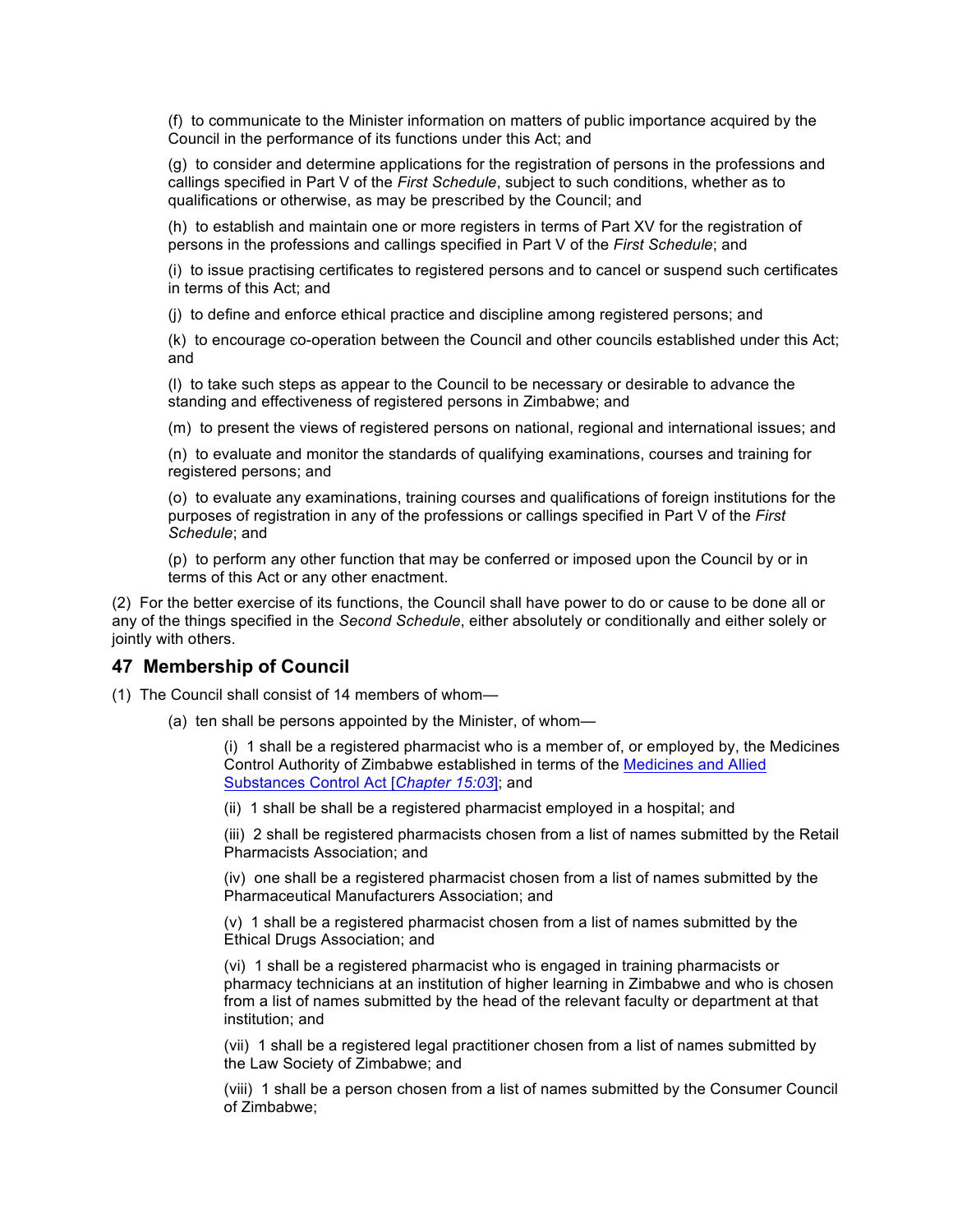(f) to communicate to the Minister information on matters of public importance acquired by the Council in the performance of its functions under this Act; and

(g) to consider and determine applications for the registration of persons in the professions and callings specified in Part V of the *First Schedule*, subject to such conditions, whether as to qualifications or otherwise, as may be prescribed by the Council; and

(h) to establish and maintain one or more registers in terms of Part XV for the registration of persons in the professions and callings specified in Part V of the *First Schedule*; and

(i) to issue practising certificates to registered persons and to cancel or suspend such certificates in terms of this Act; and

(j) to define and enforce ethical practice and discipline among registered persons; and

(k) to encourage co-operation between the Council and other councils established under this Act; and

(l) to take such steps as appear to the Council to be necessary or desirable to advance the standing and effectiveness of registered persons in Zimbabwe; and

(m) to present the views of registered persons on national, regional and international issues; and

(n) to evaluate and monitor the standards of qualifying examinations, courses and training for registered persons; and

(o) to evaluate any examinations, training courses and qualifications of foreign institutions for the purposes of registration in any of the professions or callings specified in Part V of the *First Schedule*; and

(p) to perform any other function that may be conferred or imposed upon the Council by or in terms of this Act or any other enactment.

(2) For the better exercise of its functions, the Council shall have power to do or cause to be done all or any of the things specified in the *Second Schedule*, either absolutely or conditionally and either solely or jointly with others.

## 47 Membership of Council

(1) The Council shall consist of 14 members of whom—

(a) ten shall be persons appointed by the Minister, of whom—

(i) 1 shall be a registered pharmacist who is a member of, or employed by, the Medicines Control Authority of Zimbabwe established in terms of the Medicines and Allied Substances Control Act [*Chapter 15:03*]; and

(ii) 1 shall be shall be a registered pharmacist employed in a hospital; and

(iii) 2 shall be registered pharmacists chosen from a list of names submitted by the Retail Pharmacists Association; and

(iv) one shall be a registered pharmacist chosen from a list of names submitted by the Pharmaceutical Manufacturers Association; and

(v) 1 shall be a registered pharmacist chosen from a list of names submitted by the Ethical Drugs Association; and

(vi) 1 shall be a registered pharmacist who is engaged in training pharmacists or pharmacy technicians at an institution of higher learning in Zimbabwe and who is chosen from a list of names submitted by the head of the relevant faculty or department at that institution; and

(vii) 1 shall be a registered legal practitioner chosen from a list of names submitted by the Law Society of Zimbabwe; and

(viii) 1 shall be a person chosen from a list of names submitted by the Consumer Council of Zimbabwe;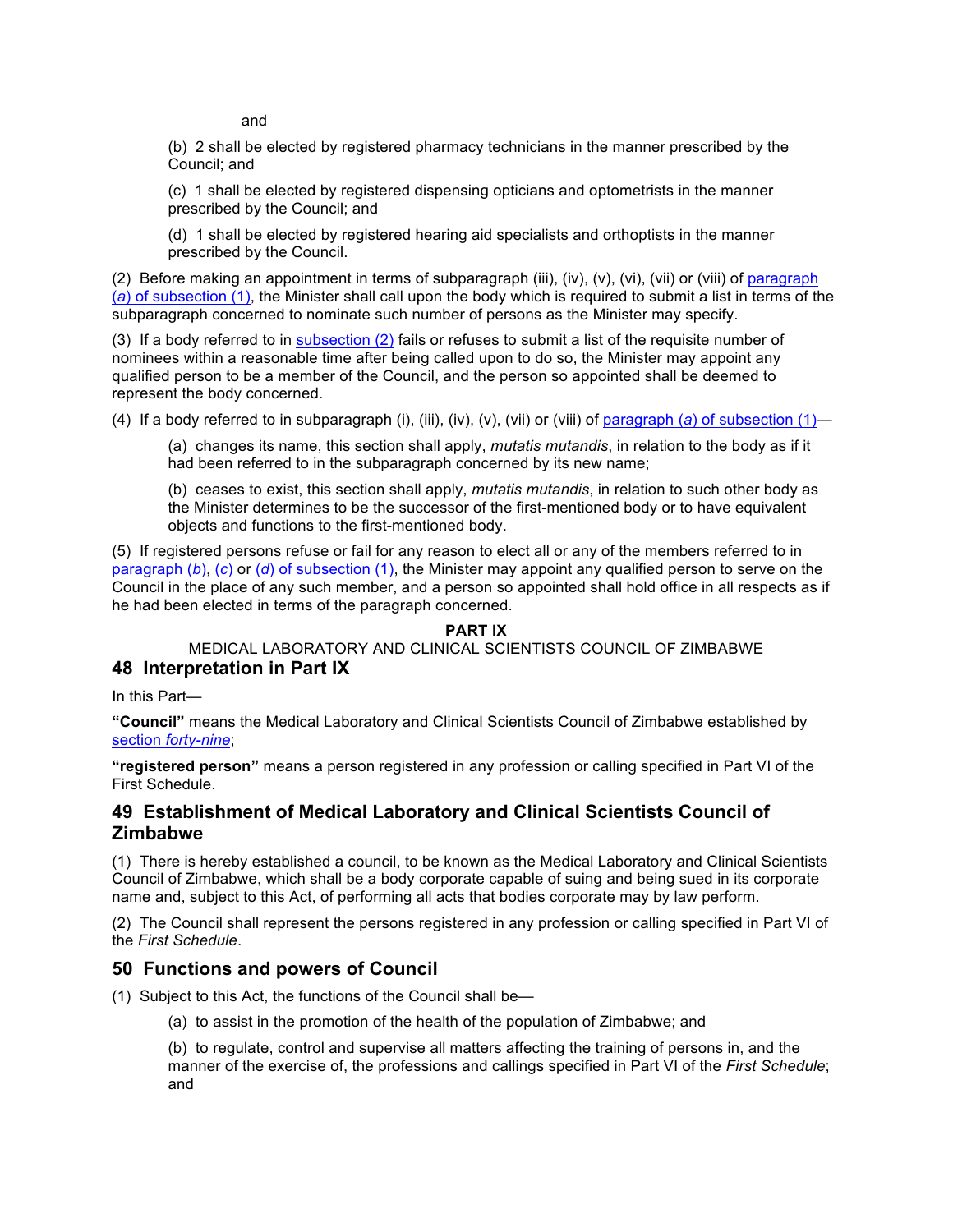and

(b) 2 shall be elected by registered pharmacy technicians in the manner prescribed by the Council; and

(c) 1 shall be elected by registered dispensing opticians and optometrists in the manner prescribed by the Council; and

(d) 1 shall be elected by registered hearing aid specialists and orthoptists in the manner prescribed by the Council.

(2) Before making an appointment in terms of subparagraph (iii), (iv), (v), (vi), (vii) or (viii) of paragraph (*a*) of subsection (1), the Minister shall call upon the body which is required to submit a list in terms of the subparagraph concerned to nominate such number of persons as the Minister may specify.

(3) If a body referred to in subsection (2) fails or refuses to submit a list of the requisite number of nominees within a reasonable time after being called upon to do so, the Minister may appoint any qualified person to be a member of the Council, and the person so appointed shall be deemed to represent the body concerned.

(4) If a body referred to in subparagraph (i), (iii), (iv), (v), (vii) or (viii) of paragraph (*a*) of subsection (1)—

(a) changes its name, this section shall apply, *mutatis mutandis*, in relation to the body as if it had been referred to in the subparagraph concerned by its new name;

(b) ceases to exist, this section shall apply, *mutatis mutandis*, in relation to such other body as the Minister determines to be the successor of the first-mentioned body or to have equivalent objects and functions to the first-mentioned body.

(5) If registered persons refuse or fail for any reason to elect all or any of the members referred to in paragraph (*b*), (*c*) or (*d*) of subsection (1), the Minister may appoint any qualified person to serve on the Council in the place of any such member, and a person so appointed shall hold office in all respects as if he had been elected in terms of the paragraph concerned.

**PART IX**

MEDICAL LABORATORY AND CLINICAL SCIENTISTS COUNCIL OF ZIMBABWE

## 48 Interpretation in Part IX

In this Part—

**"Council"** means the Medical Laboratory and Clinical Scientists Council of Zimbabwe established by section *forty-nine*;

**"registered person"** means a person registered in any profession or calling specified in Part VI of the First Schedule.

## 49 Establishment of Medical Laboratory and Clinical Scientists Council of Zimbabwe

(1) There is hereby established a council, to be known as the Medical Laboratory and Clinical Scientists Council of Zimbabwe, which shall be a body corporate capable of suing and being sued in its corporate name and, subject to this Act, of performing all acts that bodies corporate may by law perform.

(2) The Council shall represent the persons registered in any profession or calling specified in Part VI of the *First Schedule*.

## 50 Functions and powers of Council

(1) Subject to this Act, the functions of the Council shall be—

(a) to assist in the promotion of the health of the population of Zimbabwe; and

(b) to regulate, control and supervise all matters affecting the training of persons in, and the manner of the exercise of, the professions and callings specified in Part VI of the *First Schedule*; and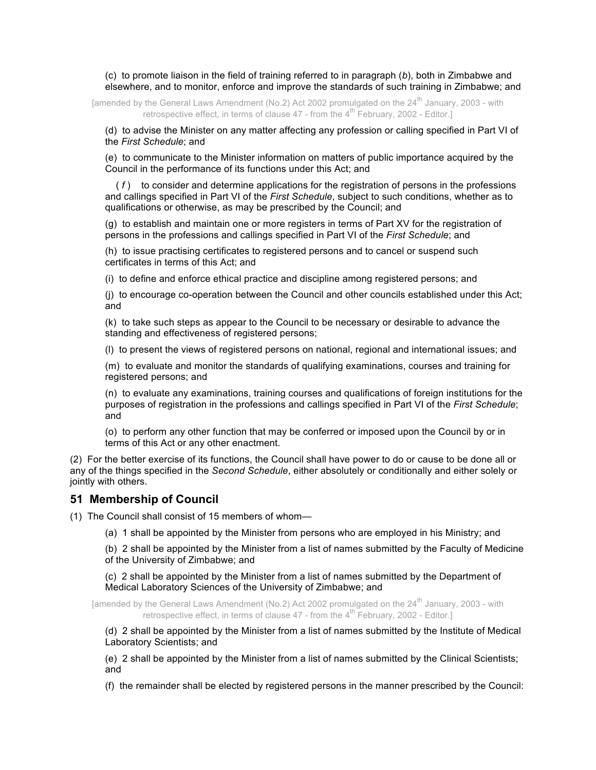(c) to promote liaison in the field of training referred to in paragraph (*b*), both in Zimbabwe and elsewhere, and to monitor, enforce and improve the standards of such training in Zimbabwe; and

[amended by the General Laws Amendment (No.2) Act 2002 promulgated on the 24th January, 2003 - with retrospective effect, in terms of clause 47 - from the 4th February, 2002 - Editor.]

(d) to advise the Minister on any matter affecting any profession or calling specified in Part VI of the *First Schedule*; and

(e) to communicate to the Minister information on matters of public importance acquired by the Council in the performance of its functions under this Act; and

( *f* ) to consider and determine applications for the registration of persons in the professions and callings specified in Part VI of the *First Schedule*, subject to such conditions, whether as to qualifications or otherwise, as may be prescribed by the Council; and

(g) to establish and maintain one or more registers in terms of Part XV for the registration of persons in the professions and callings specified in Part VI of the *First Schedule*; and

(h) to issue practising certificates to registered persons and to cancel or suspend such certificates in terms of this Act; and

(i) to define and enforce ethical practice and discipline among registered persons; and

(j) to encourage co-operation between the Council and other councils established under this Act; and

(k) to take such steps as appear to the Council to be necessary or desirable to advance the standing and effectiveness of registered persons;

(l) to present the views of registered persons on national, regional and international issues; and

(m) to evaluate and monitor the standards of qualifying examinations, courses and training for registered persons; and

(n) to evaluate any examinations, training courses and qualifications of foreign institutions for the purposes of registration in the professions and callings specified in Part VI of the *First Schedule*; and

(o) to perform any other function that may be conferred or imposed upon the Council by or in terms of this Act or any other enactment.

(2) For the better exercise of its functions, the Council shall have power to do or cause to be done all or any of the things specified in the *Second Schedule*, either absolutely or conditionally and either solely or jointly with others.

## 51 Membership of Council

(1) The Council shall consist of 15 members of whom—

(a) 1 shall be appointed by the Minister from persons who are employed in his Ministry; and

(b) 2 shall be appointed by the Minister from a list of names submitted by the Faculty of Medicine of the University of Zimbabwe; and

(c) 2 shall be appointed by the Minister from a list of names submitted by the Department of Medical Laboratory Sciences of the University of Zimbabwe; and

[amended by the General Laws Amendment (No.2) Act 2002 promulgated on the 24th January, 2003 - with retrospective effect, in terms of clause 47 - from the 4th February, 2002 - Editor.]

(d) 2 shall be appointed by the Minister from a list of names submitted by the Institute of Medical Laboratory Scientists; and

(e) 2 shall be appointed by the Minister from a list of names submitted by the Clinical Scientists; and

(f) the remainder shall be elected by registered persons in the manner prescribed by the Council: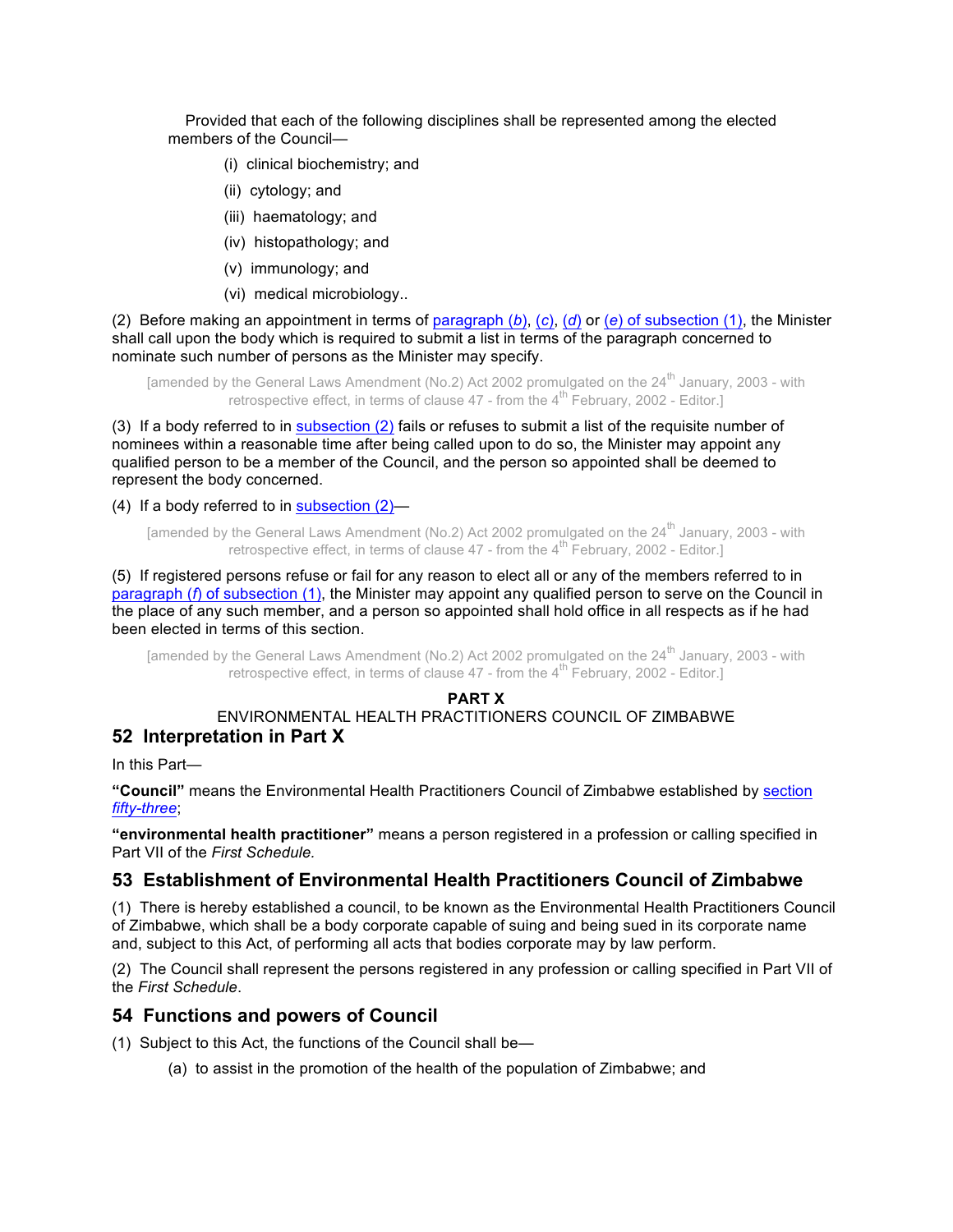Provided that each of the following disciplines shall be represented among the elected members of the Council—

(i) clinical biochemistry; and

(ii) cytology; and

(iii) haematology; and

(iv) histopathology; and

(v) immunology; and

(vi) medical microbiology..

(2) Before making an appointment in terms of paragraph (*b*), (*c*), (*d*) or (*e*) of subsection (1), the Minister shall call upon the body which is required to submit a list in terms of the paragraph concerned to nominate such number of persons as the Minister may specify.

[amended by the General Laws Amendment (No.2) Act 2002 promulgated on the 24th January, 2003 - with retrospective effect, in terms of clause 47 - from the 4th February, 2002 - Editor.]

(3) If a body referred to in subsection (2) fails or refuses to submit a list of the requisite number of nominees within a reasonable time after being called upon to do so, the Minister may appoint any qualified person to be a member of the Council, and the person so appointed shall be deemed to represent the body concerned.

(4) If a body referred to in subsection (2)—

[amended by the General Laws Amendment (No.2) Act 2002 promulgated on the 24th January, 2003 - with retrospective effect, in terms of clause 47 - from the 4th February, 2002 - Editor.]

(5) If registered persons refuse or fail for any reason to elect all or any of the members referred to in paragraph (*f*) of subsection (1), the Minister may appoint any qualified person to serve on the Council in the place of any such member, and a person so appointed shall hold office in all respects as if he had been elected in terms of this section.

[amended by the General Laws Amendment (No.2) Act 2002 promulgated on the 24th January, 2003 - with retrospective effect, in terms of clause 47 - from the 4th February, 2002 - Editor.]

**PART X**

ENVIRONMENTAL HEALTH PRACTITIONERS COUNCIL OF ZIMBABWE

## 52 Interpretation in Part X

In this Part—

**"Council"** means the Environmental Health Practitioners Council of Zimbabwe established by section *fifty-three*;

**"environmental health practitioner"** means a person registered in a profession or calling specified in Part VII of the *First Schedule.*

## 53 Establishment of Environmental Health Practitioners Council of Zimbabwe

(1) There is hereby established a council, to be known as the Environmental Health Practitioners Council of Zimbabwe, which shall be a body corporate capable of suing and being sued in its corporate name and, subject to this Act, of performing all acts that bodies corporate may by law perform.

(2) The Council shall represent the persons registered in any profession or calling specified in Part VII of the *First Schedule*.

## 54 Functions and powers of Council

(1) Subject to this Act, the functions of the Council shall be—

(a) to assist in the promotion of the health of the population of Zimbabwe; and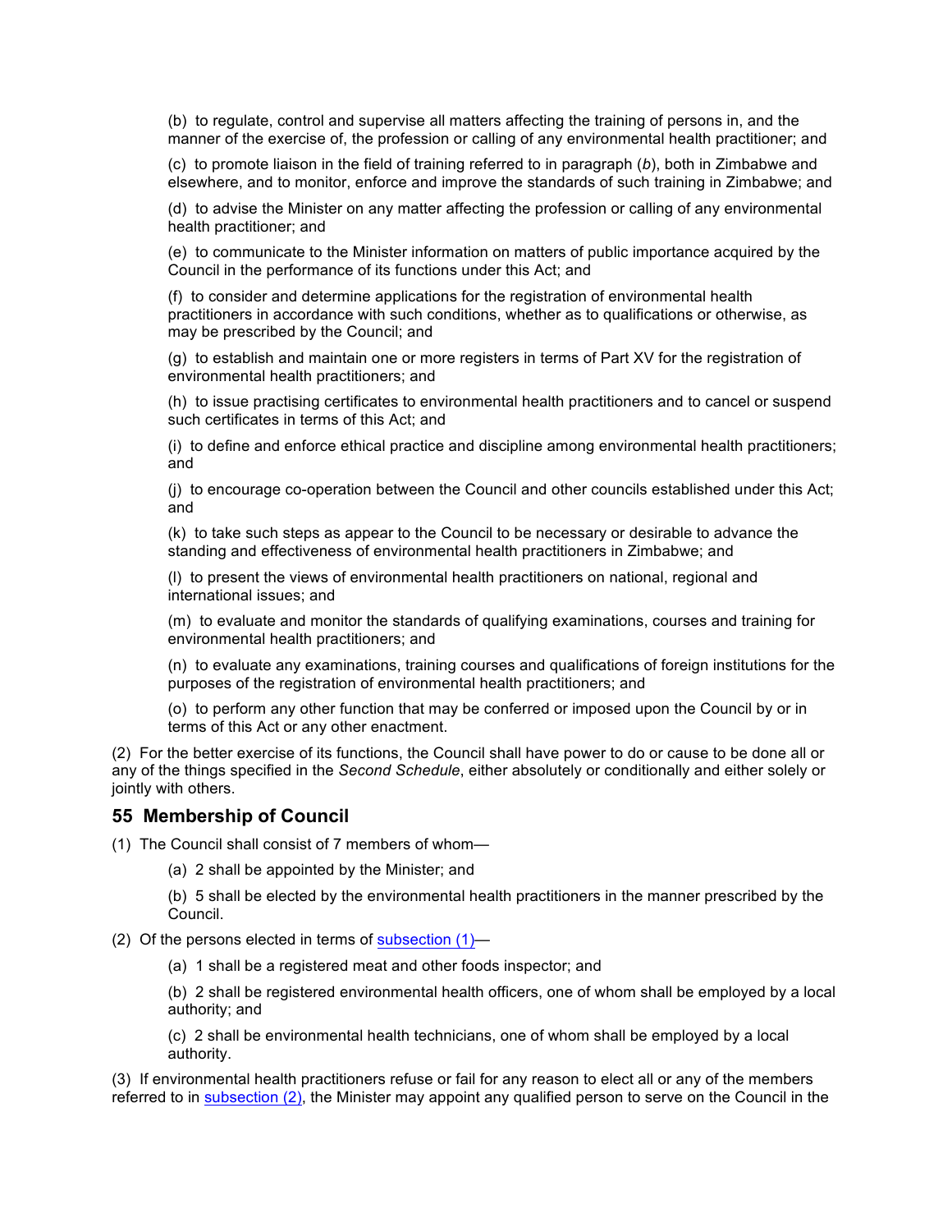(b) to regulate, control and supervise all matters affecting the training of persons in, and the manner of the exercise of, the profession or calling of any environmental health practitioner; and

(c) to promote liaison in the field of training referred to in paragraph (*b*), both in Zimbabwe and elsewhere, and to monitor, enforce and improve the standards of such training in Zimbabwe; and

(d) to advise the Minister on any matter affecting the profession or calling of any environmental health practitioner; and

(e) to communicate to the Minister information on matters of public importance acquired by the Council in the performance of its functions under this Act; and

(f) to consider and determine applications for the registration of environmental health practitioners in accordance with such conditions, whether as to qualifications or otherwise, as may be prescribed by the Council; and

(g) to establish and maintain one or more registers in terms of Part XV for the registration of environmental health practitioners; and

(h) to issue practising certificates to environmental health practitioners and to cancel or suspend such certificates in terms of this Act; and

(i) to define and enforce ethical practice and discipline among environmental health practitioners; and

(j) to encourage co-operation between the Council and other councils established under this Act; and

(k) to take such steps as appear to the Council to be necessary or desirable to advance the standing and effectiveness of environmental health practitioners in Zimbabwe; and

(l) to present the views of environmental health practitioners on national, regional and international issues; and

(m) to evaluate and monitor the standards of qualifying examinations, courses and training for environmental health practitioners; and

(n) to evaluate any examinations, training courses and qualifications of foreign institutions for the purposes of the registration of environmental health practitioners; and

(o) to perform any other function that may be conferred or imposed upon the Council by or in terms of this Act or any other enactment.

(2) For the better exercise of its functions, the Council shall have power to do or cause to be done all or any of the things specified in the *Second Schedule*, either absolutely or conditionally and either solely or jointly with others.

## 55 Membership of Council

(1) The Council shall consist of 7 members of whom—

(a) 2 shall be appointed by the Minister; and

(b) 5 shall be elected by the environmental health practitioners in the manner prescribed by the Council.

(2) Of the persons elected in terms of subsection (1)—

(a) 1 shall be a registered meat and other foods inspector; and

(b) 2 shall be registered environmental health officers, one of whom shall be employed by a local authority; and

(c) 2 shall be environmental health technicians, one of whom shall be employed by a local authority.

(3) If environmental health practitioners refuse or fail for any reason to elect all or any of the members referred to in subsection (2), the Minister may appoint any qualified person to serve on the Council in the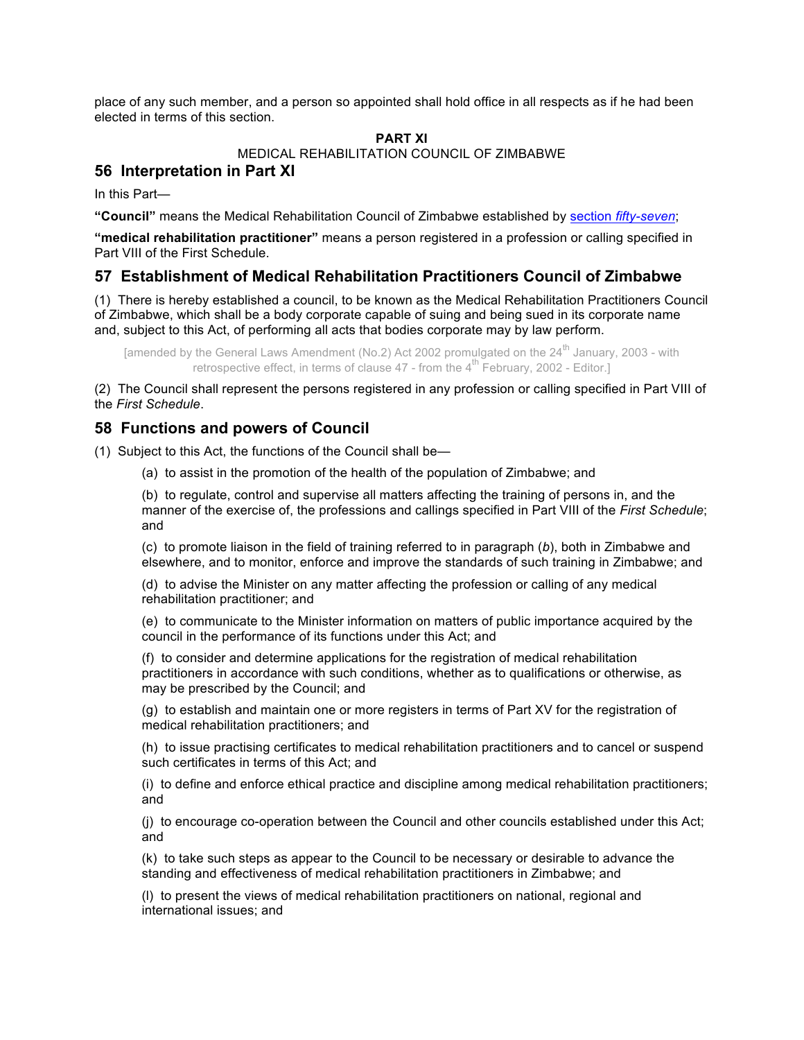place of any such member, and a person so appointed shall hold office in all respects as if he had been elected in terms of this section.

**PART XI**

MEDICAL REHABILITATION COUNCIL OF ZIMBABWE

## 56 Interpretation in Part XI

In this Part—

**"Council"** means the Medical Rehabilitation Council of Zimbabwe established by section *fifty-seven*;

**"medical rehabilitation practitioner"** means a person registered in a profession or calling specified in Part VIII of the First Schedule.

## 57 Establishment of Medical Rehabilitation Practitioners Council of Zimbabwe

(1) There is hereby established a council, to be known as the Medical Rehabilitation Practitioners Council of Zimbabwe, which shall be a body corporate capable of suing and being sued in its corporate name and, subject to this Act, of performing all acts that bodies corporate may by law perform.

[amended by the General Laws Amendment (No.2) Act 2002 promulgated on the 24th January, 2003 - with retrospective effect, in terms of clause 47 - from the 4th February, 2002 - Editor.]

(2) The Council shall represent the persons registered in any profession or calling specified in Part VIII of the *First Schedule*.

## 58 Functions and powers of Council

(1) Subject to this Act, the functions of the Council shall be—

(a) to assist in the promotion of the health of the population of Zimbabwe; and

(b) to regulate, control and supervise all matters affecting the training of persons in, and the manner of the exercise of, the professions and callings specified in Part VIII of the *First Schedule*; and

(c) to promote liaison in the field of training referred to in paragraph (*b*), both in Zimbabwe and elsewhere, and to monitor, enforce and improve the standards of such training in Zimbabwe; and

(d) to advise the Minister on any matter affecting the profession or calling of any medical rehabilitation practitioner; and

(e) to communicate to the Minister information on matters of public importance acquired by the council in the performance of its functions under this Act; and

(f) to consider and determine applications for the registration of medical rehabilitation practitioners in accordance with such conditions, whether as to qualifications or otherwise, as may be prescribed by the Council; and

(g) to establish and maintain one or more registers in terms of Part XV for the registration of medical rehabilitation practitioners; and

(h) to issue practising certificates to medical rehabilitation practitioners and to cancel or suspend such certificates in terms of this Act; and

(i) to define and enforce ethical practice and discipline among medical rehabilitation practitioners; and

(j) to encourage co-operation between the Council and other councils established under this Act; and

(k) to take such steps as appear to the Council to be necessary or desirable to advance the standing and effectiveness of medical rehabilitation practitioners in Zimbabwe; and

(l) to present the views of medical rehabilitation practitioners on national, regional and international issues; and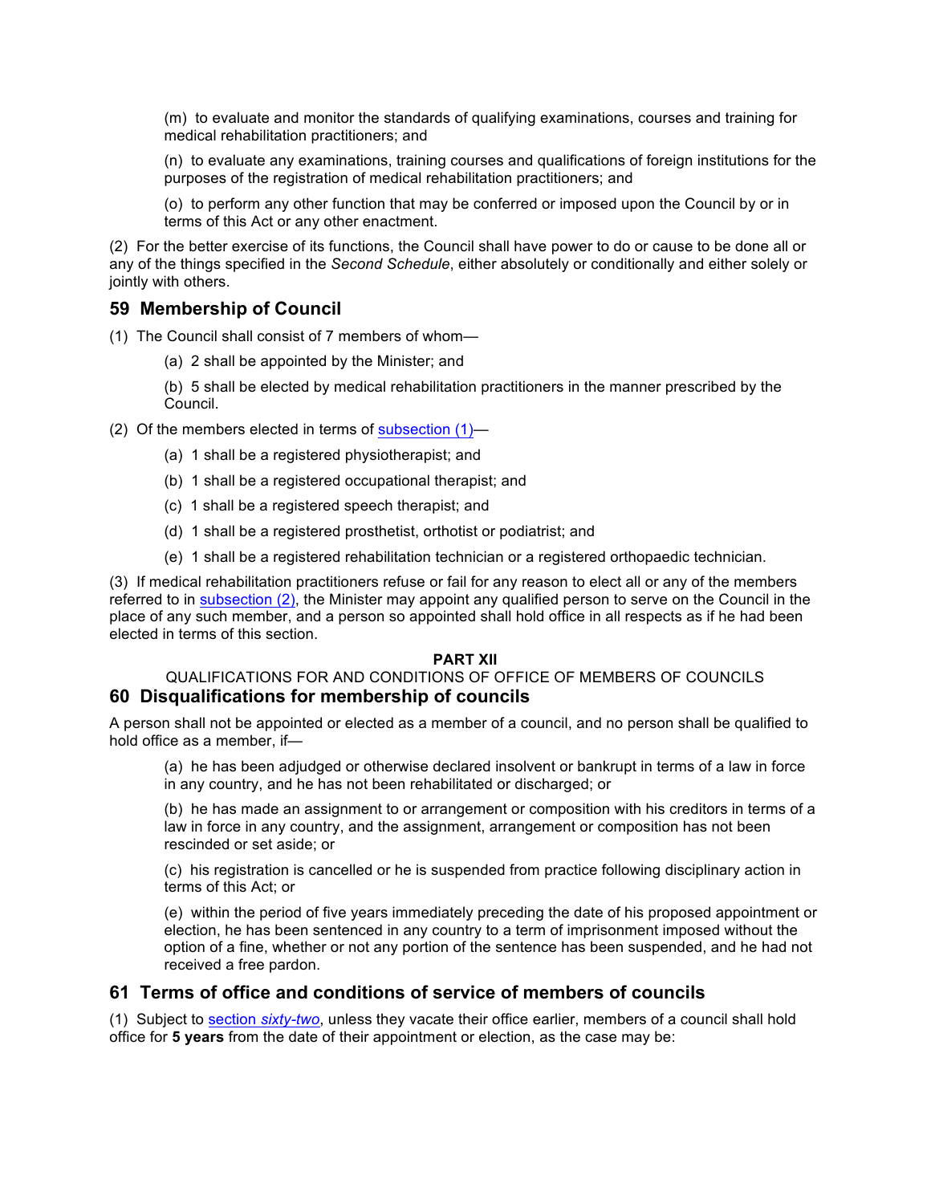(m) to evaluate and monitor the standards of qualifying examinations, courses and training for medical rehabilitation practitioners; and

(n) to evaluate any examinations, training courses and qualifications of foreign institutions for the purposes of the registration of medical rehabilitation practitioners; and

(o) to perform any other function that may be conferred or imposed upon the Council by or in terms of this Act or any other enactment.

(2) For the better exercise of its functions, the Council shall have power to do or cause to be done all or any of the things specified in the *Second Schedule*, either absolutely or conditionally and either solely or jointly with others.

## 59 Membership of Council

(1) The Council shall consist of 7 members of whom—

(a) 2 shall be appointed by the Minister; and

(b) 5 shall be elected by medical rehabilitation practitioners in the manner prescribed by the Council.

(2) Of the members elected in terms of subsection (1)—

(a) 1 shall be a registered physiotherapist; and

(b) 1 shall be a registered occupational therapist; and

(c) 1 shall be a registered speech therapist; and

(d) 1 shall be a registered prosthetist, orthotist or podiatrist; and

(e) 1 shall be a registered rehabilitation technician or a registered orthopaedic technician.

(3) If medical rehabilitation practitioners refuse or fail for any reason to elect all or any of the members referred to in subsection (2), the Minister may appoint any qualified person to serve on the Council in the place of any such member, and a person so appointed shall hold office in all respects as if he had been elected in terms of this section.

**PART XII**

QUALIFICATIONS FOR AND CONDITIONS OF OFFICE OF MEMBERS OF COUNCILS

## 60 Disqualifications for membership of councils

A person shall not be appointed or elected as a member of a council, and no person shall be qualified to hold office as a member, if—

(a) he has been adjudged or otherwise declared insolvent or bankrupt in terms of a law in force in any country, and he has not been rehabilitated or discharged; or

(b) he has made an assignment to or arrangement or composition with his creditors in terms of a law in force in any country, and the assignment, arrangement or composition has not been rescinded or set aside; or

(c) his registration is cancelled or he is suspended from practice following disciplinary action in terms of this Act; or

(e) within the period of five years immediately preceding the date of his proposed appointment or election, he has been sentenced in any country to a term of imprisonment imposed without the option of a fine, whether or not any portion of the sentence has been suspended, and he had not received a free pardon.

## 61 Terms of office and conditions of service of members of councils

(1) Subject to section *sixty-two*, unless they vacate their office earlier, members of a council shall hold office for **5 years** from the date of their appointment or election, as the case may be: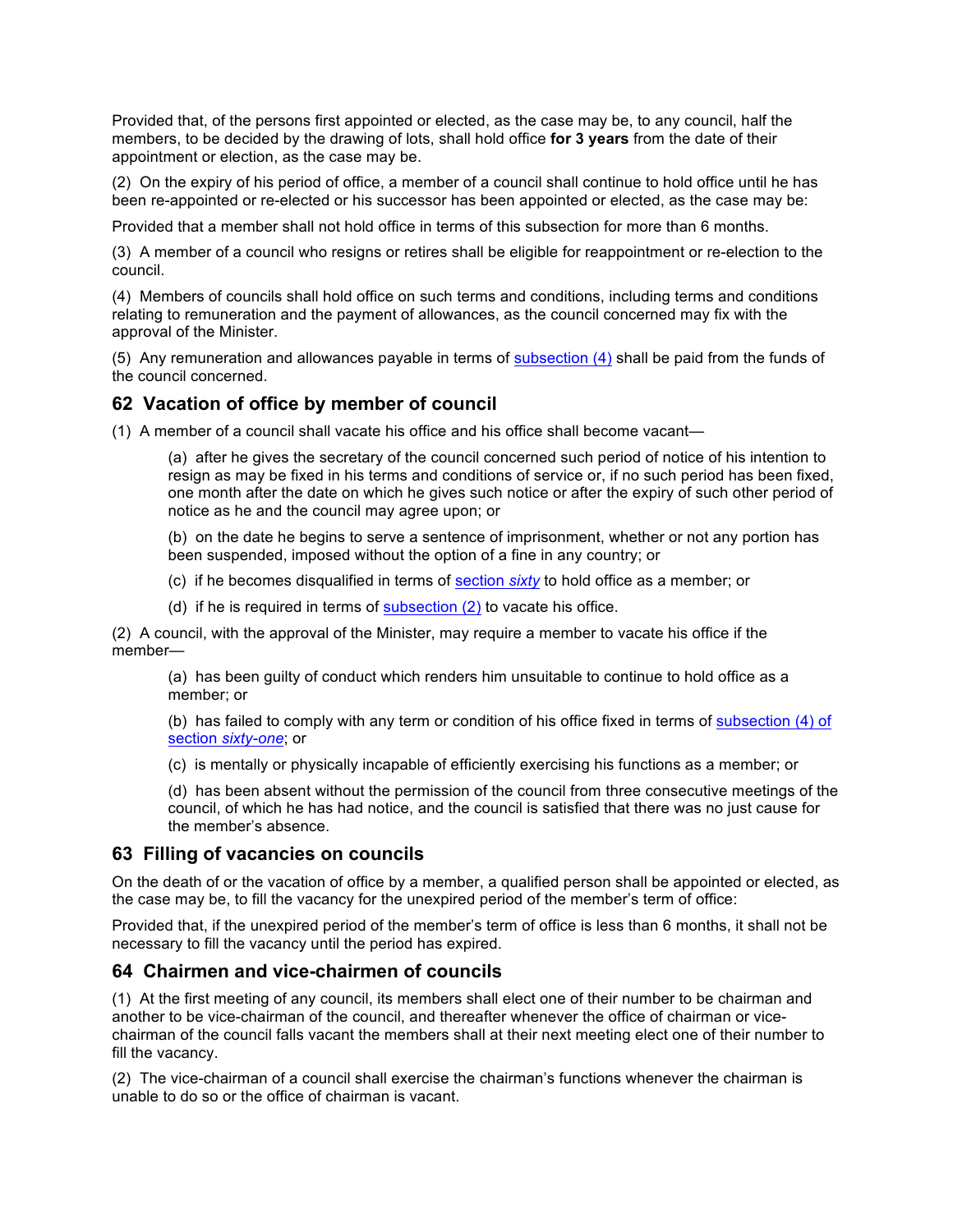Provided that, of the persons first appointed or elected, as the case may be, to any council, half the members, to be decided by the drawing of lots, shall hold office **for 3 years** from the date of their appointment or election, as the case may be.

(2) On the expiry of his period of office, a member of a council shall continue to hold office until he has been re-appointed or re-elected or his successor has been appointed or elected, as the case may be:

Provided that a member shall not hold office in terms of this subsection for more than 6 months.

(3) A member of a council who resigns or retires shall be eligible for reappointment or re-election to the council.

(4) Members of councils shall hold office on such terms and conditions, including terms and conditions relating to remuneration and the payment of allowances, as the council concerned may fix with the approval of the Minister.

(5) Any remuneration and allowances payable in terms of subsection (4) shall be paid from the funds of the council concerned.

## 62 Vacation of office by member of council

(1) A member of a council shall vacate his office and his office shall become vacant—

> (a) after he gives the secretary of the council concerned such period of notice of his intention to resign as may be fixed in his terms and conditions of service or, if no such period has been fixed, one month after the date on which he gives such notice or after the expiry of such other period of notice as he and the council may agree upon; or
>
> (b) on the date he begins to serve a sentence of imprisonment, whether or not any portion has been suspended, imposed without the option of a fine in any country; or
>
> (c) if he becomes disqualified in terms of section *sixty* to hold office as a member; or
>
> (d) if he is required in terms of subsection (2) to vacate his office.

(2) A council, with the approval of the Minister, may require a member to vacate his office if the member—

> (a) has been guilty of conduct which renders him unsuitable to continue to hold office as a member; or
>
> (b) has failed to comply with any term or condition of his office fixed in terms of subsection (4) of section *sixty-one*; or
>
> (c) is mentally or physically incapable of efficiently exercising his functions as a member; or
>
> (d) has been absent without the permission of the council from three consecutive meetings of the council, of which he has had notice, and the council is satisfied that there was no just cause for the member's absence.

## 63 Filling of vacancies on councils

On the death of or the vacation of office by a member, a qualified person shall be appointed or elected, as the case may be, to fill the vacancy for the unexpired period of the member's term of office:

Provided that, if the unexpired period of the member's term of office is less than 6 months, it shall not be necessary to fill the vacancy until the period has expired.

## 64 Chairmen and vice-chairmen of councils

(1) At the first meeting of any council, its members shall elect one of their number to be chairman and another to be vice-chairman of the council, and thereafter whenever the office of chairman or vice-chairman of the council falls vacant the members shall at their next meeting elect one of their number to fill the vacancy.

(2) The vice-chairman of a council shall exercise the chairman's functions whenever the chairman is unable to do so or the office of chairman is vacant.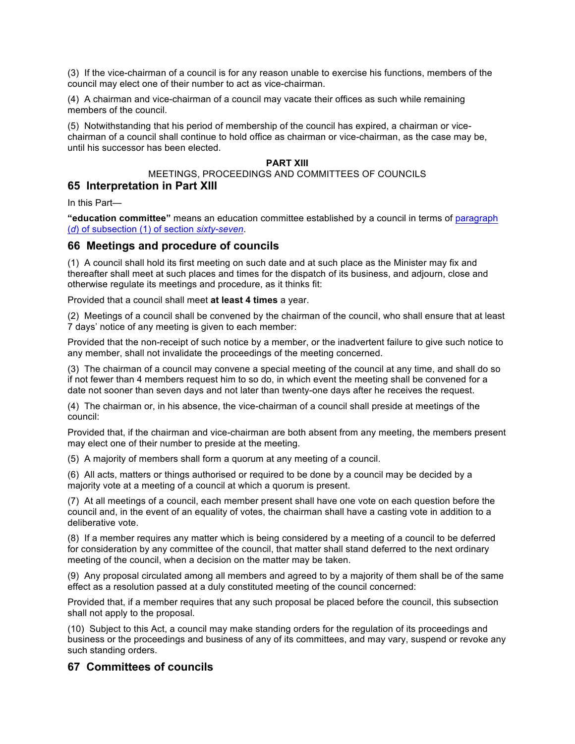(3) If the vice-chairman of a council is for any reason unable to exercise his functions, members of the council may elect one of their number to act as vice-chairman.

(4) A chairman and vice-chairman of a council may vacate their offices as such while remaining members of the council.

(5) Notwithstanding that his period of membership of the council has expired, a chairman or vice-chairman of a council shall continue to hold office as chairman or vice-chairman, as the case may be, until his successor has been elected.

**PART XIII**

MEETINGS, PROCEEDINGS AND COMMITTEES OF COUNCILS

## 65 Interpretation in Part XIII

In this Part—

**"education committee"** means an education committee established by a council in terms of paragraph (*d*) of subsection (1) of section *sixty-seven*.

## 66 Meetings and procedure of councils

(1) A council shall hold its first meeting on such date and at such place as the Minister may fix and thereafter shall meet at such places and times for the dispatch of its business, and adjourn, close and otherwise regulate its meetings and procedure, as it thinks fit:

Provided that a council shall meet **at least 4 times** a year.

(2) Meetings of a council shall be convened by the chairman of the council, who shall ensure that at least 7 days' notice of any meeting is given to each member:

Provided that the non-receipt of such notice by a member, or the inadvertent failure to give such notice to any member, shall not invalidate the proceedings of the meeting concerned.

(3) The chairman of a council may convene a special meeting of the council at any time, and shall do so if not fewer than 4 members request him to so do, in which event the meeting shall be convened for a date not sooner than seven days and not later than twenty-one days after he receives the request.

(4) The chairman or, in his absence, the vice-chairman of a council shall preside at meetings of the council:

Provided that, if the chairman and vice-chairman are both absent from any meeting, the members present may elect one of their number to preside at the meeting.

(5) A majority of members shall form a quorum at any meeting of a council.

(6) All acts, matters or things authorised or required to be done by a council may be decided by a majority vote at a meeting of a council at which a quorum is present.

(7) At all meetings of a council, each member present shall have one vote on each question before the council and, in the event of an equality of votes, the chairman shall have a casting vote in addition to a deliberative vote.

(8) If a member requires any matter which is being considered by a meeting of a council to be deferred for consideration by any committee of the council, that matter shall stand deferred to the next ordinary meeting of the council, when a decision on the matter may be taken.

(9) Any proposal circulated among all members and agreed to by a majority of them shall be of the same effect as a resolution passed at a duly constituted meeting of the council concerned:

Provided that, if a member requires that any such proposal be placed before the council, this subsection shall not apply to the proposal.

(10) Subject to this Act, a council may make standing orders for the regulation of its proceedings and business or the proceedings and business of any of its committees, and may vary, suspend or revoke any such standing orders.

## 67 Committees of councils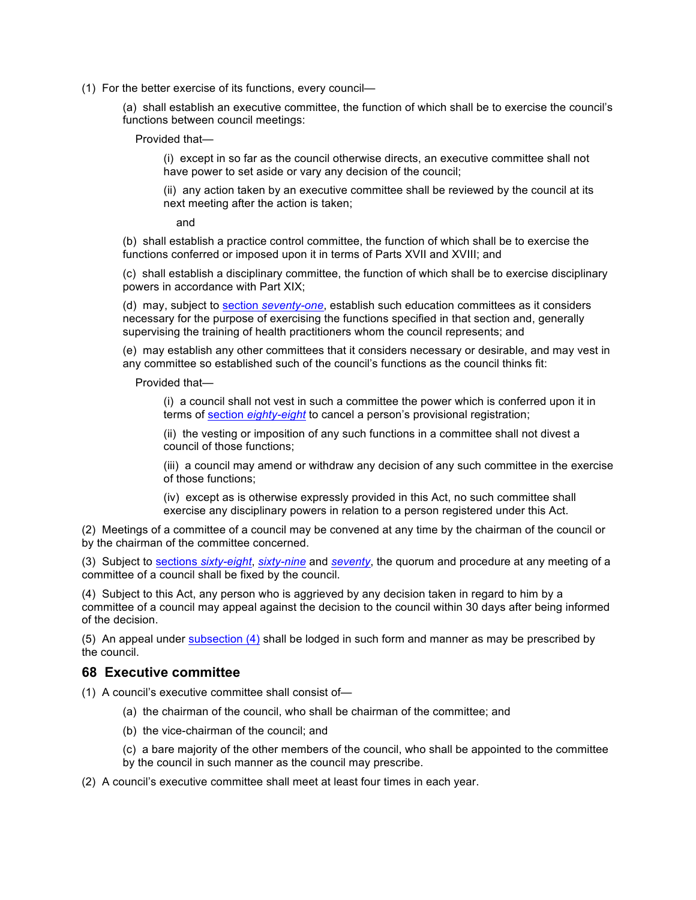(1) For the better exercise of its functions, every council—

(a) shall establish an executive committee, the function of which shall be to exercise the council's functions between council meetings:

Provided that—

(i) except in so far as the council otherwise directs, an executive committee shall not have power to set aside or vary any decision of the council;

(ii) any action taken by an executive committee shall be reviewed by the council at its next meeting after the action is taken;

and

(b) shall establish a practice control committee, the function of which shall be to exercise the functions conferred or imposed upon it in terms of Parts XVII and XVIII; and

(c) shall establish a disciplinary committee, the function of which shall be to exercise disciplinary powers in accordance with Part XIX;

(d) may, subject to section *seventy-one*, establish such education committees as it considers necessary for the purpose of exercising the functions specified in that section and, generally supervising the training of health practitioners whom the council represents; and

(e) may establish any other committees that it considers necessary or desirable, and may vest in any committee so established such of the council's functions as the council thinks fit:

Provided that—

(i) a council shall not vest in such a committee the power which is conferred upon it in terms of section *eighty-eight* to cancel a person's provisional registration;

(ii) the vesting or imposition of any such functions in a committee shall not divest a council of those functions;

(iii) a council may amend or withdraw any decision of any such committee in the exercise of those functions;

(iv) except as is otherwise expressly provided in this Act, no such committee shall exercise any disciplinary powers in relation to a person registered under this Act.

(2) Meetings of a committee of a council may be convened at any time by the chairman of the council or by the chairman of the committee concerned.

(3) Subject to sections *sixty-eight*, *sixty-nine* and *seventy*, the quorum and procedure at any meeting of a committee of a council shall be fixed by the council.

(4) Subject to this Act, any person who is aggrieved by any decision taken in regard to him by a committee of a council may appeal against the decision to the council within 30 days after being informed of the decision.

(5) An appeal under subsection (4) shall be lodged in such form and manner as may be prescribed by the council.

## 68 Executive committee

(1) A council's executive committee shall consist of—

(a) the chairman of the council, who shall be chairman of the committee; and

(b) the vice-chairman of the council; and

(c) a bare majority of the other members of the council, who shall be appointed to the committee by the council in such manner as the council may prescribe.

(2) A council's executive committee shall meet at least four times in each year.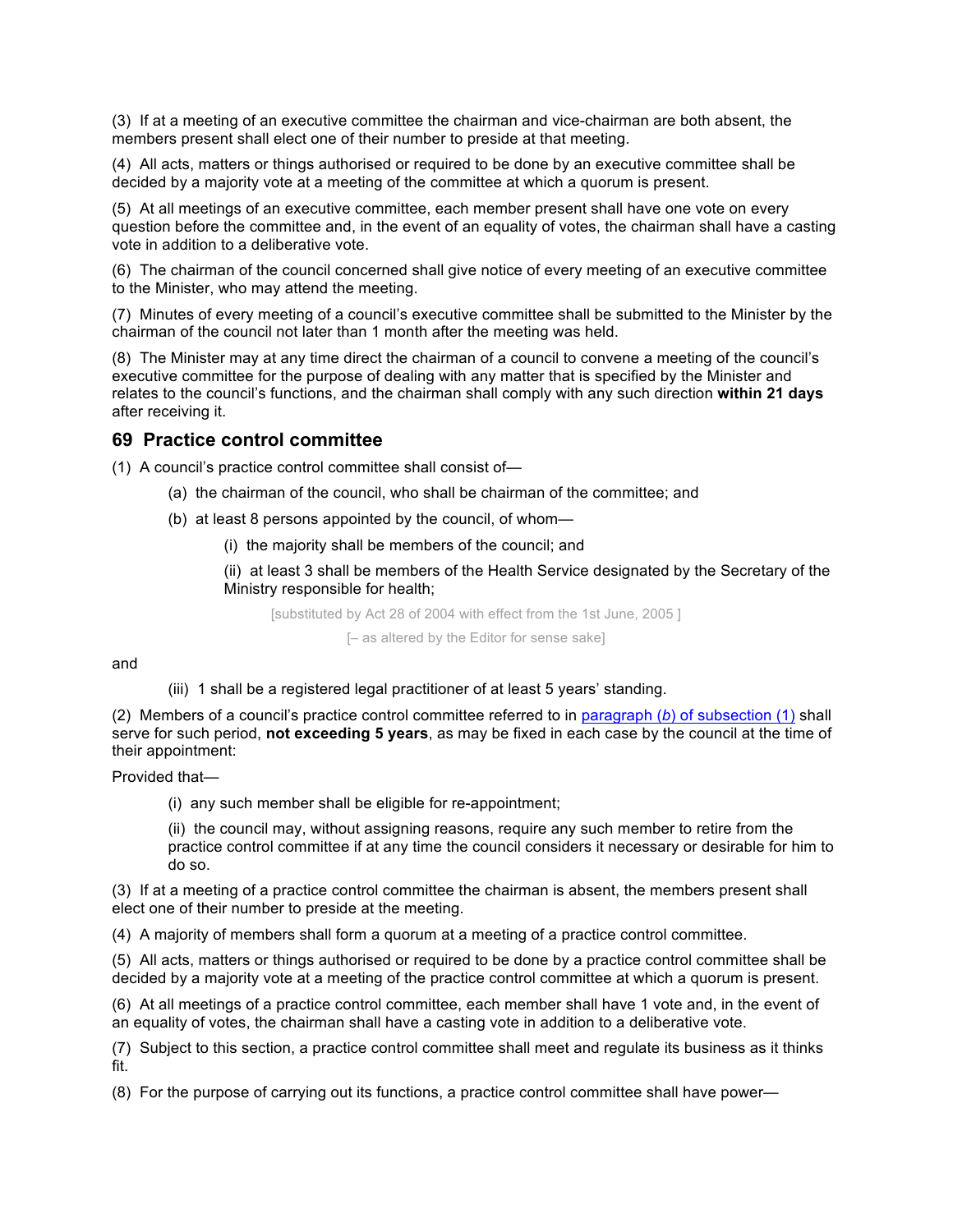(3) If at a meeting of an executive committee the chairman and vice-chairman are both absent, the members present shall elect one of their number to preside at that meeting.

(4) All acts, matters or things authorised or required to be done by an executive committee shall be decided by a majority vote at a meeting of the committee at which a quorum is present.

(5) At all meetings of an executive committee, each member present shall have one vote on every question before the committee and, in the event of an equality of votes, the chairman shall have a casting vote in addition to a deliberative vote.

(6) The chairman of the council concerned shall give notice of every meeting of an executive committee to the Minister, who may attend the meeting.

(7) Minutes of every meeting of a council's executive committee shall be submitted to the Minister by the chairman of the council not later than 1 month after the meeting was held.

(8) The Minister may at any time direct the chairman of a council to convene a meeting of the council's executive committee for the purpose of dealing with any matter that is specified by the Minister and relates to the council's functions, and the chairman shall comply with any such direction **within 21 days** after receiving it.

## 69 Practice control committee

(1) A council's practice control committee shall consist of—

(a) the chairman of the council, who shall be chairman of the committee; and

(b) at least 8 persons appointed by the council, of whom—

(i) the majority shall be members of the council; and

(ii) at least 3 shall be members of the Health Service designated by the Secretary of the Ministry responsible for health;

[substituted by Act 28 of 2004 with effect from the 1st June, 2005 ]

[– as altered by the Editor for sense sake]

and

(iii) 1 shall be a registered legal practitioner of at least 5 years' standing.

(2) Members of a council's practice control committee referred to in paragraph (*b*) of subsection (1) shall serve for such period, **not exceeding 5 years**, as may be fixed in each case by the council at the time of their appointment:

Provided that—

(i) any such member shall be eligible for re-appointment;

(ii) the council may, without assigning reasons, require any such member to retire from the practice control committee if at any time the council considers it necessary or desirable for him to do so.

(3) If at a meeting of a practice control committee the chairman is absent, the members present shall elect one of their number to preside at the meeting.

(4) A majority of members shall form a quorum at a meeting of a practice control committee.

(5) All acts, matters or things authorised or required to be done by a practice control committee shall be decided by a majority vote at a meeting of the practice control committee at which a quorum is present.

(6) At all meetings of a practice control committee, each member shall have 1 vote and, in the event of an equality of votes, the chairman shall have a casting vote in addition to a deliberative vote.

(7) Subject to this section, a practice control committee shall meet and regulate its business as it thinks fit.

(8) For the purpose of carrying out its functions, a practice control committee shall have power—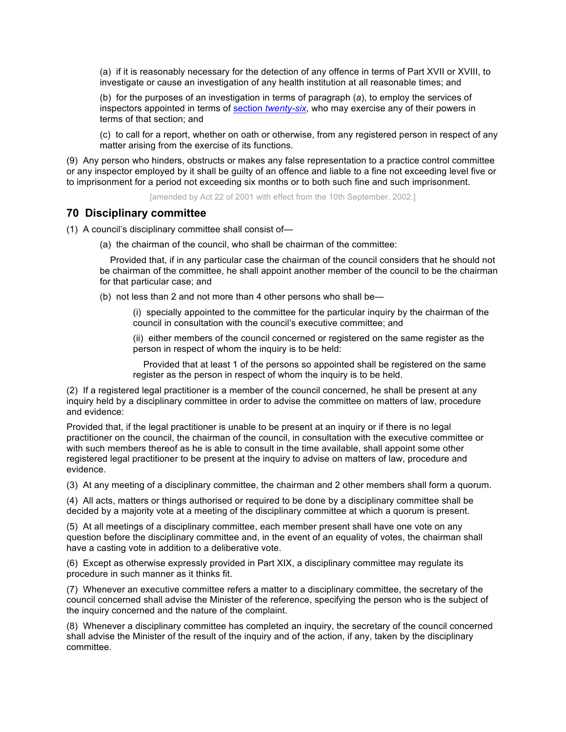(a) if it is reasonably necessary for the detection of any offence in terms of Part XVII or XVIII, to investigate or cause an investigation of any health institution at all reasonable times; and

(b) for the purposes of an investigation in terms of paragraph (*a*), to employ the services of inspectors appointed in terms of section *twenty-six*, who may exercise any of their powers in terms of that section; and

(c) to call for a report, whether on oath or otherwise, from any registered person in respect of any matter arising from the exercise of its functions.

(9) Any person who hinders, obstructs or makes any false representation to a practice control committee or any inspector employed by it shall be guilty of an offence and liable to a fine not exceeding level five or to imprisonment for a period not exceeding six months or to both such fine and such imprisonment.

[amended by Act 22 of 2001 with effect from the 10th September, 2002.]

## 70 Disciplinary committee

(1) A council's disciplinary committee shall consist of—

(a) the chairman of the council, who shall be chairman of the committee:

Provided that, if in any particular case the chairman of the council considers that he should not be chairman of the committee, he shall appoint another member of the council to be the chairman for that particular case; and

(b) not less than 2 and not more than 4 other persons who shall be—

(i) specially appointed to the committee for the particular inquiry by the chairman of the council in consultation with the council's executive committee; and

(ii) either members of the council concerned or registered on the same register as the person in respect of whom the inquiry is to be held:

Provided that at least 1 of the persons so appointed shall be registered on the same register as the person in respect of whom the inquiry is to be held.

(2) If a registered legal practitioner is a member of the council concerned, he shall be present at any inquiry held by a disciplinary committee in order to advise the committee on matters of law, procedure and evidence:

Provided that, if the legal practitioner is unable to be present at an inquiry or if there is no legal practitioner on the council, the chairman of the council, in consultation with the executive committee or with such members thereof as he is able to consult in the time available, shall appoint some other registered legal practitioner to be present at the inquiry to advise on matters of law, procedure and evidence.

(3) At any meeting of a disciplinary committee, the chairman and 2 other members shall form a quorum.

(4) All acts, matters or things authorised or required to be done by a disciplinary committee shall be decided by a majority vote at a meeting of the disciplinary committee at which a quorum is present.

(5) At all meetings of a disciplinary committee, each member present shall have one vote on any question before the disciplinary committee and, in the event of an equality of votes, the chairman shall have a casting vote in addition to a deliberative vote.

(6) Except as otherwise expressly provided in Part XIX, a disciplinary committee may regulate its procedure in such manner as it thinks fit.

(7) Whenever an executive committee refers a matter to a disciplinary committee, the secretary of the council concerned shall advise the Minister of the reference, specifying the person who is the subject of the inquiry concerned and the nature of the complaint.

(8) Whenever a disciplinary committee has completed an inquiry, the secretary of the council concerned shall advise the Minister of the result of the inquiry and of the action, if any, taken by the disciplinary committee.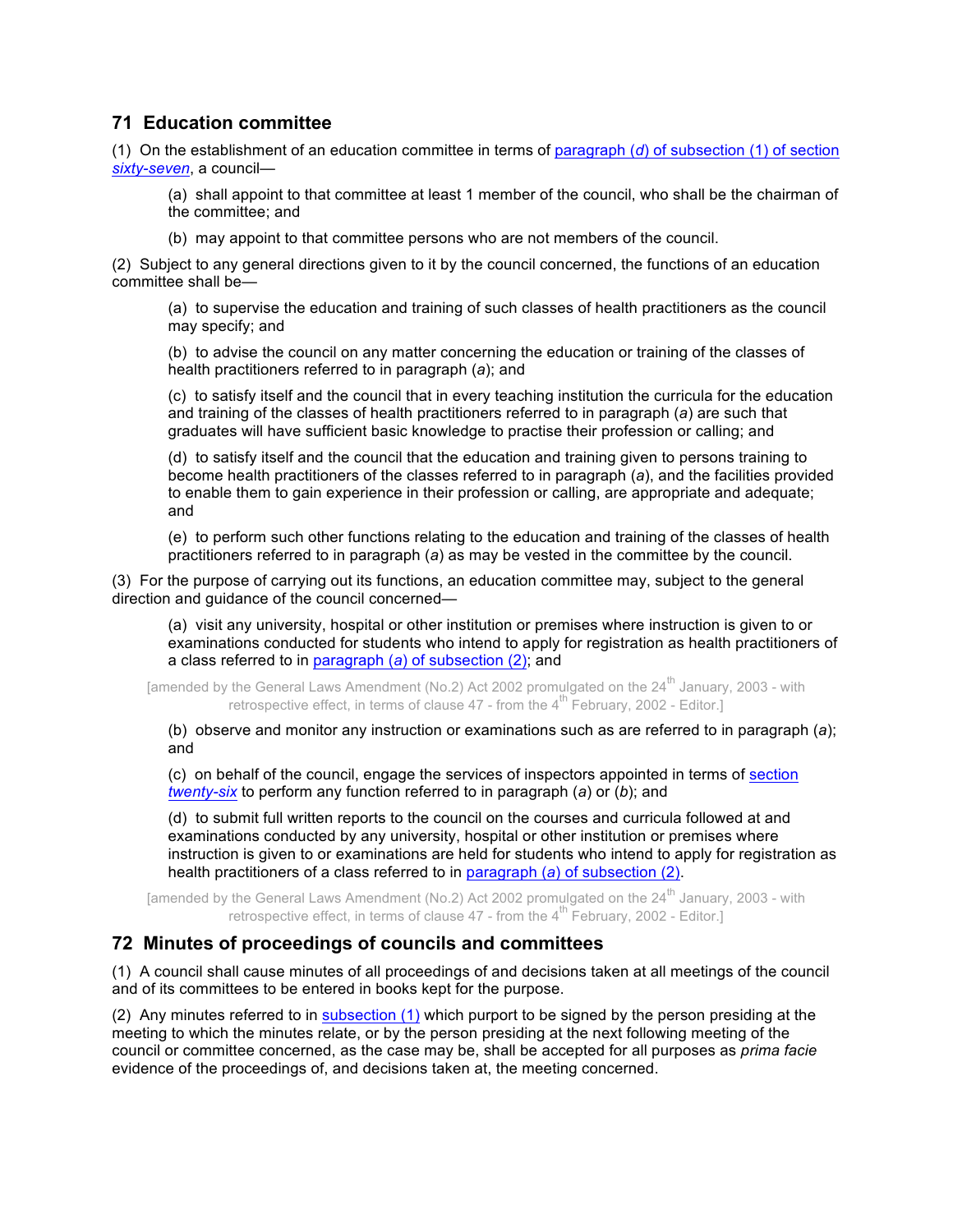## 71 Education committee

(1) On the establishment of an education committee in terms of paragraph (*d*) of subsection (1) of section *sixty-seven*, a council—

(a) shall appoint to that committee at least 1 member of the council, who shall be the chairman of the committee; and

(b) may appoint to that committee persons who are not members of the council.

(2) Subject to any general directions given to it by the council concerned, the functions of an education committee shall be—

(a) to supervise the education and training of such classes of health practitioners as the council may specify; and

(b) to advise the council on any matter concerning the education or training of the classes of health practitioners referred to in paragraph (*a*); and

(c) to satisfy itself and the council that in every teaching institution the curricula for the education and training of the classes of health practitioners referred to in paragraph (*a*) are such that graduates will have sufficient basic knowledge to practise their profession or calling; and

(d) to satisfy itself and the council that the education and training given to persons training to become health practitioners of the classes referred to in paragraph (*a*), and the facilities provided to enable them to gain experience in their profession or calling, are appropriate and adequate; and

(e) to perform such other functions relating to the education and training of the classes of health practitioners referred to in paragraph (*a*) as may be vested in the committee by the council.

(3) For the purpose of carrying out its functions, an education committee may, subject to the general direction and guidance of the council concerned—

(a) visit any university, hospital or other institution or premises where instruction is given to or examinations conducted for students who intend to apply for registration as health practitioners of a class referred to in paragraph (*a*) of subsection (2); and

[amended by the General Laws Amendment (No.2) Act 2002 promulgated on the 24th January, 2003 - with retrospective effect, in terms of clause 47 - from the 4th February, 2002 - Editor.]

(b) observe and monitor any instruction or examinations such as are referred to in paragraph (*a*); and

(c) on behalf of the council, engage the services of inspectors appointed in terms of section *twenty-six* to perform any function referred to in paragraph (*a*) or (*b*); and

(d) to submit full written reports to the council on the courses and curricula followed at and examinations conducted by any university, hospital or other institution or premises where instruction is given to or examinations are held for students who intend to apply for registration as health practitioners of a class referred to in paragraph (*a*) of subsection (2).

[amended by the General Laws Amendment (No.2) Act 2002 promulgated on the 24th January, 2003 - with retrospective effect, in terms of clause 47 - from the 4th February, 2002 - Editor.]

## 72 Minutes of proceedings of councils and committees

(1) A council shall cause minutes of all proceedings of and decisions taken at all meetings of the council and of its committees to be entered in books kept for the purpose.

(2) Any minutes referred to in subsection (1) which purport to be signed by the person presiding at the meeting to which the minutes relate, or by the person presiding at the next following meeting of the council or committee concerned, as the case may be, shall be accepted for all purposes as *prima facie* evidence of the proceedings of, and decisions taken at, the meeting concerned.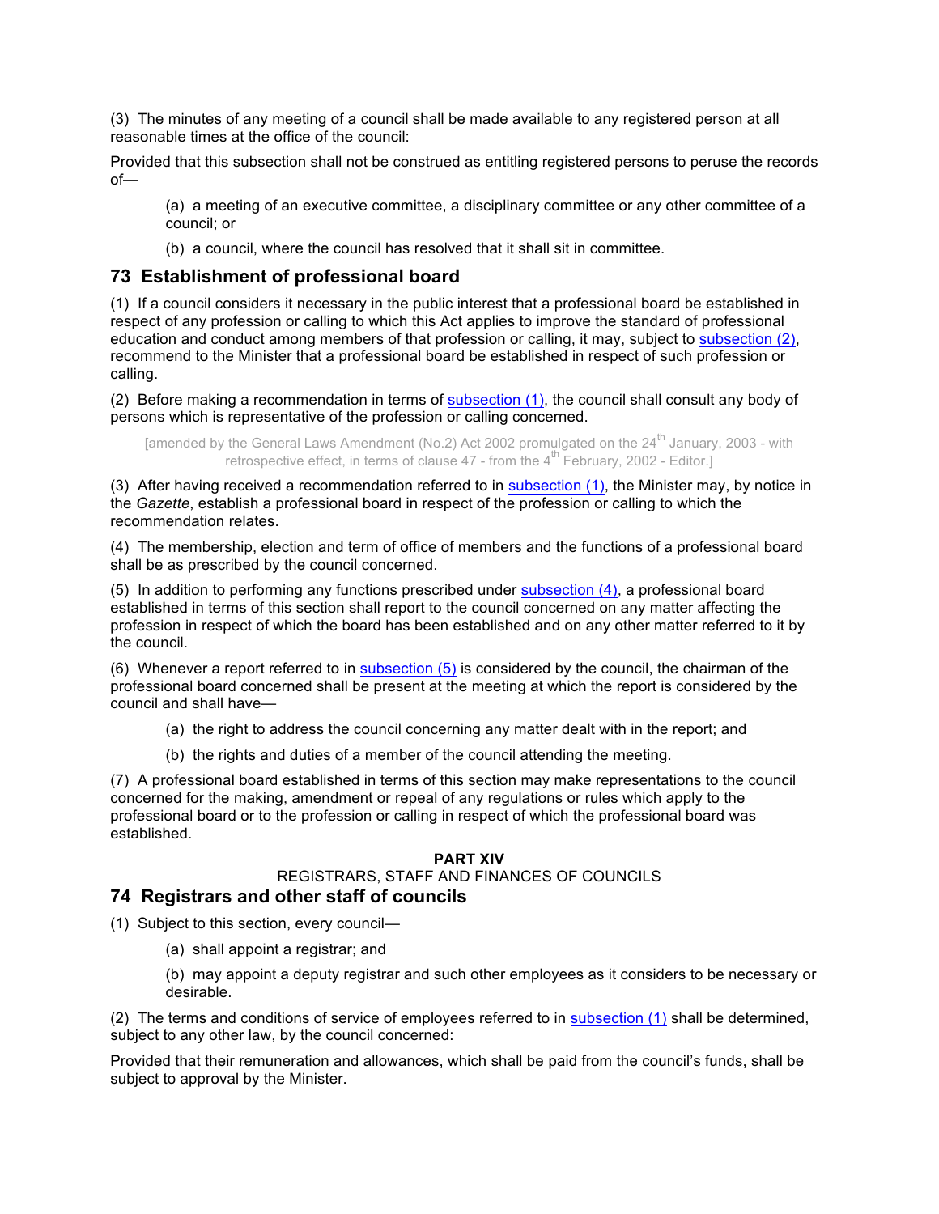(3) The minutes of any meeting of a council shall be made available to any registered person at all reasonable times at the office of the council:

Provided that this subsection shall not be construed as entitling registered persons to peruse the records of—

(a) a meeting of an executive committee, a disciplinary committee or any other committee of a council; or

(b) a council, where the council has resolved that it shall sit in committee.

## 73 Establishment of professional board

(1) If a council considers it necessary in the public interest that a professional board be established in respect of any profession or calling to which this Act applies to improve the standard of professional education and conduct among members of that profession or calling, it may, subject to subsection (2), recommend to the Minister that a professional board be established in respect of such profession or calling.

(2) Before making a recommendation in terms of subsection (1), the council shall consult any body of persons which is representative of the profession or calling concerned.

[amended by the General Laws Amendment (No.2) Act 2002 promulgated on the 24th January, 2003 - with retrospective effect, in terms of clause 47 - from the 4th February, 2002 - Editor.]

(3) After having received a recommendation referred to in subsection (1), the Minister may, by notice in the *Gazette*, establish a professional board in respect of the profession or calling to which the recommendation relates.

(4) The membership, election and term of office of members and the functions of a professional board shall be as prescribed by the council concerned.

(5) In addition to performing any functions prescribed under subsection (4), a professional board established in terms of this section shall report to the council concerned on any matter affecting the profession in respect of which the board has been established and on any other matter referred to it by the council.

(6) Whenever a report referred to in subsection (5) is considered by the council, the chairman of the professional board concerned shall be present at the meeting at which the report is considered by the council and shall have—

(a) the right to address the council concerning any matter dealt with in the report; and

(b) the rights and duties of a member of the council attending the meeting.

(7) A professional board established in terms of this section may make representations to the council concerned for the making, amendment or repeal of any regulations or rules which apply to the professional board or to the profession or calling in respect of which the professional board was established.

**PART XIV**

REGISTRARS, STAFF AND FINANCES OF COUNCILS

## 74 Registrars and other staff of councils

(1) Subject to this section, every council—

(a) shall appoint a registrar; and

(b) may appoint a deputy registrar and such other employees as it considers to be necessary or desirable.

(2) The terms and conditions of service of employees referred to in subsection (1) shall be determined, subject to any other law, by the council concerned:

Provided that their remuneration and allowances, which shall be paid from the council's funds, shall be subject to approval by the Minister.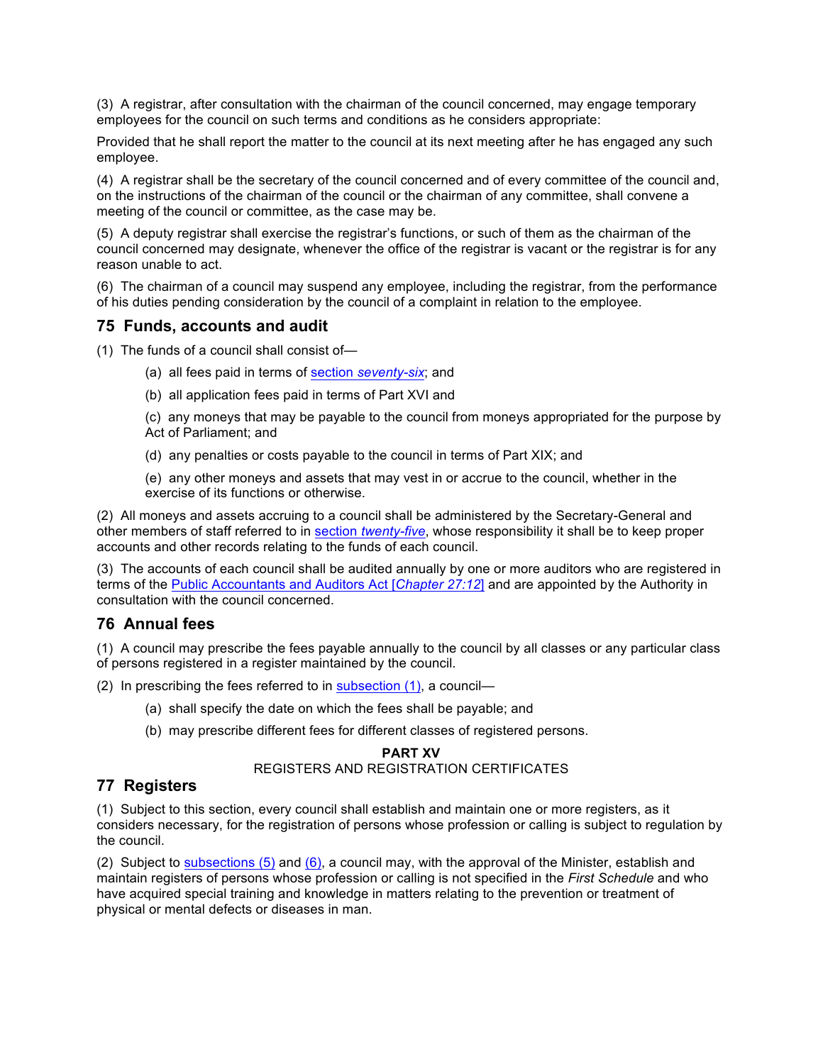(3) A registrar, after consultation with the chairman of the council concerned, may engage temporary employees for the council on such terms and conditions as he considers appropriate:

Provided that he shall report the matter to the council at its next meeting after he has engaged any such employee.

(4) A registrar shall be the secretary of the council concerned and of every committee of the council and, on the instructions of the chairman of the council or the chairman of any committee, shall convene a meeting of the council or committee, as the case may be.

(5) A deputy registrar shall exercise the registrar's functions, or such of them as the chairman of the council concerned may designate, whenever the office of the registrar is vacant or the registrar is for any reason unable to act.

(6) The chairman of a council may suspend any employee, including the registrar, from the performance of his duties pending consideration by the council of a complaint in relation to the employee.

## 75 Funds, accounts and audit

(1) The funds of a council shall consist of—

(a) all fees paid in terms of section *seventy-six*; and

(b) all application fees paid in terms of Part XVI and

(c) any moneys that may be payable to the council from moneys appropriated for the purpose by Act of Parliament; and

(d) any penalties or costs payable to the council in terms of Part XIX; and

(e) any other moneys and assets that may vest in or accrue to the council, whether in the exercise of its functions or otherwise.

(2) All moneys and assets accruing to a council shall be administered by the Secretary-General and other members of staff referred to in section *twenty-five*, whose responsibility it shall be to keep proper accounts and other records relating to the funds of each council.

(3) The accounts of each council shall be audited annually by one or more auditors who are registered in terms of the Public Accountants and Auditors Act [*Chapter 27:12*] and are appointed by the Authority in consultation with the council concerned.

## 76 Annual fees

(1) A council may prescribe the fees payable annually to the council by all classes or any particular class of persons registered in a register maintained by the council.

(2) In prescribing the fees referred to in subsection (1), a council—

(a) shall specify the date on which the fees shall be payable; and

(b) may prescribe different fees for different classes of registered persons.

**PART XV**

REGISTERS AND REGISTRATION CERTIFICATES

## 77 Registers

(1) Subject to this section, every council shall establish and maintain one or more registers, as it considers necessary, for the registration of persons whose profession or calling is subject to regulation by the council.

(2) Subject to subsections (5) and (6), a council may, with the approval of the Minister, establish and maintain registers of persons whose profession or calling is not specified in the *First Schedule* and who have acquired special training and knowledge in matters relating to the prevention or treatment of physical or mental defects or diseases in man.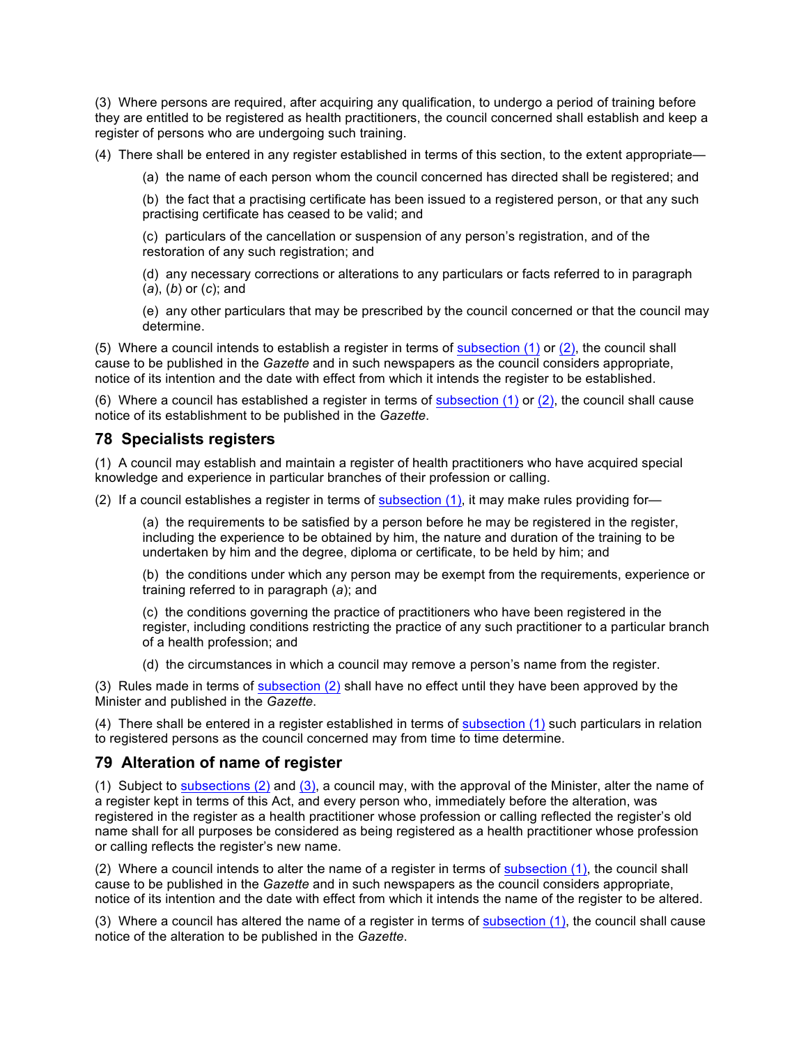(3) Where persons are required, after acquiring any qualification, to undergo a period of training before they are entitled to be registered as health practitioners, the council concerned shall establish and keep a register of persons who are undergoing such training.

(4) There shall be entered in any register established in terms of this section, to the extent appropriate—

(a) the name of each person whom the council concerned has directed shall be registered; and

(b) the fact that a practising certificate has been issued to a registered person, or that any such practising certificate has ceased to be valid; and

(c) particulars of the cancellation or suspension of any person's registration, and of the restoration of any such registration; and

(d) any necessary corrections or alterations to any particulars or facts referred to in paragraph (*a*), (*b*) or (*c*); and

(e) any other particulars that may be prescribed by the council concerned or that the council may determine.

(5) Where a council intends to establish a register in terms of subsection (1) or (2), the council shall cause to be published in the *Gazette* and in such newspapers as the council considers appropriate, notice of its intention and the date with effect from which it intends the register to be established.

(6) Where a council has established a register in terms of subsection (1) or (2), the council shall cause notice of its establishment to be published in the *Gazette*.

## 78 Specialists registers

(1) A council may establish and maintain a register of health practitioners who have acquired special knowledge and experience in particular branches of their profession or calling.

(2) If a council establishes a register in terms of subsection (1), it may make rules providing for—

(a) the requirements to be satisfied by a person before he may be registered in the register, including the experience to be obtained by him, the nature and duration of the training to be undertaken by him and the degree, diploma or certificate, to be held by him; and

(b) the conditions under which any person may be exempt from the requirements, experience or training referred to in paragraph (*a*); and

(c) the conditions governing the practice of practitioners who have been registered in the register, including conditions restricting the practice of any such practitioner to a particular branch of a health profession; and

(d) the circumstances in which a council may remove a person's name from the register.

(3) Rules made in terms of subsection (2) shall have no effect until they have been approved by the Minister and published in the *Gazette*.

(4) There shall be entered in a register established in terms of subsection (1) such particulars in relation to registered persons as the council concerned may from time to time determine.

## 79 Alteration of name of register

(1) Subject to subsections (2) and (3), a council may, with the approval of the Minister, alter the name of a register kept in terms of this Act, and every person who, immediately before the alteration, was registered in the register as a health practitioner whose profession or calling reflected the register's old name shall for all purposes be considered as being registered as a health practitioner whose profession or calling reflects the register's new name.

(2) Where a council intends to alter the name of a register in terms of subsection (1), the council shall cause to be published in the *Gazette* and in such newspapers as the council considers appropriate, notice of its intention and the date with effect from which it intends the name of the register to be altered.

(3) Where a council has altered the name of a register in terms of subsection (1), the council shall cause notice of the alteration to be published in the *Gazette*.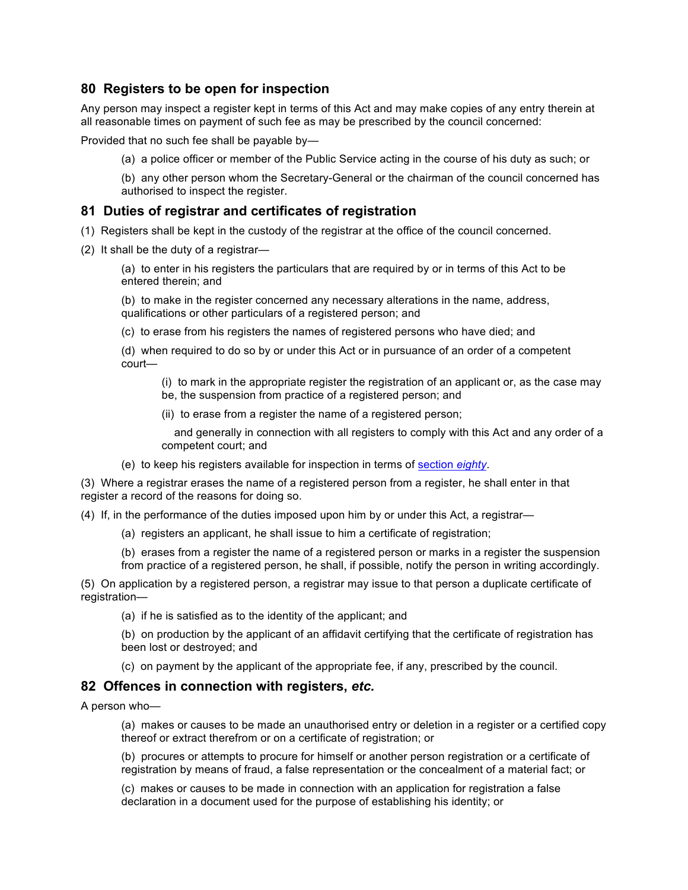### 80 Registers to be open for inspection

Any person may inspect a register kept in terms of this Act and may make copies of any entry therein at all reasonable times on payment of such fee as may be prescribed by the council concerned:

Provided that no such fee shall be payable by—

(a) a police officer or member of the Public Service acting in the course of his duty as such; or

(b) any other person whom the Secretary-General or the chairman of the council concerned has authorised to inspect the register.

### 81 Duties of registrar and certificates of registration

(1) Registers shall be kept in the custody of the registrar at the office of the council concerned.

(2) It shall be the duty of a registrar—

(a) to enter in his registers the particulars that are required by or in terms of this Act to be entered therein; and

(b) to make in the register concerned any necessary alterations in the name, address, qualifications or other particulars of a registered person; and

(c) to erase from his registers the names of registered persons who have died; and

(d) when required to do so by or under this Act or in pursuance of an order of a competent court—

(i) to mark in the appropriate register the registration of an applicant or, as the case may be, the suspension from practice of a registered person; and

(ii) to erase from a register the name of a registered person;

and generally in connection with all registers to comply with this Act and any order of a competent court; and

(e) to keep his registers available for inspection in terms of section *eighty*.

(3) Where a registrar erases the name of a registered person from a register, he shall enter in that register a record of the reasons for doing so.

(4) If, in the performance of the duties imposed upon him by or under this Act, a registrar—

(a) registers an applicant, he shall issue to him a certificate of registration;

(b) erases from a register the name of a registered person or marks in a register the suspension from practice of a registered person, he shall, if possible, notify the person in writing accordingly.

(5) On application by a registered person, a registrar may issue to that person a duplicate certificate of registration—

(a) if he is satisfied as to the identity of the applicant; and

(b) on production by the applicant of an affidavit certifying that the certificate of registration has been lost or destroyed; and

(c) on payment by the applicant of the appropriate fee, if any, prescribed by the council.

### 82 Offences in connection with registers, *etc.*

A person who—

(a) makes or causes to be made an unauthorised entry or deletion in a register or a certified copy thereof or extract therefrom or on a certificate of registration; or

(b) procures or attempts to procure for himself or another person registration or a certificate of registration by means of fraud, a false representation or the concealment of a material fact; or

(c) makes or causes to be made in connection with an application for registration a false declaration in a document used for the purpose of establishing his identity; or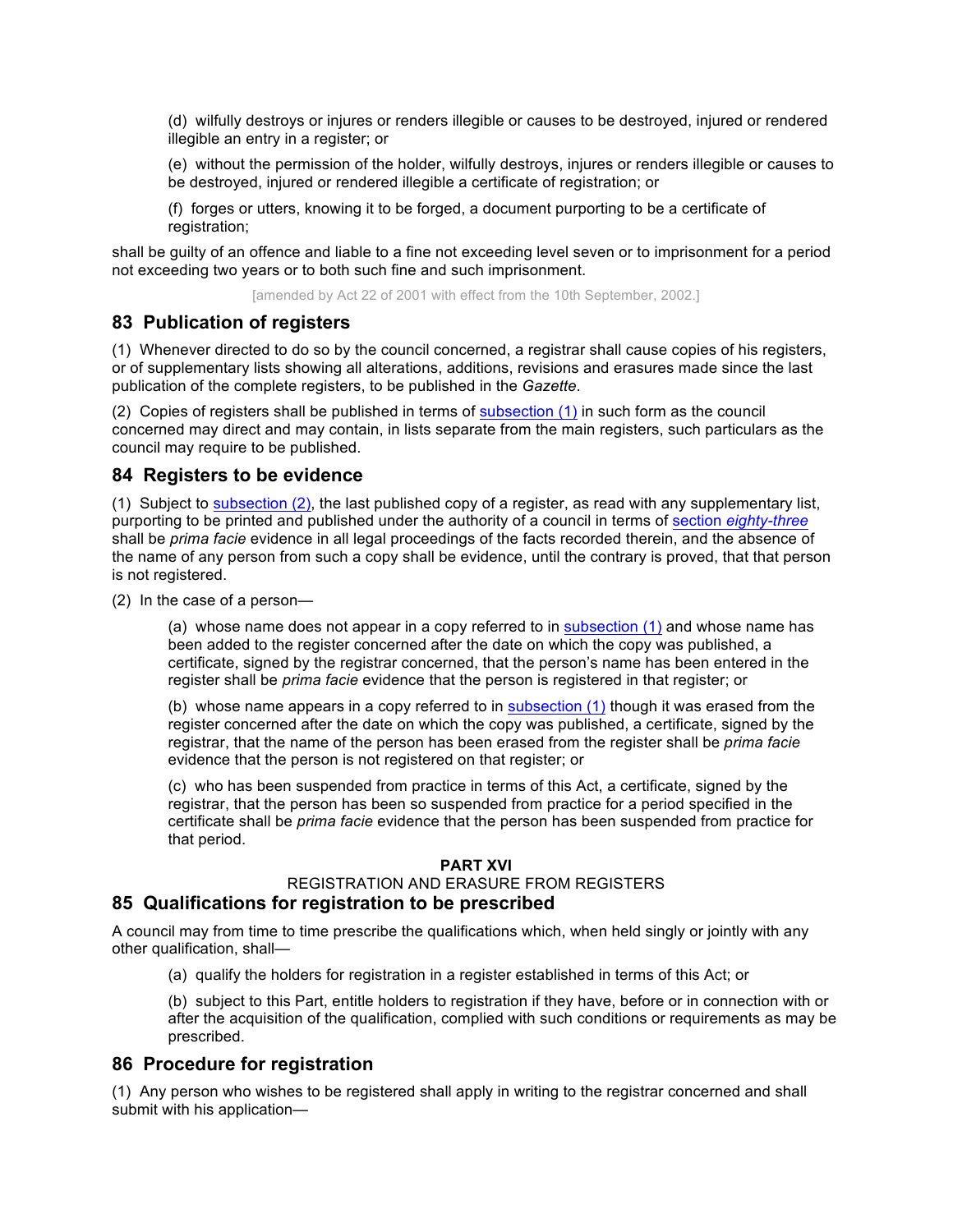(d) wilfully destroys or injures or renders illegible or causes to be destroyed, injured or rendered illegible an entry in a register; or

(e) without the permission of the holder, wilfully destroys, injures or renders illegible or causes to be destroyed, injured or rendered illegible a certificate of registration; or

(f) forges or utters, knowing it to be forged, a document purporting to be a certificate of registration;

shall be guilty of an offence and liable to a fine not exceeding level seven or to imprisonment for a period not exceeding two years or to both such fine and such imprisonment.

[amended by Act 22 of 2001 with effect from the 10th September, 2002.]

## 83 Publication of registers

(1) Whenever directed to do so by the council concerned, a registrar shall cause copies of his registers, or of supplementary lists showing all alterations, additions, revisions and erasures made since the last publication of the complete registers, to be published in the *Gazette*.

(2) Copies of registers shall be published in terms of subsection (1) in such form as the council concerned may direct and may contain, in lists separate from the main registers, such particulars as the council may require to be published.

## 84 Registers to be evidence

(1) Subject to subsection (2), the last published copy of a register, as read with any supplementary list, purporting to be printed and published under the authority of a council in terms of section *eighty-three* shall be *prima facie* evidence in all legal proceedings of the facts recorded therein, and the absence of the name of any person from such a copy shall be evidence, until the contrary is proved, that that person is not registered.

(2) In the case of a person—

(a) whose name does not appear in a copy referred to in subsection (1) and whose name has been added to the register concerned after the date on which the copy was published, a certificate, signed by the registrar concerned, that the person's name has been entered in the register shall be *prima facie* evidence that the person is registered in that register; or

(b) whose name appears in a copy referred to in subsection (1) though it was erased from the register concerned after the date on which the copy was published, a certificate, signed by the registrar, that the name of the person has been erased from the register shall be *prima facie* evidence that the person is not registered on that register; or

(c) who has been suspended from practice in terms of this Act, a certificate, signed by the registrar, that the person has been so suspended from practice for a period specified in the certificate shall be *prima facie* evidence that the person has been suspended from practice for that period.

**PART XVI**

REGISTRATION AND ERASURE FROM REGISTERS

## 85 Qualifications for registration to be prescribed

A council may from time to time prescribe the qualifications which, when held singly or jointly with any other qualification, shall—

(a) qualify the holders for registration in a register established in terms of this Act; or

(b) subject to this Part, entitle holders to registration if they have, before or in connection with or after the acquisition of the qualification, complied with such conditions or requirements as may be prescribed.

## 86 Procedure for registration

(1) Any person who wishes to be registered shall apply in writing to the registrar concerned and shall submit with his application—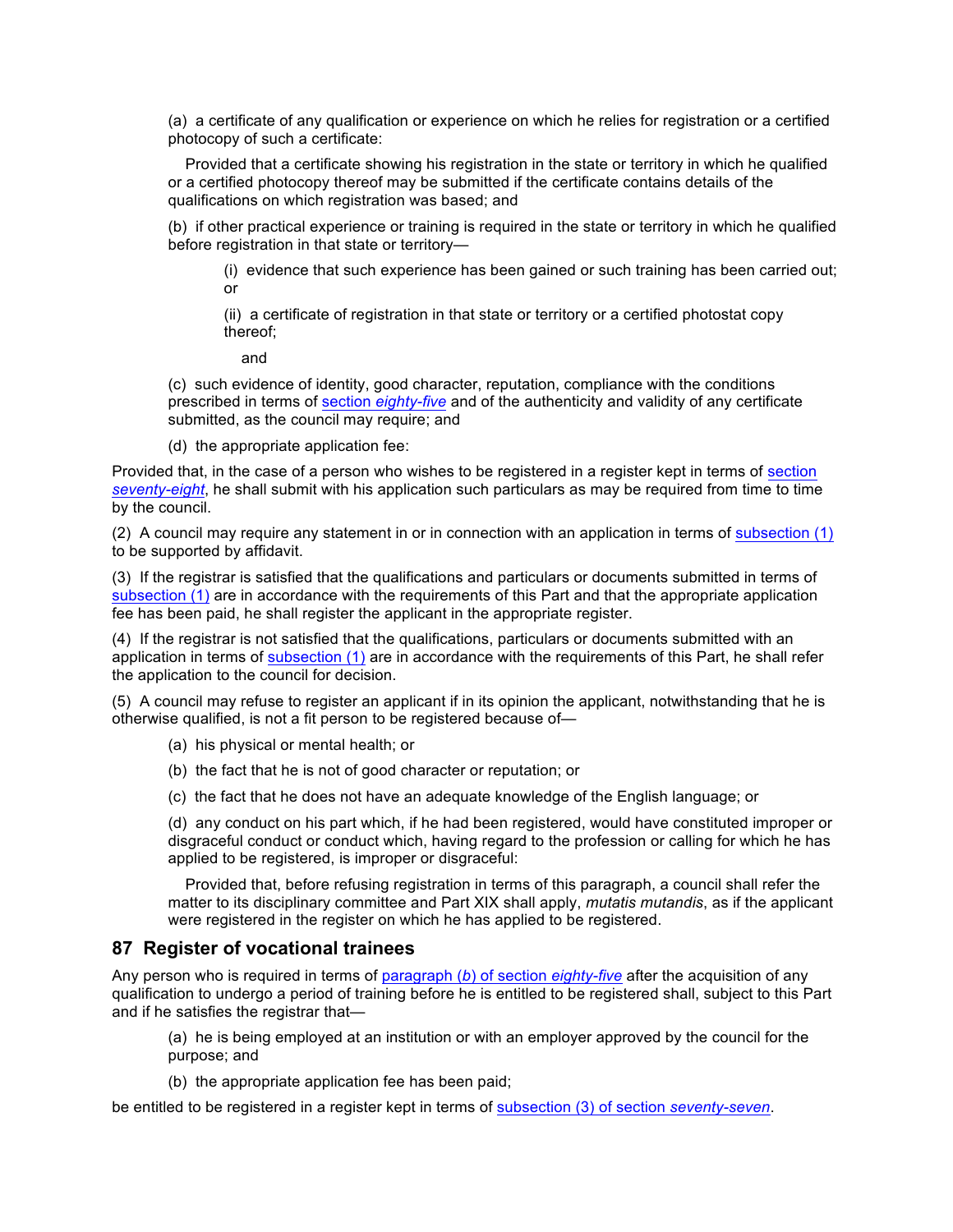(a) a certificate of any qualification or experience on which he relies for registration or a certified photocopy of such a certificate:

Provided that a certificate showing his registration in the state or territory in which he qualified or a certified photocopy thereof may be submitted if the certificate contains details of the qualifications on which registration was based; and

(b) if other practical experience or training is required in the state or territory in which he qualified before registration in that state or territory—

(i) evidence that such experience has been gained or such training has been carried out; or

(ii) a certificate of registration in that state or territory or a certified photostat copy thereof;

and

(c) such evidence of identity, good character, reputation, compliance with the conditions prescribed in terms of section *eighty-five* and of the authenticity and validity of any certificate submitted, as the council may require; and

(d) the appropriate application fee:

Provided that, in the case of a person who wishes to be registered in a register kept in terms of section *seventy-eight*, he shall submit with his application such particulars as may be required from time to time by the council.

(2) A council may require any statement in or in connection with an application in terms of subsection (1) to be supported by affidavit.

(3) If the registrar is satisfied that the qualifications and particulars or documents submitted in terms of subsection (1) are in accordance with the requirements of this Part and that the appropriate application fee has been paid, he shall register the applicant in the appropriate register.

(4) If the registrar is not satisfied that the qualifications, particulars or documents submitted with an application in terms of subsection (1) are in accordance with the requirements of this Part, he shall refer the application to the council for decision.

(5) A council may refuse to register an applicant if in its opinion the applicant, notwithstanding that he is otherwise qualified, is not a fit person to be registered because of—

(a) his physical or mental health; or

(b) the fact that he is not of good character or reputation; or

(c) the fact that he does not have an adequate knowledge of the English language; or

(d) any conduct on his part which, if he had been registered, would have constituted improper or disgraceful conduct or conduct which, having regard to the profession or calling for which he has applied to be registered, is improper or disgraceful:

Provided that, before refusing registration in terms of this paragraph, a council shall refer the matter to its disciplinary committee and Part XIX shall apply, *mutatis mutandis*, as if the applicant were registered in the register on which he has applied to be registered.

## 87 Register of vocational trainees

Any person who is required in terms of paragraph (*b*) of section *eighty-five* after the acquisition of any qualification to undergo a period of training before he is entitled to be registered shall, subject to this Part and if he satisfies the registrar that—

(a) he is being employed at an institution or with an employer approved by the council for the purpose; and

(b) the appropriate application fee has been paid;

be entitled to be registered in a register kept in terms of subsection (3) of section *seventy-seven*.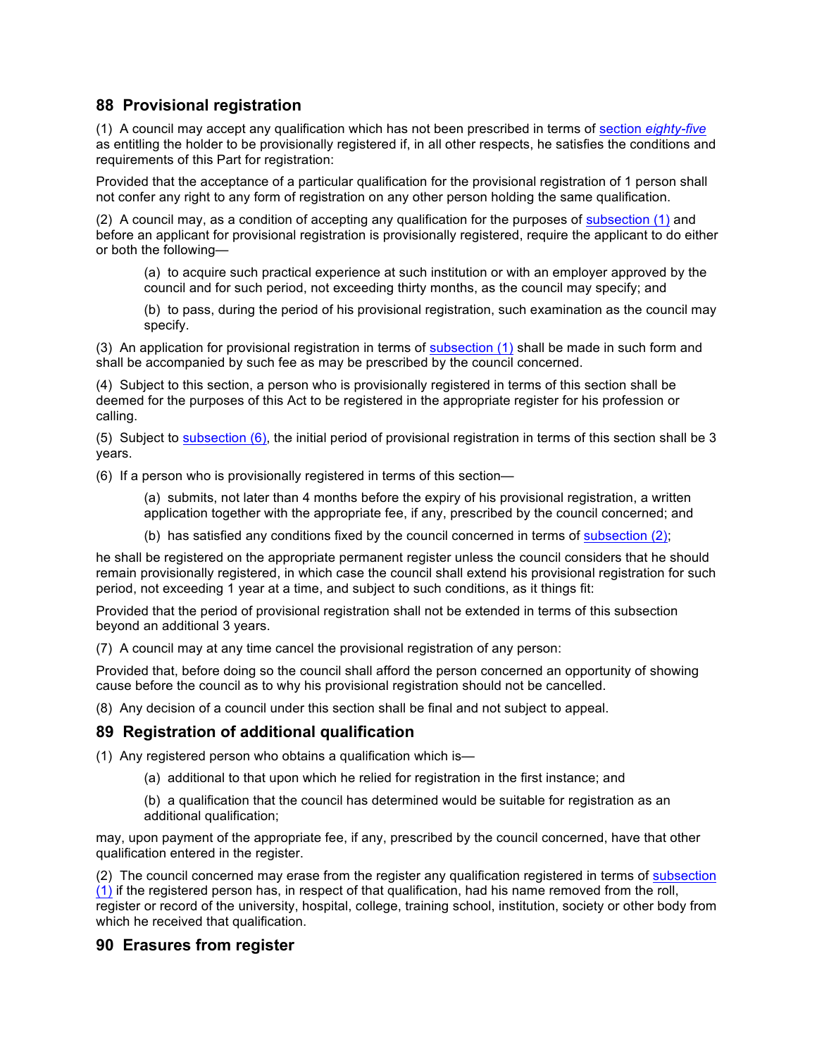## 88 Provisional registration

(1) A council may accept any qualification which has not been prescribed in terms of section *eighty-five* as entitling the holder to be provisionally registered if, in all other respects, he satisfies the conditions and requirements of this Part for registration:

Provided that the acceptance of a particular qualification for the provisional registration of 1 person shall not confer any right to any form of registration on any other person holding the same qualification.

(2) A council may, as a condition of accepting any qualification for the purposes of subsection (1) and before an applicant for provisional registration is provisionally registered, require the applicant to do either or both the following—

> (a) to acquire such practical experience at such institution or with an employer approved by the council and for such period, not exceeding thirty months, as the council may specify; and
>
> (b) to pass, during the period of his provisional registration, such examination as the council may specify.

(3) An application for provisional registration in terms of subsection (1) shall be made in such form and shall be accompanied by such fee as may be prescribed by the council concerned.

(4) Subject to this section, a person who is provisionally registered in terms of this section shall be deemed for the purposes of this Act to be registered in the appropriate register for his profession or calling.

(5) Subject to subsection (6), the initial period of provisional registration in terms of this section shall be 3 years.

(6) If a person who is provisionally registered in terms of this section—

> (a) submits, not later than 4 months before the expiry of his provisional registration, a written application together with the appropriate fee, if any, prescribed by the council concerned; and
>
> (b) has satisfied any conditions fixed by the council concerned in terms of subsection (2);

he shall be registered on the appropriate permanent register unless the council considers that he should remain provisionally registered, in which case the council shall extend his provisional registration for such period, not exceeding 1 year at a time, and subject to such conditions, as it things fit:

Provided that the period of provisional registration shall not be extended in terms of this subsection beyond an additional 3 years.

(7) A council may at any time cancel the provisional registration of any person:

Provided that, before doing so the council shall afford the person concerned an opportunity of showing cause before the council as to why his provisional registration should not be cancelled.

(8) Any decision of a council under this section shall be final and not subject to appeal.

## 89 Registration of additional qualification

(1) Any registered person who obtains a qualification which is—

> (a) additional to that upon which he relied for registration in the first instance; and
>
> (b) a qualification that the council has determined would be suitable for registration as an additional qualification;

may, upon payment of the appropriate fee, if any, prescribed by the council concerned, have that other qualification entered in the register.

(2) The council concerned may erase from the register any qualification registered in terms of subsection (1) if the registered person has, in respect of that qualification, had his name removed from the roll, register or record of the university, hospital, college, training school, institution, society or other body from which he received that qualification.

## 90 Erasures from register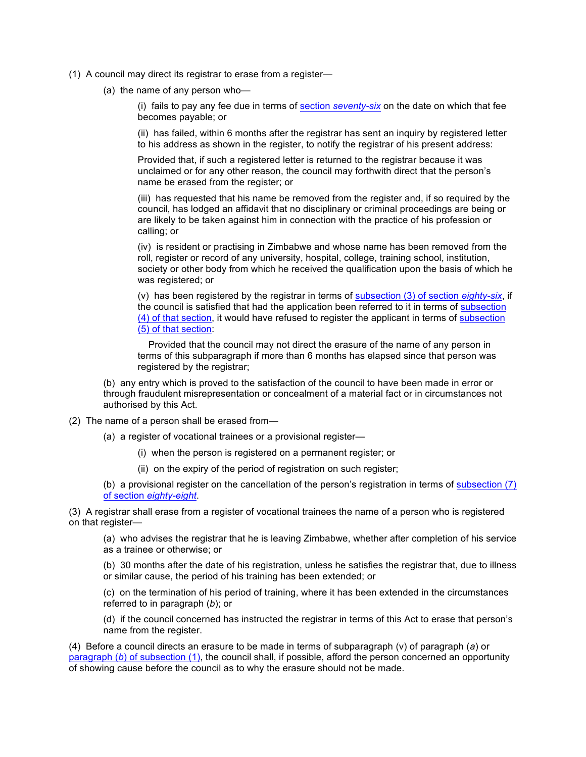(1) A council may direct its registrar to erase from a register—

(a) the name of any person who—

(i) fails to pay any fee due in terms of section *seventy-six* on the date on which that fee becomes payable; or

(ii) has failed, within 6 months after the registrar has sent an inquiry by registered letter to his address as shown in the register, to notify the registrar of his present address:

Provided that, if such a registered letter is returned to the registrar because it was unclaimed or for any other reason, the council may forthwith direct that the person's name be erased from the register; or

(iii) has requested that his name be removed from the register and, if so required by the council, has lodged an affidavit that no disciplinary or criminal proceedings are being or are likely to be taken against him in connection with the practice of his profession or calling; or

(iv) is resident or practising in Zimbabwe and whose name has been removed from the roll, register or record of any university, hospital, college, training school, institution, society or other body from which he received the qualification upon the basis of which he was registered; or

(v) has been registered by the registrar in terms of subsection (3) of section *eighty-six*, if the council is satisfied that had the application been referred to it in terms of subsection (4) of that section, it would have refused to register the applicant in terms of subsection (5) of that section:

Provided that the council may not direct the erasure of the name of any person in terms of this subparagraph if more than 6 months has elapsed since that person was registered by the registrar;

(b) any entry which is proved to the satisfaction of the council to have been made in error or through fraudulent misrepresentation or concealment of a material fact or in circumstances not authorised by this Act.

(2) The name of a person shall be erased from—

(a) a register of vocational trainees or a provisional register—

(i) when the person is registered on a permanent register; or

(ii) on the expiry of the period of registration on such register;

(b) a provisional register on the cancellation of the person's registration in terms of subsection (7) of section *eighty-eight*.

(3) A registrar shall erase from a register of vocational trainees the name of a person who is registered on that register—

(a) who advises the registrar that he is leaving Zimbabwe, whether after completion of his service as a trainee or otherwise; or

(b) 30 months after the date of his registration, unless he satisfies the registrar that, due to illness or similar cause, the period of his training has been extended; or

(c) on the termination of his period of training, where it has been extended in the circumstances referred to in paragraph (*b*); or

(d) if the council concerned has instructed the registrar in terms of this Act to erase that person's name from the register.

(4) Before a council directs an erasure to be made in terms of subparagraph (v) of paragraph (*a*) or paragraph (*b*) of subsection (1), the council shall, if possible, afford the person concerned an opportunity of showing cause before the council as to why the erasure should not be made.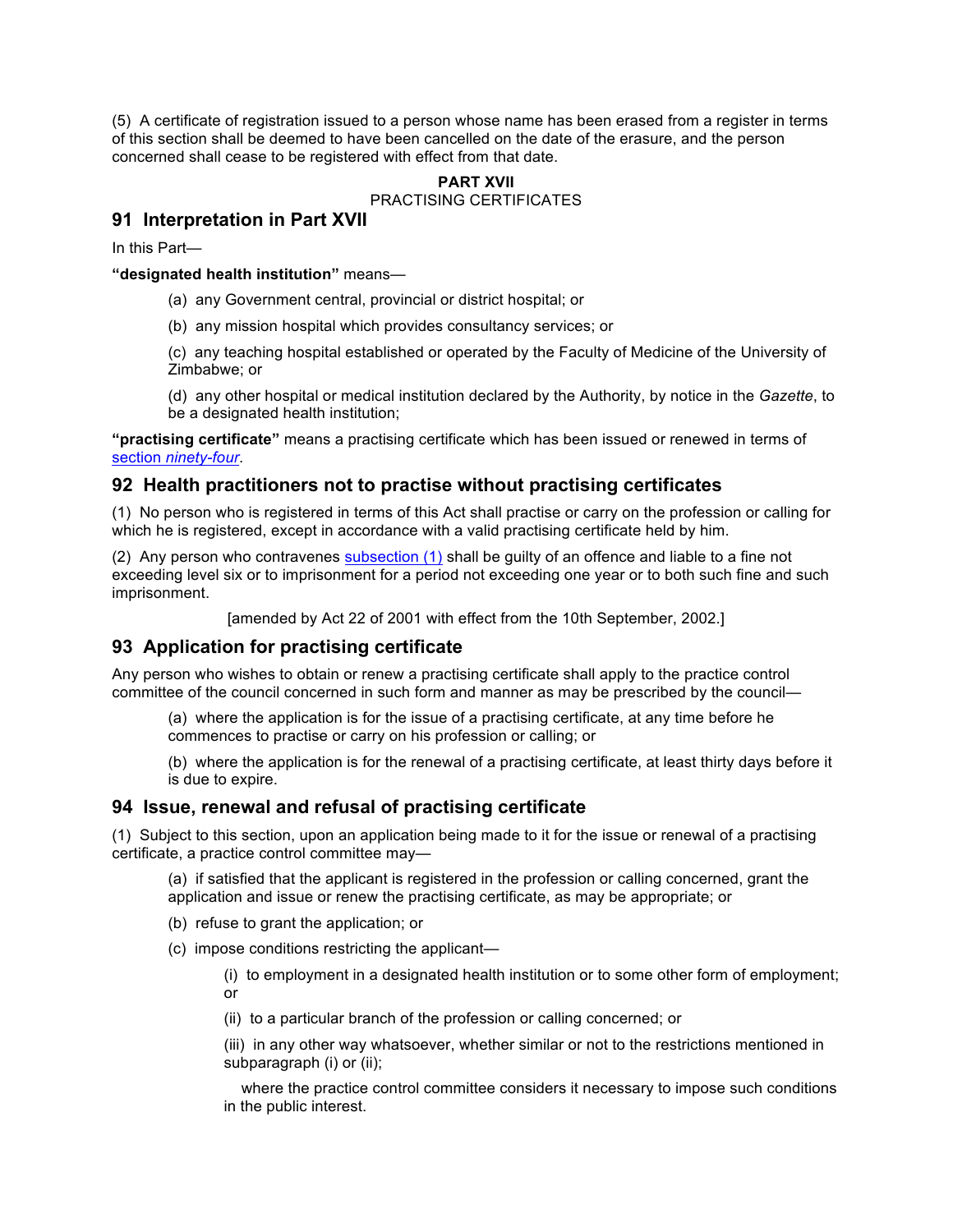(5) A certificate of registration issued to a person whose name has been erased from a register in terms of this section shall be deemed to have been cancelled on the date of the erasure, and the person concerned shall cease to be registered with effect from that date.

**PART XVII**

PRACTISING CERTIFICATES

## 91 Interpretation in Part XVII

In this Part—

**"designated health institution"** means—

(a) any Government central, provincial or district hospital; or

(b) any mission hospital which provides consultancy services; or

(c) any teaching hospital established or operated by the Faculty of Medicine of the University of Zimbabwe; or

(d) any other hospital or medical institution declared by the Authority, by notice in the *Gazette*, to be a designated health institution;

**"practising certificate"** means a practising certificate which has been issued or renewed in terms of section *ninety-four*.

## 92 Health practitioners not to practise without practising certificates

(1) No person who is registered in terms of this Act shall practise or carry on the profession or calling for which he is registered, except in accordance with a valid practising certificate held by him.

(2) Any person who contravenes subsection (1) shall be guilty of an offence and liable to a fine not exceeding level six or to imprisonment for a period not exceeding one year or to both such fine and such imprisonment.

[amended by Act 22 of 2001 with effect from the 10th September, 2002.]

## 93 Application for practising certificate

Any person who wishes to obtain or renew a practising certificate shall apply to the practice control committee of the council concerned in such form and manner as may be prescribed by the council—

(a) where the application is for the issue of a practising certificate, at any time before he commences to practise or carry on his profession or calling; or

(b) where the application is for the renewal of a practising certificate, at least thirty days before it is due to expire.

## 94 Issue, renewal and refusal of practising certificate

(1) Subject to this section, upon an application being made to it for the issue or renewal of a practising certificate, a practice control committee may—

(a) if satisfied that the applicant is registered in the profession or calling concerned, grant the application and issue or renew the practising certificate, as may be appropriate; or

(b) refuse to grant the application; or

(c) impose conditions restricting the applicant—

(i) to employment in a designated health institution or to some other form of employment; or

(ii) to a particular branch of the profession or calling concerned; or

(iii) in any other way whatsoever, whether similar or not to the restrictions mentioned in subparagraph (i) or (ii);

where the practice control committee considers it necessary to impose such conditions in the public interest.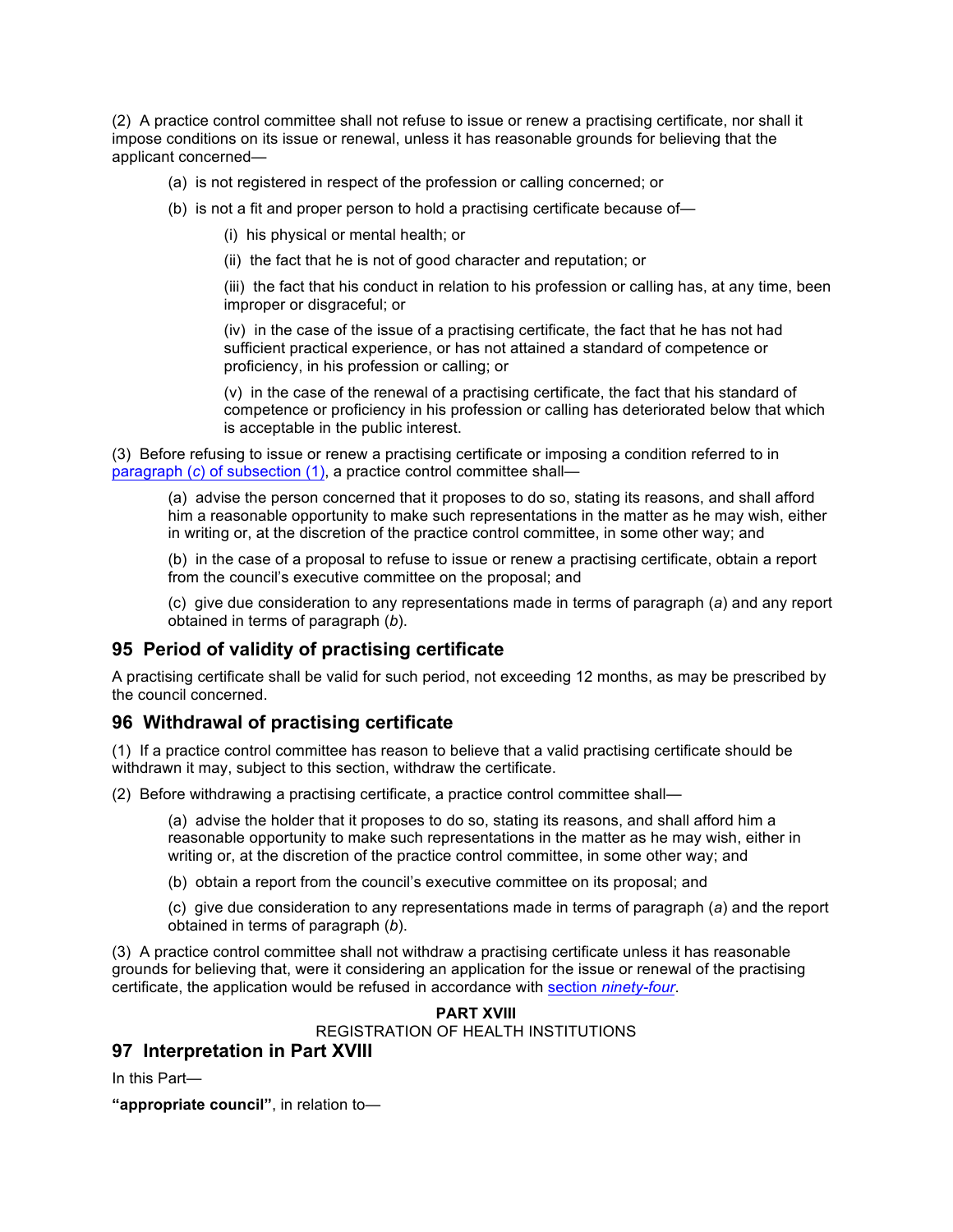(2) A practice control committee shall not refuse to issue or renew a practising certificate, nor shall it impose conditions on its issue or renewal, unless it has reasonable grounds for believing that the applicant concerned—

(a) is not registered in respect of the profession or calling concerned; or

(b) is not a fit and proper person to hold a practising certificate because of—

(i) his physical or mental health; or

(ii) the fact that he is not of good character and reputation; or

(iii) the fact that his conduct in relation to his profession or calling has, at any time, been improper or disgraceful; or

(iv) in the case of the issue of a practising certificate, the fact that he has not had sufficient practical experience, or has not attained a standard of competence or proficiency, in his profession or calling; or

(v) in the case of the renewal of a practising certificate, the fact that his standard of competence or proficiency in his profession or calling has deteriorated below that which is acceptable in the public interest.

(3) Before refusing to issue or renew a practising certificate or imposing a condition referred to in paragraph (*c*) of subsection (1), a practice control committee shall—

(a) advise the person concerned that it proposes to do so, stating its reasons, and shall afford him a reasonable opportunity to make such representations in the matter as he may wish, either in writing or, at the discretion of the practice control committee, in some other way; and

(b) in the case of a proposal to refuse to issue or renew a practising certificate, obtain a report from the council's executive committee on the proposal; and

(c) give due consideration to any representations made in terms of paragraph (*a*) and any report obtained in terms of paragraph (*b*).

## 95 Period of validity of practising certificate

A practising certificate shall be valid for such period, not exceeding 12 months, as may be prescribed by the council concerned.

## 96 Withdrawal of practising certificate

(1) If a practice control committee has reason to believe that a valid practising certificate should be withdrawn it may, subject to this section, withdraw the certificate.

(2) Before withdrawing a practising certificate, a practice control committee shall—

(a) advise the holder that it proposes to do so, stating its reasons, and shall afford him a reasonable opportunity to make such representations in the matter as he may wish, either in writing or, at the discretion of the practice control committee, in some other way; and

(b) obtain a report from the council's executive committee on its proposal; and

(c) give due consideration to any representations made in terms of paragraph (*a*) and the report obtained in terms of paragraph (*b*).

(3) A practice control committee shall not withdraw a practising certificate unless it has reasonable grounds for believing that, were it considering an application for the issue or renewal of the practising certificate, the application would be refused in accordance with section *ninety-four*.

**PART XVIII**

REGISTRATION OF HEALTH INSTITUTIONS

## 97 Interpretation in Part XVIII

In this Part—

**"appropriate council"**, in relation to—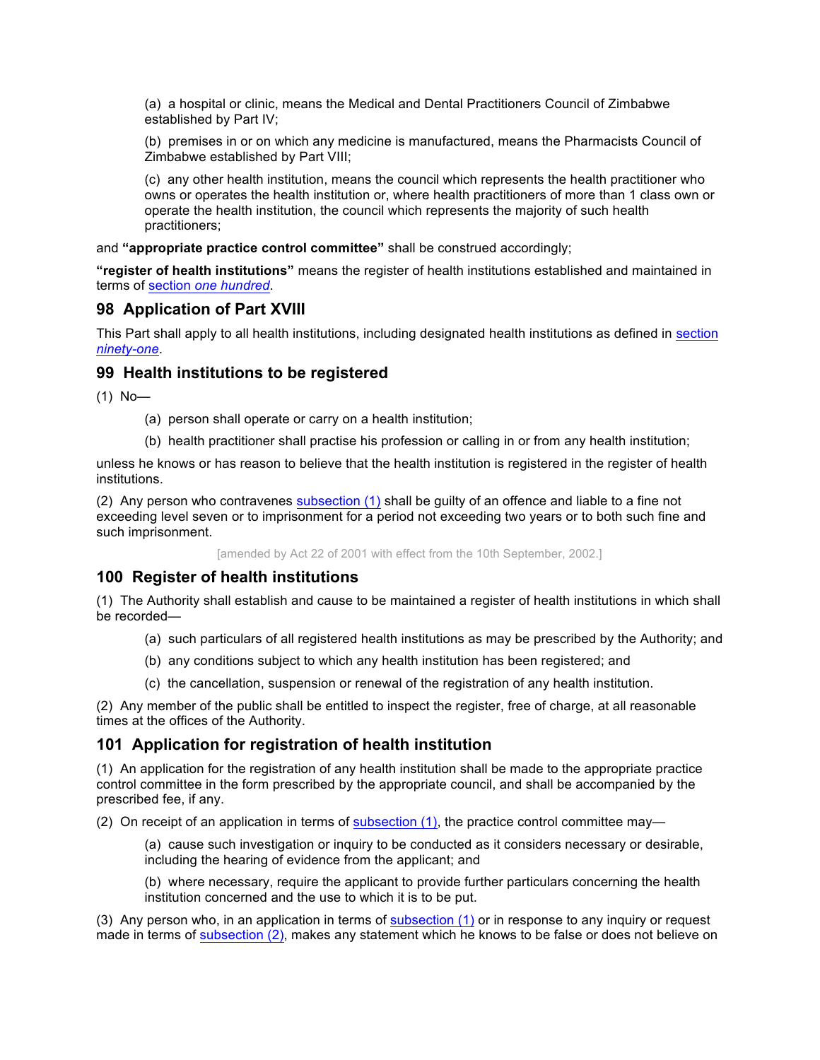(a) a hospital or clinic, means the Medical and Dental Practitioners Council of Zimbabwe established by Part IV;

(b) premises in or on which any medicine is manufactured, means the Pharmacists Council of Zimbabwe established by Part VIII;

(c) any other health institution, means the council which represents the health practitioner who owns or operates the health institution or, where health practitioners of more than 1 class own or operate the health institution, the council which represents the majority of such health practitioners;

and **"appropriate practice control committee"** shall be construed accordingly;

**"register of health institutions"** means the register of health institutions established and maintained in terms of section *one hundred*.

## 98 Application of Part XVIII

This Part shall apply to all health institutions, including designated health institutions as defined in section *ninety-one*.

## 99 Health institutions to be registered

(1) No—

(a) person shall operate or carry on a health institution;

(b) health practitioner shall practise his profession or calling in or from any health institution;

unless he knows or has reason to believe that the health institution is registered in the register of health institutions.

(2) Any person who contravenes subsection (1) shall be guilty of an offence and liable to a fine not exceeding level seven or to imprisonment for a period not exceeding two years or to both such fine and such imprisonment.

[amended by Act 22 of 2001 with effect from the 10th September, 2002.]

## 100 Register of health institutions

(1) The Authority shall establish and cause to be maintained a register of health institutions in which shall be recorded—

(a) such particulars of all registered health institutions as may be prescribed by the Authority; and

(b) any conditions subject to which any health institution has been registered; and

(c) the cancellation, suspension or renewal of the registration of any health institution.

(2) Any member of the public shall be entitled to inspect the register, free of charge, at all reasonable times at the offices of the Authority.

## 101 Application for registration of health institution

(1) An application for the registration of any health institution shall be made to the appropriate practice control committee in the form prescribed by the appropriate council, and shall be accompanied by the prescribed fee, if any.

(2) On receipt of an application in terms of subsection (1), the practice control committee may—

(a) cause such investigation or inquiry to be conducted as it considers necessary or desirable, including the hearing of evidence from the applicant; and

(b) where necessary, require the applicant to provide further particulars concerning the health institution concerned and the use to which it is to be put.

(3) Any person who, in an application in terms of subsection (1) or in response to any inquiry or request made in terms of subsection (2), makes any statement which he knows to be false or does not believe on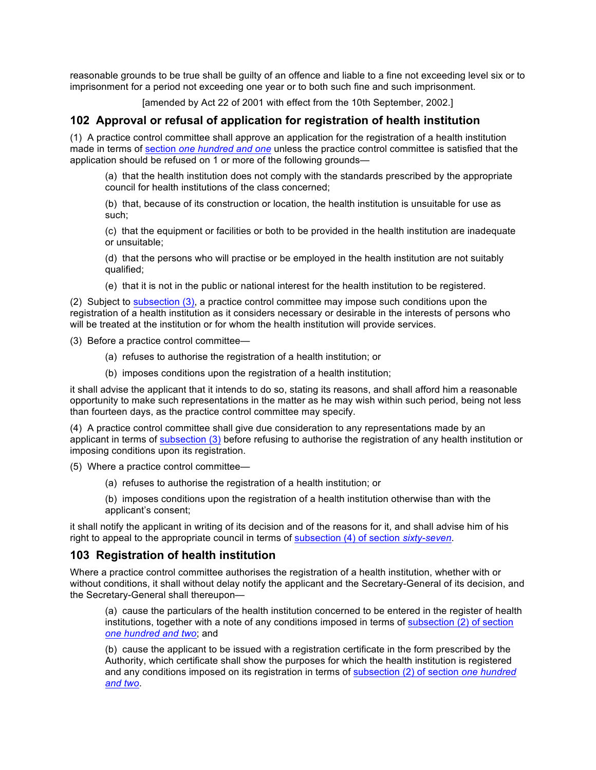reasonable grounds to be true shall be guilty of an offence and liable to a fine not exceeding level six or to imprisonment for a period not exceeding one year or to both such fine and such imprisonment.

[amended by Act 22 of 2001 with effect from the 10th September, 2002.]

## 102 Approval or refusal of application for registration of health institution

(1) A practice control committee shall approve an application for the registration of a health institution made in terms of section *one hundred and one* unless the practice control committee is satisfied that the application should be refused on 1 or more of the following grounds—

(a) that the health institution does not comply with the standards prescribed by the appropriate council for health institutions of the class concerned;

(b) that, because of its construction or location, the health institution is unsuitable for use as such;

(c) that the equipment or facilities or both to be provided in the health institution are inadequate or unsuitable;

(d) that the persons who will practise or be employed in the health institution are not suitably qualified;

(e) that it is not in the public or national interest for the health institution to be registered.

(2) Subject to subsection (3), a practice control committee may impose such conditions upon the registration of a health institution as it considers necessary or desirable in the interests of persons who will be treated at the institution or for whom the health institution will provide services.

(3) Before a practice control committee—

(a) refuses to authorise the registration of a health institution; or

(b) imposes conditions upon the registration of a health institution;

it shall advise the applicant that it intends to do so, stating its reasons, and shall afford him a reasonable opportunity to make such representations in the matter as he may wish within such period, being not less than fourteen days, as the practice control committee may specify.

(4) A practice control committee shall give due consideration to any representations made by an applicant in terms of subsection (3) before refusing to authorise the registration of any health institution or imposing conditions upon its registration.

(5) Where a practice control committee—

(a) refuses to authorise the registration of a health institution; or

(b) imposes conditions upon the registration of a health institution otherwise than with the applicant's consent;

it shall notify the applicant in writing of its decision and of the reasons for it, and shall advise him of his right to appeal to the appropriate council in terms of subsection (4) of section *sixty-seven*.

## 103 Registration of health institution

Where a practice control committee authorises the registration of a health institution, whether with or without conditions, it shall without delay notify the applicant and the Secretary-General of its decision, and the Secretary-General shall thereupon—

(a) cause the particulars of the health institution concerned to be entered in the register of health institutions, together with a note of any conditions imposed in terms of subsection (2) of section *one hundred and two*; and

(b) cause the applicant to be issued with a registration certificate in the form prescribed by the Authority, which certificate shall show the purposes for which the health institution is registered and any conditions imposed on its registration in terms of subsection (2) of section *one hundred and two*.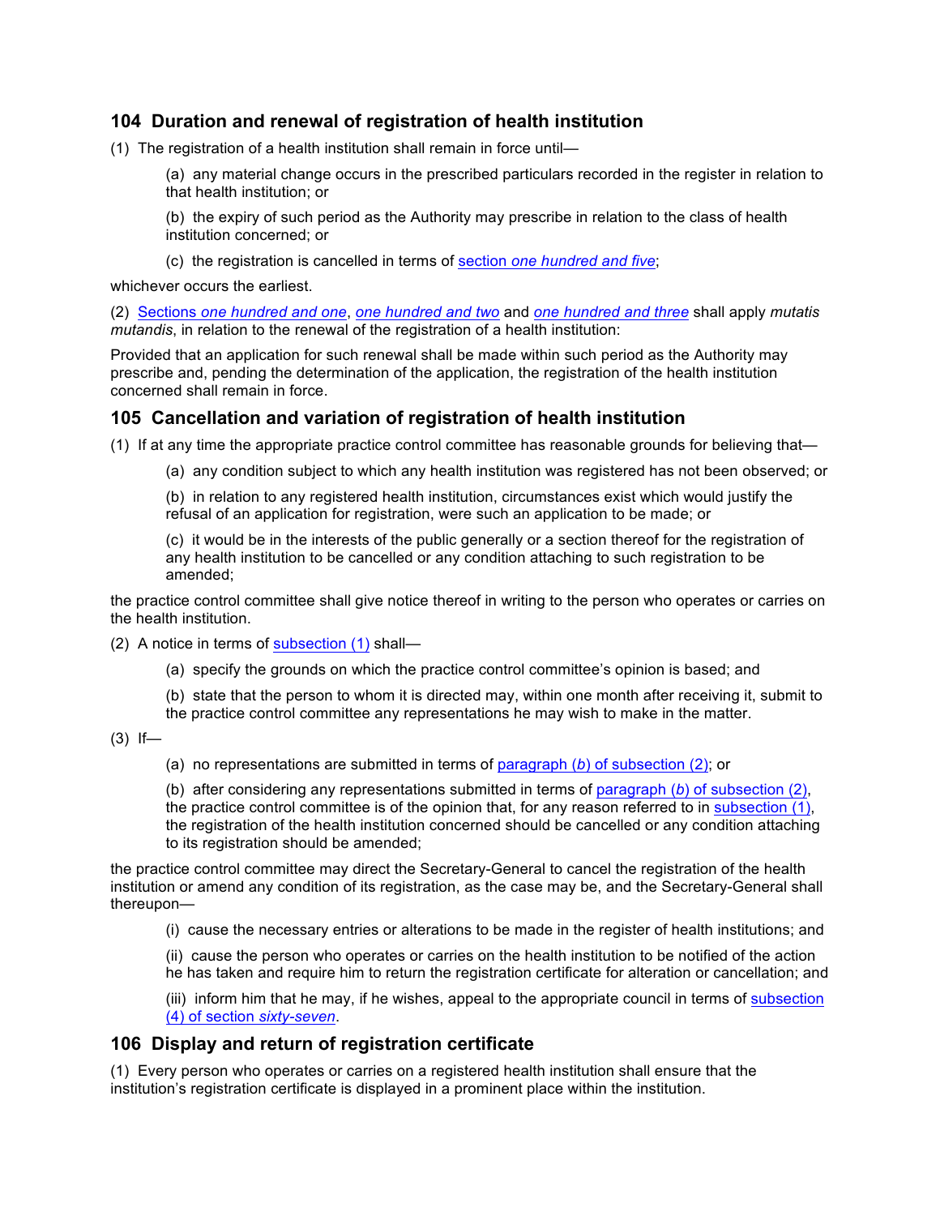## 104 Duration and renewal of registration of health institution

(1) The registration of a health institution shall remain in force until—

(a) any material change occurs in the prescribed particulars recorded in the register in relation to that health institution; or

(b) the expiry of such period as the Authority may prescribe in relation to the class of health institution concerned; or

(c) the registration is cancelled in terms of section *one hundred and five*;

whichever occurs the earliest.

(2) Sections *one hundred and one*, *one hundred and two* and *one hundred and three* shall apply *mutatis mutandis*, in relation to the renewal of the registration of a health institution:

Provided that an application for such renewal shall be made within such period as the Authority may prescribe and, pending the determination of the application, the registration of the health institution concerned shall remain in force.

## 105 Cancellation and variation of registration of health institution

(1) If at any time the appropriate practice control committee has reasonable grounds for believing that—

(a) any condition subject to which any health institution was registered has not been observed; or

(b) in relation to any registered health institution, circumstances exist which would justify the refusal of an application for registration, were such an application to be made; or

(c) it would be in the interests of the public generally or a section thereof for the registration of any health institution to be cancelled or any condition attaching to such registration to be amended;

the practice control committee shall give notice thereof in writing to the person who operates or carries on the health institution.

(2) A notice in terms of subsection (1) shall—

(a) specify the grounds on which the practice control committee's opinion is based; and

(b) state that the person to whom it is directed may, within one month after receiving it, submit to the practice control committee any representations he may wish to make in the matter.

(3) If—

(a) no representations are submitted in terms of paragraph (*b*) of subsection (2); or

(b) after considering any representations submitted in terms of paragraph (*b*) of subsection (2), the practice control committee is of the opinion that, for any reason referred to in subsection (1), the registration of the health institution concerned should be cancelled or any condition attaching to its registration should be amended;

the practice control committee may direct the Secretary-General to cancel the registration of the health institution or amend any condition of its registration, as the case may be, and the Secretary-General shall thereupon—

(i) cause the necessary entries or alterations to be made in the register of health institutions; and

(ii) cause the person who operates or carries on the health institution to be notified of the action he has taken and require him to return the registration certificate for alteration or cancellation; and

(iii) inform him that he may, if he wishes, appeal to the appropriate council in terms of subsection (4) of section *sixty-seven*.

## 106 Display and return of registration certificate

(1) Every person who operates or carries on a registered health institution shall ensure that the institution's registration certificate is displayed in a prominent place within the institution.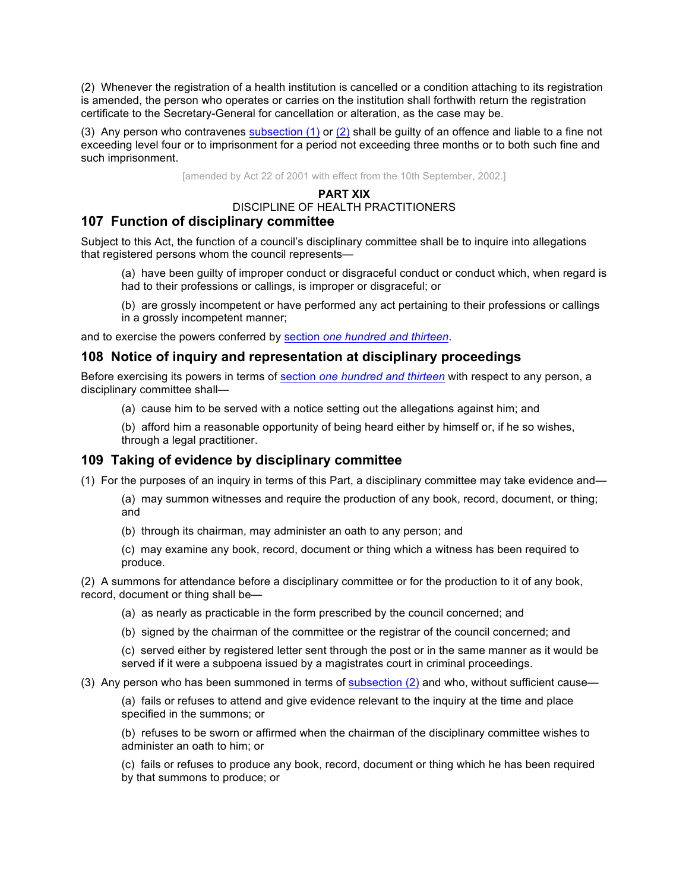(2) Whenever the registration of a health institution is cancelled or a condition attaching to its registration is amended, the person who operates or carries on the institution shall forthwith return the registration certificate to the Secretary-General for cancellation or alteration, as the case may be.

(3) Any person who contravenes subsection (1) or (2) shall be guilty of an offence and liable to a fine not exceeding level four or to imprisonment for a period not exceeding three months or to both such fine and such imprisonment.

[amended by Act 22 of 2001 with effect from the 10th September, 2002.]

**PART XIX**

DISCIPLINE OF HEALTH PRACTITIONERS

## 107 Function of disciplinary committee

Subject to this Act, the function of a council's disciplinary committee shall be to inquire into allegations that registered persons whom the council represents—

> (a) have been guilty of improper conduct or disgraceful conduct or conduct which, when regard is had to their professions or callings, is improper or disgraceful; or
>
> (b) are grossly incompetent or have performed any act pertaining to their professions or callings in a grossly incompetent manner;

and to exercise the powers conferred by section *one hundred and thirteen*.

## 108 Notice of inquiry and representation at disciplinary proceedings

Before exercising its powers in terms of section *one hundred and thirteen* with respect to any person, a disciplinary committee shall—

> (a) cause him to be served with a notice setting out the allegations against him; and
>
> (b) afford him a reasonable opportunity of being heard either by himself or, if he so wishes, through a legal practitioner.

## 109 Taking of evidence by disciplinary committee

(1) For the purposes of an inquiry in terms of this Part, a disciplinary committee may take evidence and—

> (a) may summon witnesses and require the production of any book, record, document, or thing; and
>
> (b) through its chairman, may administer an oath to any person; and
>
> (c) may examine any book, record, document or thing which a witness has been required to produce.

(2) A summons for attendance before a disciplinary committee or for the production to it of any book, record, document or thing shall be—

> (a) as nearly as practicable in the form prescribed by the council concerned; and
>
> (b) signed by the chairman of the committee or the registrar of the council concerned; and
>
> (c) served either by registered letter sent through the post or in the same manner as it would be served if it were a subpoena issued by a magistrates court in criminal proceedings.

(3) Any person who has been summoned in terms of subsection (2) and who, without sufficient cause—

> (a) fails or refuses to attend and give evidence relevant to the inquiry at the time and place specified in the summons; or
>
> (b) refuses to be sworn or affirmed when the chairman of the disciplinary committee wishes to administer an oath to him; or
>
> (c) fails or refuses to produce any book, record, document or thing which he has been required by that summons to produce; or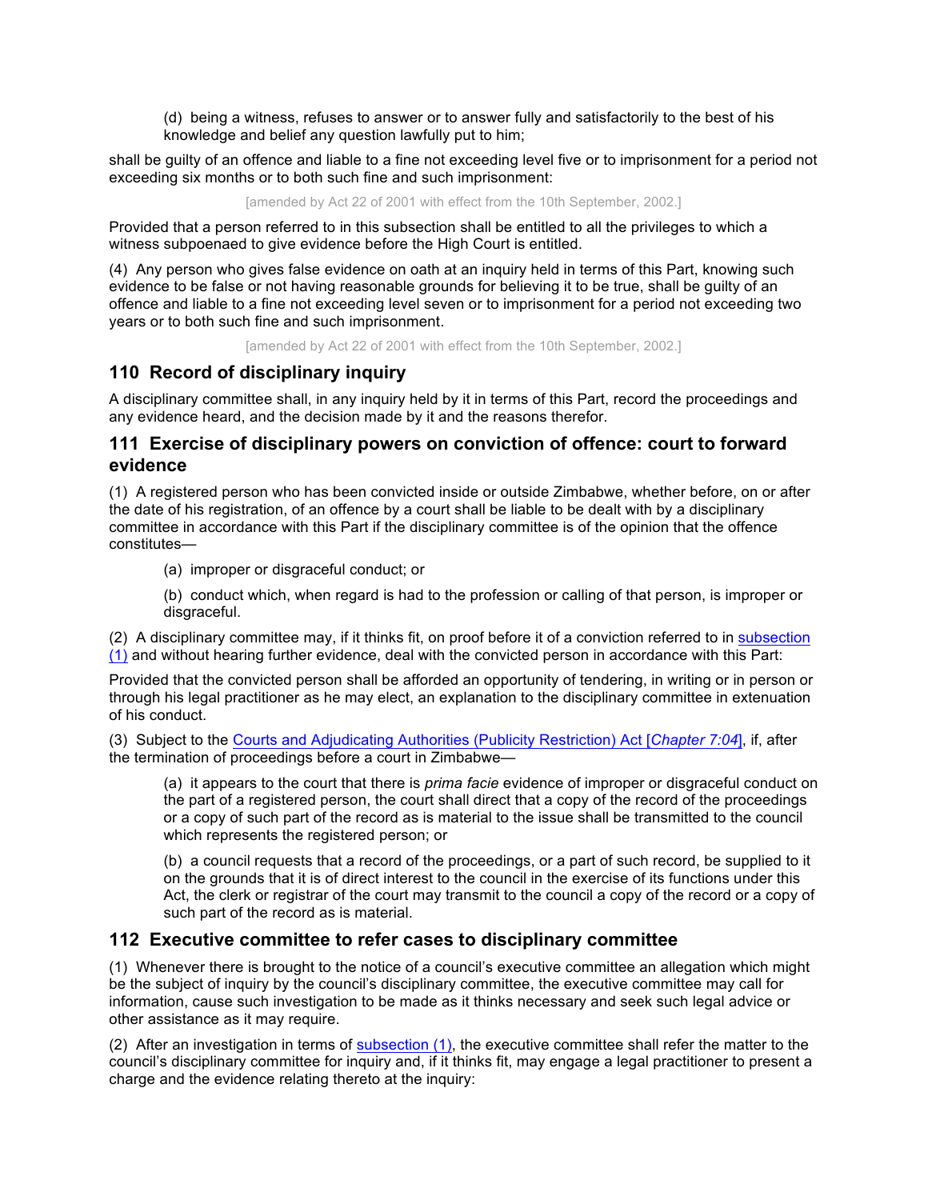(d) being a witness, refuses to answer or to answer fully and satisfactorily to the best of his knowledge and belief any question lawfully put to him;

shall be guilty of an offence and liable to a fine not exceeding level five or to imprisonment for a period not exceeding six months or to both such fine and such imprisonment:

[amended by Act 22 of 2001 with effect from the 10th September, 2002.]

Provided that a person referred to in this subsection shall be entitled to all the privileges to which a witness subpoenaed to give evidence before the High Court is entitled.

(4) Any person who gives false evidence on oath at an inquiry held in terms of this Part, knowing such evidence to be false or not having reasonable grounds for believing it to be true, shall be guilty of an offence and liable to a fine not exceeding level seven or to imprisonment for a period not exceeding two years or to both such fine and such imprisonment.

[amended by Act 22 of 2001 with effect from the 10th September, 2002.]

## 110 Record of disciplinary inquiry

A disciplinary committee shall, in any inquiry held by it in terms of this Part, record the proceedings and any evidence heard, and the decision made by it and the reasons therefor.

## 111 Exercise of disciplinary powers on conviction of offence: court to forward evidence

(1) A registered person who has been convicted inside or outside Zimbabwe, whether before, on or after the date of his registration, of an offence by a court shall be liable to be dealt with by a disciplinary committee in accordance with this Part if the disciplinary committee is of the opinion that the offence constitutes—

(a) improper or disgraceful conduct; or

(b) conduct which, when regard is had to the profession or calling of that person, is improper or disgraceful.

(2) A disciplinary committee may, if it thinks fit, on proof before it of a conviction referred to in subsection (1) and without hearing further evidence, deal with the convicted person in accordance with this Part:

Provided that the convicted person shall be afforded an opportunity of tendering, in writing or in person or through his legal practitioner as he may elect, an explanation to the disciplinary committee in extenuation of his conduct.

(3) Subject to the Courts and Adjudicating Authorities (Publicity Restriction) Act [*Chapter 7:04*], if, after the termination of proceedings before a court in Zimbabwe—

(a) it appears to the court that there is *prima facie* evidence of improper or disgraceful conduct on the part of a registered person, the court shall direct that a copy of the record of the proceedings or a copy of such part of the record as is material to the issue shall be transmitted to the council which represents the registered person; or

(b) a council requests that a record of the proceedings, or a part of such record, be supplied to it on the grounds that it is of direct interest to the council in the exercise of its functions under this Act, the clerk or registrar of the court may transmit to the council a copy of the record or a copy of such part of the record as is material.

## 112 Executive committee to refer cases to disciplinary committee

(1) Whenever there is brought to the notice of a council's executive committee an allegation which might be the subject of inquiry by the council's disciplinary committee, the executive committee may call for information, cause such investigation to be made as it thinks necessary and seek such legal advice or other assistance as it may require.

(2) After an investigation in terms of subsection (1), the executive committee shall refer the matter to the council's disciplinary committee for inquiry and, if it thinks fit, may engage a legal practitioner to present a charge and the evidence relating thereto at the inquiry: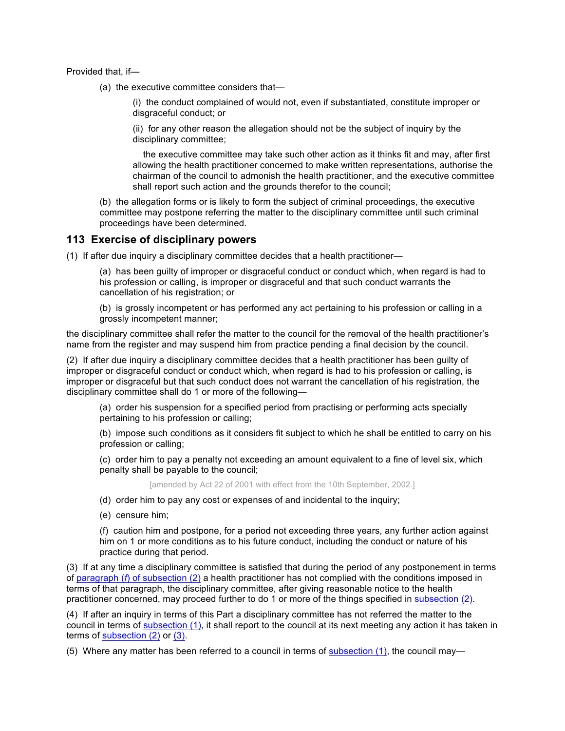Provided that, if—

(a) the executive committee considers that—

(i) the conduct complained of would not, even if substantiated, constitute improper or disgraceful conduct; or

(ii) for any other reason the allegation should not be the subject of inquiry by the disciplinary committee;

the executive committee may take such other action as it thinks fit and may, after first allowing the health practitioner concerned to make written representations, authorise the chairman of the council to admonish the health practitioner, and the executive committee shall report such action and the grounds therefor to the council;

(b) the allegation forms or is likely to form the subject of criminal proceedings, the executive committee may postpone referring the matter to the disciplinary committee until such criminal proceedings have been determined.

## 113 Exercise of disciplinary powers

(1) If after due inquiry a disciplinary committee decides that a health practitioner—

(a) has been guilty of improper or disgraceful conduct or conduct which, when regard is had to his profession or calling, is improper or disgraceful and that such conduct warrants the cancellation of his registration; or

(b) is grossly incompetent or has performed any act pertaining to his profession or calling in a grossly incompetent manner;

the disciplinary committee shall refer the matter to the council for the removal of the health practitioner's name from the register and may suspend him from practice pending a final decision by the council.

(2) If after due inquiry a disciplinary committee decides that a health practitioner has been guilty of improper or disgraceful conduct or conduct which, when regard is had to his profession or calling, is improper or disgraceful but that such conduct does not warrant the cancellation of his registration, the disciplinary committee shall do 1 or more of the following—

(a) order his suspension for a specified period from practising or performing acts specially pertaining to his profession or calling;

(b) impose such conditions as it considers fit subject to which he shall be entitled to carry on his profession or calling;

(c) order him to pay a penalty not exceeding an amount equivalent to a fine of level six, which penalty shall be payable to the council;

[amended by Act 22 of 2001 with effect from the 10th September, 2002.]

(d) order him to pay any cost or expenses of and incidental to the inquiry;

(e) censure him;

(f) caution him and postpone, for a period not exceeding three years, any further action against him on 1 or more conditions as to his future conduct, including the conduct or nature of his practice during that period.

(3) If at any time a disciplinary committee is satisfied that during the period of any postponement in terms of paragraph *(f)* of subsection (2) a health practitioner has not complied with the conditions imposed in terms of that paragraph, the disciplinary committee, after giving reasonable notice to the health practitioner concerned, may proceed further to do 1 or more of the things specified in subsection (2).

(4) If after an inquiry in terms of this Part a disciplinary committee has not referred the matter to the council in terms of subsection (1), it shall report to the council at its next meeting any action it has taken in terms of subsection (2) or (3).

(5) Where any matter has been referred to a council in terms of subsection (1), the council may—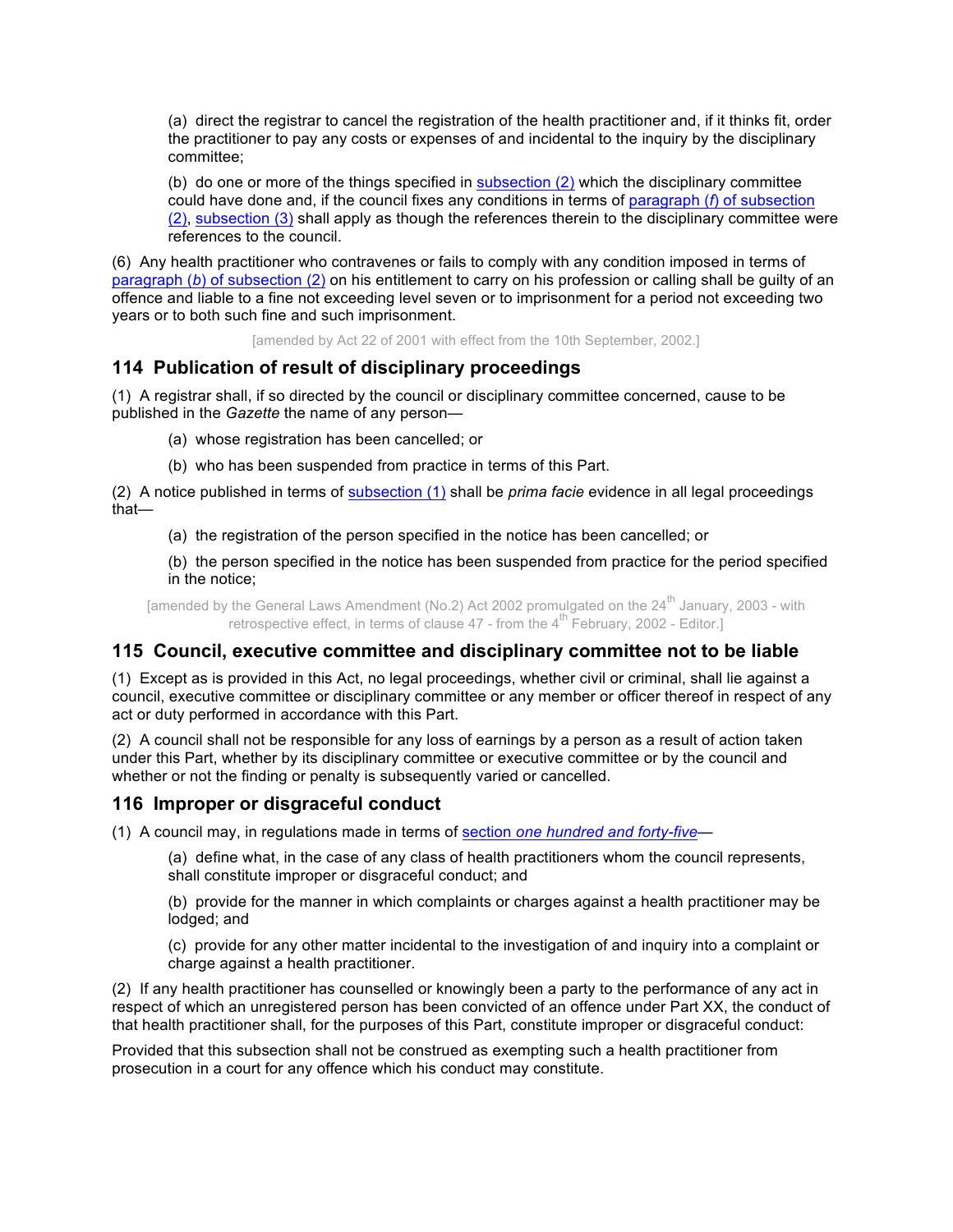(a) direct the registrar to cancel the registration of the health practitioner and, if it thinks fit, order the practitioner to pay any costs or expenses of and incidental to the inquiry by the disciplinary committee;

(b) do one or more of the things specified in subsection (2) which the disciplinary committee could have done and, if the council fixes any conditions in terms of paragraph *(f)* of subsection (2), subsection (3) shall apply as though the references therein to the disciplinary committee were references to the council.

(6) Any health practitioner who contravenes or fails to comply with any condition imposed in terms of paragraph *(b)* of subsection (2) on his entitlement to carry on his profession or calling shall be guilty of an offence and liable to a fine not exceeding level seven or to imprisonment for a period not exceeding two years or to both such fine and such imprisonment.

[amended by Act 22 of 2001 with effect from the 10th September, 2002.]

## 114 Publication of result of disciplinary proceedings

(1) A registrar shall, if so directed by the council or disciplinary committee concerned, cause to be published in the *Gazette* the name of any person—

(a) whose registration has been cancelled; or

(b) who has been suspended from practice in terms of this Part.

(2) A notice published in terms of subsection (1) shall be *prima facie* evidence in all legal proceedings that—

(a) the registration of the person specified in the notice has been cancelled; or

(b) the person specified in the notice has been suspended from practice for the period specified in the notice;

[amended by the General Laws Amendment (No.2) Act 2002 promulgated on the 24th January, 2003 - with retrospective effect, in terms of clause 47 - from the 4th February, 2002 - Editor.]

## 115 Council, executive committee and disciplinary committee not to be liable

(1) Except as is provided in this Act, no legal proceedings, whether civil or criminal, shall lie against a council, executive committee or disciplinary committee or any member or officer thereof in respect of any act or duty performed in accordance with this Part.

(2) A council shall not be responsible for any loss of earnings by a person as a result of action taken under this Part, whether by its disciplinary committee or executive committee or by the council and whether or not the finding or penalty is subsequently varied or cancelled.

## 116 Improper or disgraceful conduct

(1) A council may, in regulations made in terms of section *one hundred and forty-five*—

(a) define what, in the case of any class of health practitioners whom the council represents, shall constitute improper or disgraceful conduct; and

(b) provide for the manner in which complaints or charges against a health practitioner may be lodged; and

(c) provide for any other matter incidental to the investigation of and inquiry into a complaint or charge against a health practitioner.

(2) If any health practitioner has counselled or knowingly been a party to the performance of any act in respect of which an unregistered person has been convicted of an offence under Part XX, the conduct of that health practitioner shall, for the purposes of this Part, constitute improper or disgraceful conduct:

Provided that this subsection shall not be construed as exempting such a health practitioner from prosecution in a court for any offence which his conduct may constitute.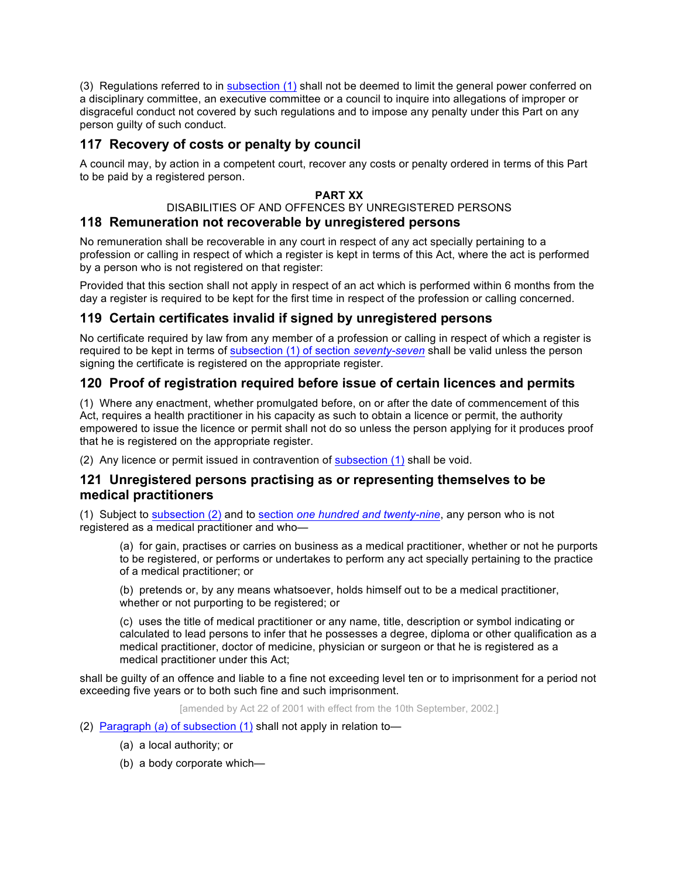(3) Regulations referred to in subsection (1) shall not be deemed to limit the general power conferred on a disciplinary committee, an executive committee or a council to inquire into allegations of improper or disgraceful conduct not covered by such regulations and to impose any penalty under this Part on any person guilty of such conduct.

### 117 Recovery of costs or penalty by council

A council may, by action in a competent court, recover any costs or penalty ordered in terms of this Part to be paid by a registered person.

## PART XX

DISABILITIES OF AND OFFENCES BY UNREGISTERED PERSONS

### 118 Remuneration not recoverable by unregistered persons

No remuneration shall be recoverable in any court in respect of any act specially pertaining to a profession or calling in respect of which a register is kept in terms of this Act, where the act is performed by a person who is not registered on that register:

Provided that this section shall not apply in respect of an act which is performed within 6 months from the day a register is required to be kept for the first time in respect of the profession or calling concerned.

### 119 Certain certificates invalid if signed by unregistered persons

No certificate required by law from any member of a profession or calling in respect of which a register is required to be kept in terms of subsection (1) of section *seventy-seven* shall be valid unless the person signing the certificate is registered on the appropriate register.

### 120 Proof of registration required before issue of certain licences and permits

(1) Where any enactment, whether promulgated before, on or after the date of commencement of this Act, requires a health practitioner in his capacity as such to obtain a licence or permit, the authority empowered to issue the licence or permit shall not do so unless the person applying for it produces proof that he is registered on the appropriate register.

(2) Any licence or permit issued in contravention of subsection (1) shall be void.

### 121 Unregistered persons practising as or representing themselves to be medical practitioners

(1) Subject to subsection (2) and to section *one hundred and twenty-nine*, any person who is not registered as a medical practitioner and who—

> (a) for gain, practises or carries on business as a medical practitioner, whether or not he purports to be registered, or performs or undertakes to perform any act specially pertaining to the practice of a medical practitioner; or
>
> (b) pretends or, by any means whatsoever, holds himself out to be a medical practitioner, whether or not purporting to be registered; or
>
> (c) uses the title of medical practitioner or any name, title, description or symbol indicating or calculated to lead persons to infer that he possesses a degree, diploma or other qualification as a medical practitioner, doctor of medicine, physician or surgeon or that he is registered as a medical practitioner under this Act;

shall be guilty of an offence and liable to a fine not exceeding level ten or to imprisonment for a period not exceeding five years or to both such fine and such imprisonment.

[amended by Act 22 of 2001 with effect from the 10th September, 2002.]

(2) Paragraph (*a*) of subsection (1) shall not apply in relation to—

> (a) a local authority; or
>
> (b) a body corporate which—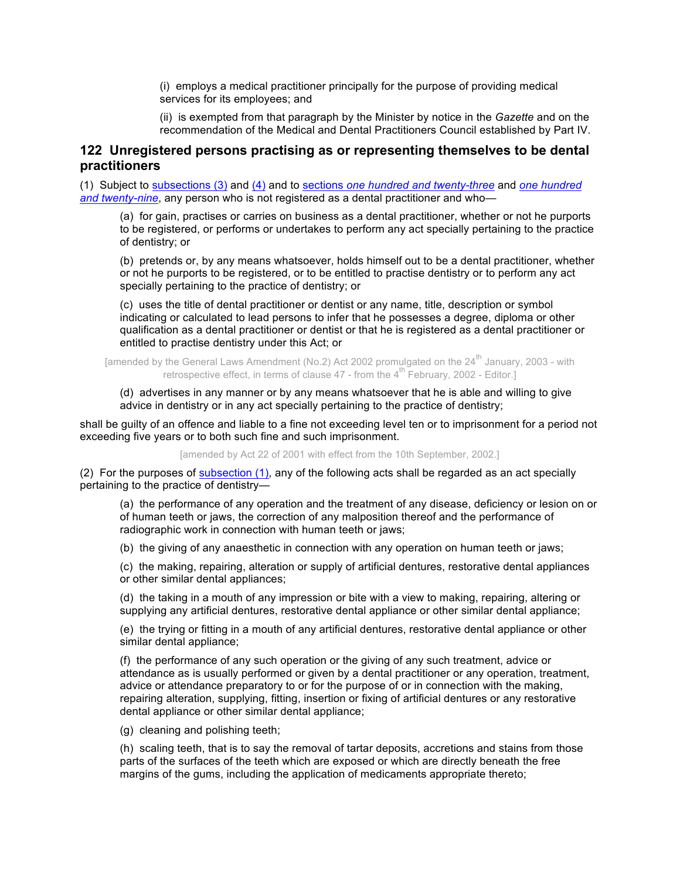(i) employs a medical practitioner principally for the purpose of providing medical services for its employees; and

(ii) is exempted from that paragraph by the Minister by notice in the *Gazette* and on the recommendation of the Medical and Dental Practitioners Council established by Part IV.

## 122 Unregistered persons practising as or representing themselves to be dental practitioners

(1) Subject to subsections (3) and (4) and to sections *one hundred and twenty-three* and *one hundred and twenty-nine*, any person who is not registered as a dental practitioner and who—

(a) for gain, practises or carries on business as a dental practitioner, whether or not he purports to be registered, or performs or undertakes to perform any act specially pertaining to the practice of dentistry; or

(b) pretends or, by any means whatsoever, holds himself out to be a dental practitioner, whether or not he purports to be registered, or to be entitled to practise dentistry or to perform any act specially pertaining to the practice of dentistry; or

(c) uses the title of dental practitioner or dentist or any name, title, description or symbol indicating or calculated to lead persons to infer that he possesses a degree, diploma or other qualification as a dental practitioner or dentist or that he is registered as a dental practitioner or entitled to practise dentistry under this Act; or

[amended by the General Laws Amendment (No.2) Act 2002 promulgated on the 24th January, 2003 - with retrospective effect, in terms of clause 47 - from the 4th February, 2002 - Editor.]

(d) advertises in any manner or by any means whatsoever that he is able and willing to give advice in dentistry or in any act specially pertaining to the practice of dentistry;

shall be guilty of an offence and liable to a fine not exceeding level ten or to imprisonment for a period not exceeding five years or to both such fine and such imprisonment.

[amended by Act 22 of 2001 with effect from the 10th September, 2002.]

(2) For the purposes of subsection (1), any of the following acts shall be regarded as an act specially pertaining to the practice of dentistry—

(a) the performance of any operation and the treatment of any disease, deficiency or lesion on or of human teeth or jaws, the correction of any malposition thereof and the performance of radiographic work in connection with human teeth or jaws;

(b) the giving of any anaesthetic in connection with any operation on human teeth or jaws;

(c) the making, repairing, alteration or supply of artificial dentures, restorative dental appliances or other similar dental appliances;

(d) the taking in a mouth of any impression or bite with a view to making, repairing, altering or supplying any artificial dentures, restorative dental appliance or other similar dental appliance;

(e) the trying or fitting in a mouth of any artificial dentures, restorative dental appliance or other similar dental appliance;

(f) the performance of any such operation or the giving of any such treatment, advice or attendance as is usually performed or given by a dental practitioner or any operation, treatment, advice or attendance preparatory to or for the purpose of or in connection with the making, repairing alteration, supplying, fitting, insertion or fixing of artificial dentures or any restorative dental appliance or other similar dental appliance;

(g) cleaning and polishing teeth;

(h) scaling teeth, that is to say the removal of tartar deposits, accretions and stains from those parts of the surfaces of the teeth which are exposed or which are directly beneath the free margins of the gums, including the application of medicaments appropriate thereto;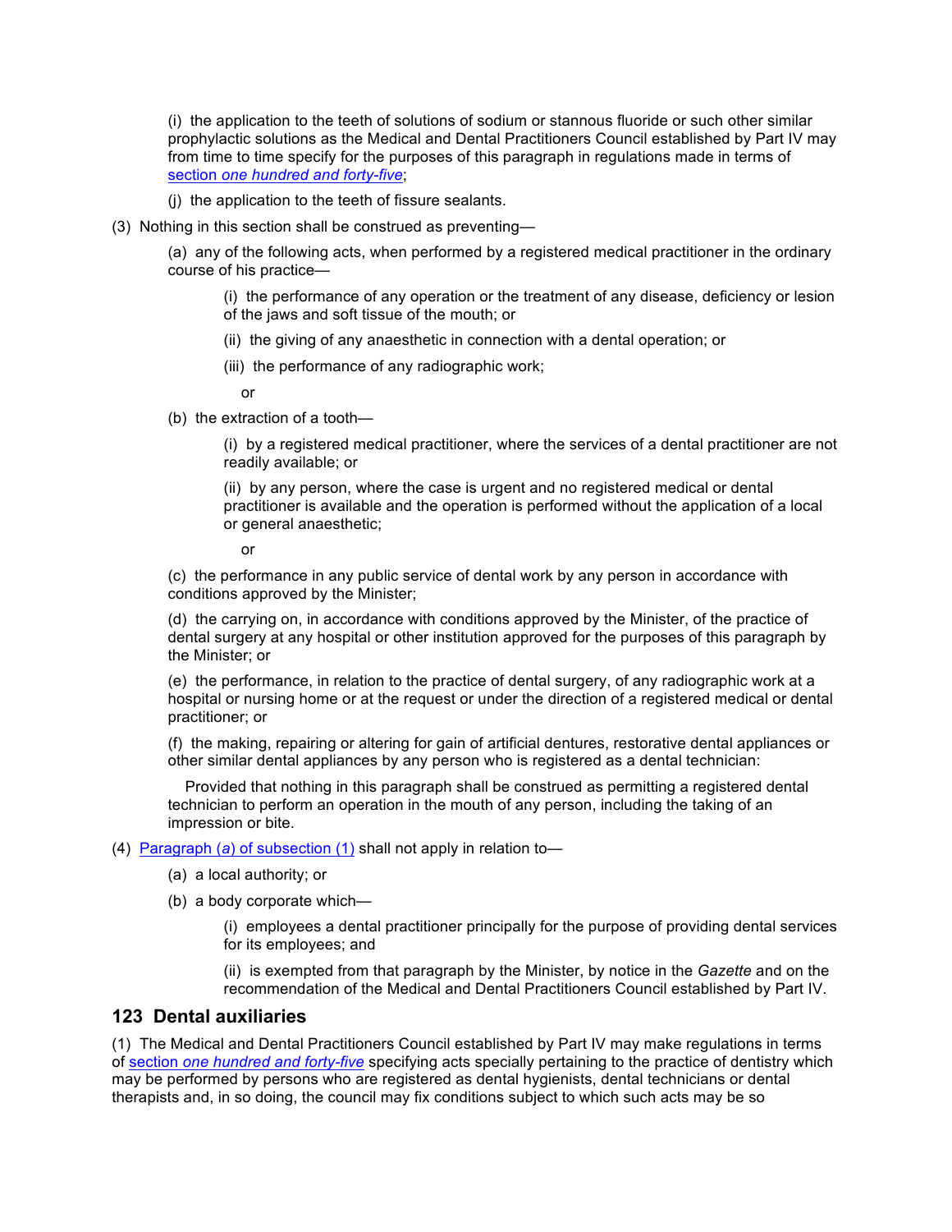(i) the application to the teeth of solutions of sodium or stannous fluoride or such other similar prophylactic solutions as the Medical and Dental Practitioners Council established by Part IV may from time to time specify for the purposes of this paragraph in regulations made in terms of section *one hundred and forty-five*;

(j) the application to the teeth of fissure sealants.

(3) Nothing in this section shall be construed as preventing—

(a) any of the following acts, when performed by a registered medical practitioner in the ordinary course of his practice—

(i) the performance of any operation or the treatment of any disease, deficiency or lesion of the jaws and soft tissue of the mouth; or

(ii) the giving of any anaesthetic in connection with a dental operation; or

(iii) the performance of any radiographic work;

or

(b) the extraction of a tooth—

(i) by a registered medical practitioner, where the services of a dental practitioner are not readily available; or

(ii) by any person, where the case is urgent and no registered medical or dental practitioner is available and the operation is performed without the application of a local or general anaesthetic;

or

(c) the performance in any public service of dental work by any person in accordance with conditions approved by the Minister;

(d) the carrying on, in accordance with conditions approved by the Minister, of the practice of dental surgery at any hospital or other institution approved for the purposes of this paragraph by the Minister; or

(e) the performance, in relation to the practice of dental surgery, of any radiographic work at a hospital or nursing home or at the request or under the direction of a registered medical or dental practitioner; or

(f) the making, repairing or altering for gain of artificial dentures, restorative dental appliances or other similar dental appliances by any person who is registered as a dental technician:

Provided that nothing in this paragraph shall be construed as permitting a registered dental technician to perform an operation in the mouth of any person, including the taking of an impression or bite.

(4) Paragraph (*a*) of subsection (1) shall not apply in relation to—

(a) a local authority; or

(b) a body corporate which—

(i) employees a dental practitioner principally for the purpose of providing dental services for its employees; and

(ii) is exempted from that paragraph by the Minister, by notice in the *Gazette* and on the recommendation of the Medical and Dental Practitioners Council established by Part IV.

## 123 Dental auxiliaries

(1) The Medical and Dental Practitioners Council established by Part IV may make regulations in terms of section *one hundred and forty-five* specifying acts specially pertaining to the practice of dentistry which may be performed by persons who are registered as dental hygienists, dental technicians or dental therapists and, in so doing, the council may fix conditions subject to which such acts may be so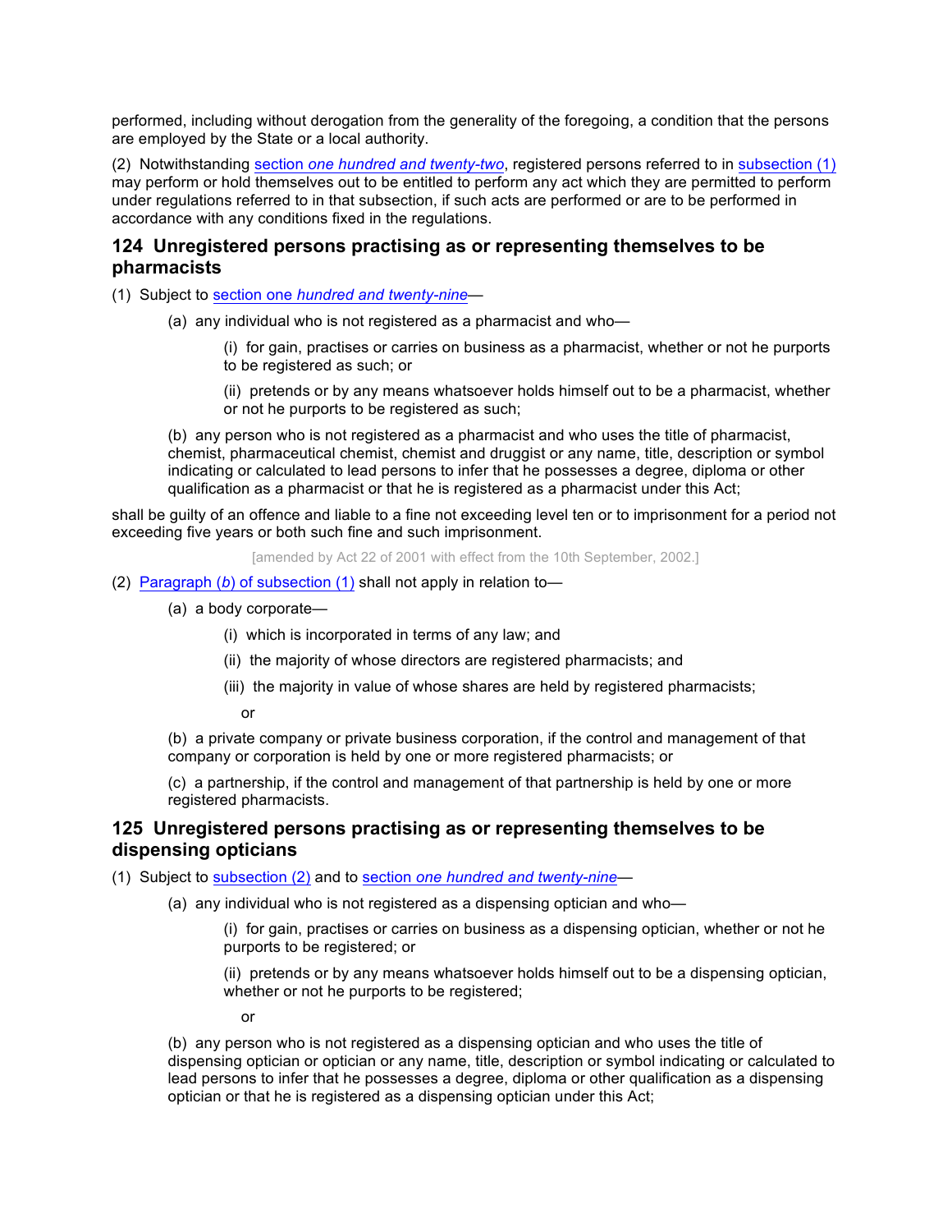performed, including without derogation from the generality of the foregoing, a condition that the persons are employed by the State or a local authority.

(2) Notwithstanding section *one hundred and twenty-two*, registered persons referred to in subsection (1) may perform or hold themselves out to be entitled to perform any act which they are permitted to perform under regulations referred to in that subsection, if such acts are performed or are to be performed in accordance with any conditions fixed in the regulations.

## 124 Unregistered persons practising as or representing themselves to be pharmacists

(1) Subject to section one *hundred and twenty-nine*—

(a) any individual who is not registered as a pharmacist and who—

(i) for gain, practises or carries on business as a pharmacist, whether or not he purports to be registered as such; or

(ii) pretends or by any means whatsoever holds himself out to be a pharmacist, whether or not he purports to be registered as such;

(b) any person who is not registered as a pharmacist and who uses the title of pharmacist, chemist, pharmaceutical chemist, chemist and druggist or any name, title, description or symbol indicating or calculated to lead persons to infer that he possesses a degree, diploma or other qualification as a pharmacist or that he is registered as a pharmacist under this Act;

shall be guilty of an offence and liable to a fine not exceeding level ten or to imprisonment for a period not exceeding five years or both such fine and such imprisonment.

[amended by Act 22 of 2001 with effect from the 10th September, 2002.]

(2) Paragraph (*b*) of subsection (1) shall not apply in relation to—

(a) a body corporate—

(i) which is incorporated in terms of any law; and

(ii) the majority of whose directors are registered pharmacists; and

(iii) the majority in value of whose shares are held by registered pharmacists;

or

(b) a private company or private business corporation, if the control and management of that company or corporation is held by one or more registered pharmacists; or

(c) a partnership, if the control and management of that partnership is held by one or more registered pharmacists.

## 125 Unregistered persons practising as or representing themselves to be dispensing opticians

(1) Subject to subsection (2) and to section *one hundred and twenty-nine*—

(a) any individual who is not registered as a dispensing optician and who—

(i) for gain, practises or carries on business as a dispensing optician, whether or not he purports to be registered; or

(ii) pretends or by any means whatsoever holds himself out to be a dispensing optician, whether or not he purports to be registered;

or

(b) any person who is not registered as a dispensing optician and who uses the title of dispensing optician or optician or any name, title, description or symbol indicating or calculated to lead persons to infer that he possesses a degree, diploma or other qualification as a dispensing optician or that he is registered as a dispensing optician under this Act;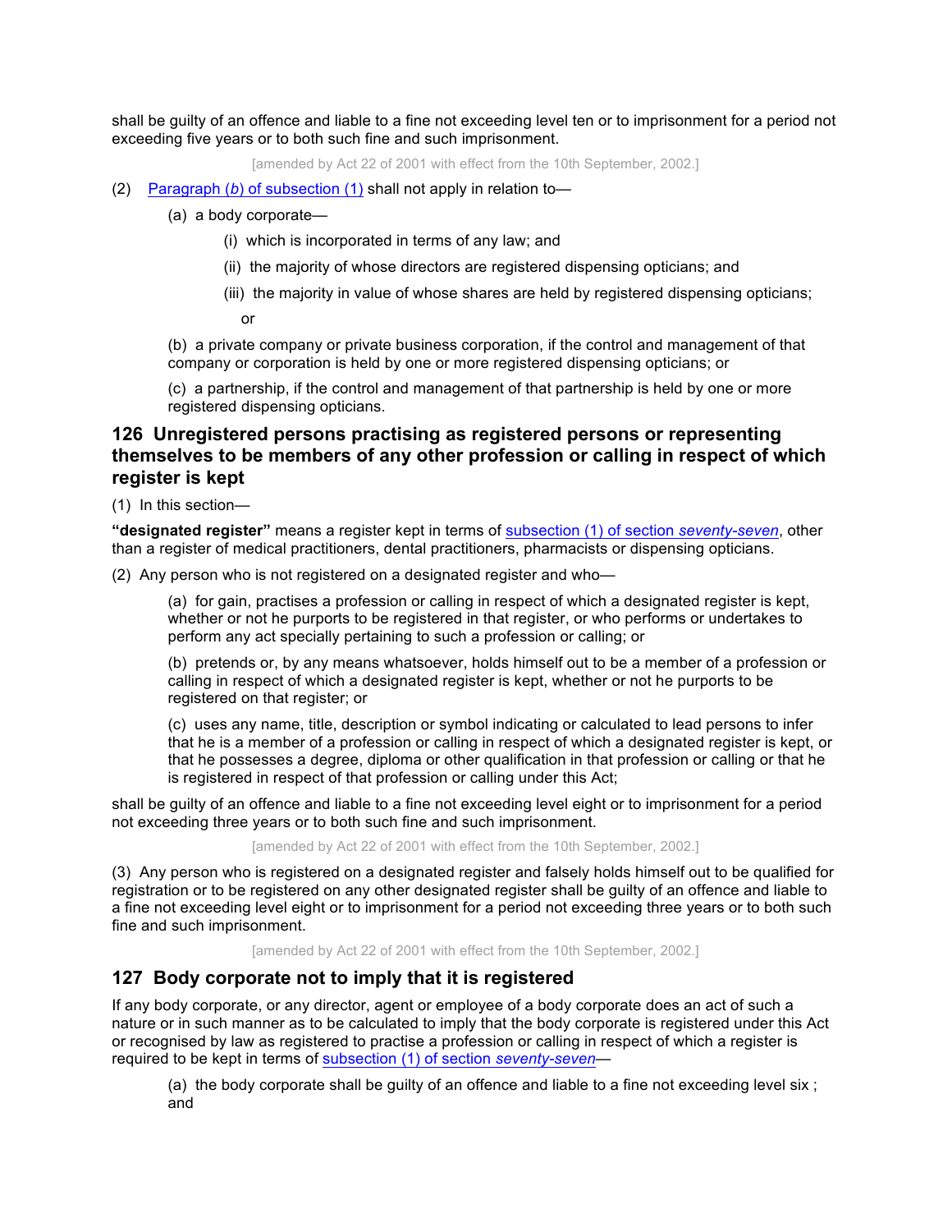shall be guilty of an offence and liable to a fine not exceeding level ten or to imprisonment for a period not exceeding five years or to both such fine and such imprisonment.

[amended by Act 22 of 2001 with effect from the 10th September, 2002.]

(2) Paragraph (*b*) of subsection (1) shall not apply in relation to—

(a) a body corporate—

(i) which is incorporated in terms of any law; and

(ii) the majority of whose directors are registered dispensing opticians; and

(iii) the majority in value of whose shares are held by registered dispensing opticians; or

(b) a private company or private business corporation, if the control and management of that company or corporation is held by one or more registered dispensing opticians; or

(c) a partnership, if the control and management of that partnership is held by one or more registered dispensing opticians.

## 126 Unregistered persons practising as registered persons or representing themselves to be members of any other profession or calling in respect of which register is kept

(1) In this section—

**"designated register"** means a register kept in terms of subsection (1) of section *seventy-seven*, other than a register of medical practitioners, dental practitioners, pharmacists or dispensing opticians.

(2) Any person who is not registered on a designated register and who—

(a) for gain, practises a profession or calling in respect of which a designated register is kept, whether or not he purports to be registered in that register, or who performs or undertakes to perform any act specially pertaining to such a profession or calling; or

(b) pretends or, by any means whatsoever, holds himself out to be a member of a profession or calling in respect of which a designated register is kept, whether or not he purports to be registered on that register; or

(c) uses any name, title, description or symbol indicating or calculated to lead persons to infer that he is a member of a profession or calling in respect of which a designated register is kept, or that he possesses a degree, diploma or other qualification in that profession or calling or that he is registered in respect of that profession or calling under this Act;

shall be guilty of an offence and liable to a fine not exceeding level eight or to imprisonment for a period not exceeding three years or to both such fine and such imprisonment.

[amended by Act 22 of 2001 with effect from the 10th September, 2002.]

(3) Any person who is registered on a designated register and falsely holds himself out to be qualified for registration or to be registered on any other designated register shall be guilty of an offence and liable to a fine not exceeding level eight or to imprisonment for a period not exceeding three years or to both such fine and such imprisonment.

[amended by Act 22 of 2001 with effect from the 10th September, 2002.]

## 127 Body corporate not to imply that it is registered

If any body corporate, or any director, agent or employee of a body corporate does an act of such a nature or in such manner as to be calculated to imply that the body corporate is registered under this Act or recognised by law as registered to practise a profession or calling in respect of which a register is required to be kept in terms of subsection (1) of section *seventy-seven*—

(a) the body corporate shall be guilty of an offence and liable to a fine not exceeding level six ; and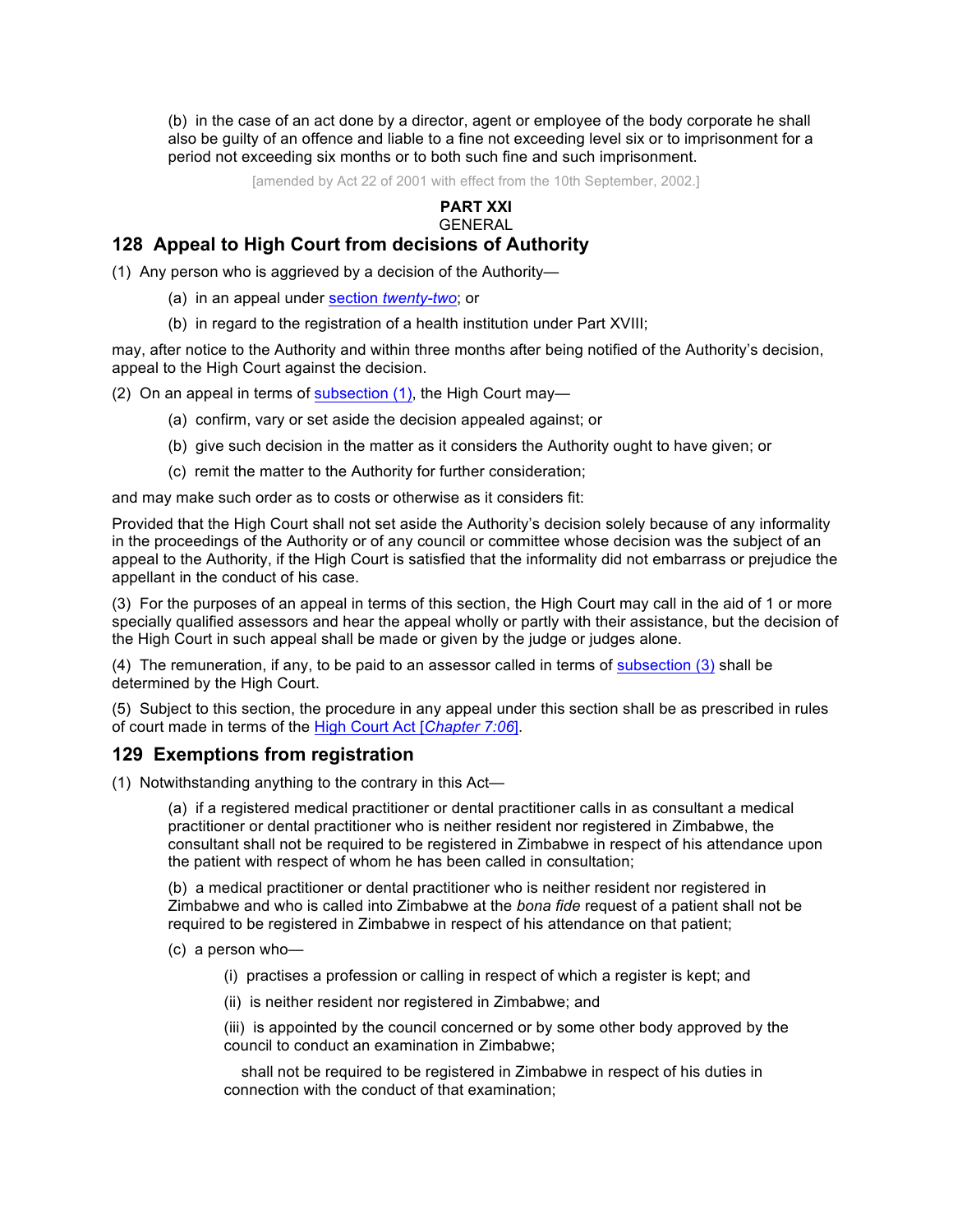(b) in the case of an act done by a director, agent or employee of the body corporate he shall also be guilty of an offence and liable to a fine not exceeding level six or to imprisonment for a period not exceeding six months or to both such fine and such imprisonment.

[amended by Act 22 of 2001 with effect from the 10th September, 2002.]

**PART XXI**

GENERAL

## 128 Appeal to High Court from decisions of Authority

(1) Any person who is aggrieved by a decision of the Authority—

(a) in an appeal under section *twenty-two*; or

(b) in regard to the registration of a health institution under Part XVIII;

may, after notice to the Authority and within three months after being notified of the Authority's decision, appeal to the High Court against the decision.

(2) On an appeal in terms of subsection (1), the High Court may—

(a) confirm, vary or set aside the decision appealed against; or

(b) give such decision in the matter as it considers the Authority ought to have given; or

(c) remit the matter to the Authority for further consideration;

and may make such order as to costs or otherwise as it considers fit:

Provided that the High Court shall not set aside the Authority's decision solely because of any informality in the proceedings of the Authority or of any council or committee whose decision was the subject of an appeal to the Authority, if the High Court is satisfied that the informality did not embarrass or prejudice the appellant in the conduct of his case.

(3) For the purposes of an appeal in terms of this section, the High Court may call in the aid of 1 or more specially qualified assessors and hear the appeal wholly or partly with their assistance, but the decision of the High Court in such appeal shall be made or given by the judge or judges alone.

(4) The remuneration, if any, to be paid to an assessor called in terms of subsection (3) shall be determined by the High Court.

(5) Subject to this section, the procedure in any appeal under this section shall be as prescribed in rules of court made in terms of the High Court Act [*Chapter 7:06*].

## 129 Exemptions from registration

(1) Notwithstanding anything to the contrary in this Act—

(a) if a registered medical practitioner or dental practitioner calls in as consultant a medical practitioner or dental practitioner who is neither resident nor registered in Zimbabwe, the consultant shall not be required to be registered in Zimbabwe in respect of his attendance upon the patient with respect of whom he has been called in consultation;

(b) a medical practitioner or dental practitioner who is neither resident nor registered in Zimbabwe and who is called into Zimbabwe at the *bona fide* request of a patient shall not be required to be registered in Zimbabwe in respect of his attendance on that patient;

(c) a person who—

(i) practises a profession or calling in respect of which a register is kept; and

(ii) is neither resident nor registered in Zimbabwe; and

(iii) is appointed by the council concerned or by some other body approved by the council to conduct an examination in Zimbabwe;

shall not be required to be registered in Zimbabwe in respect of his duties in connection with the conduct of that examination;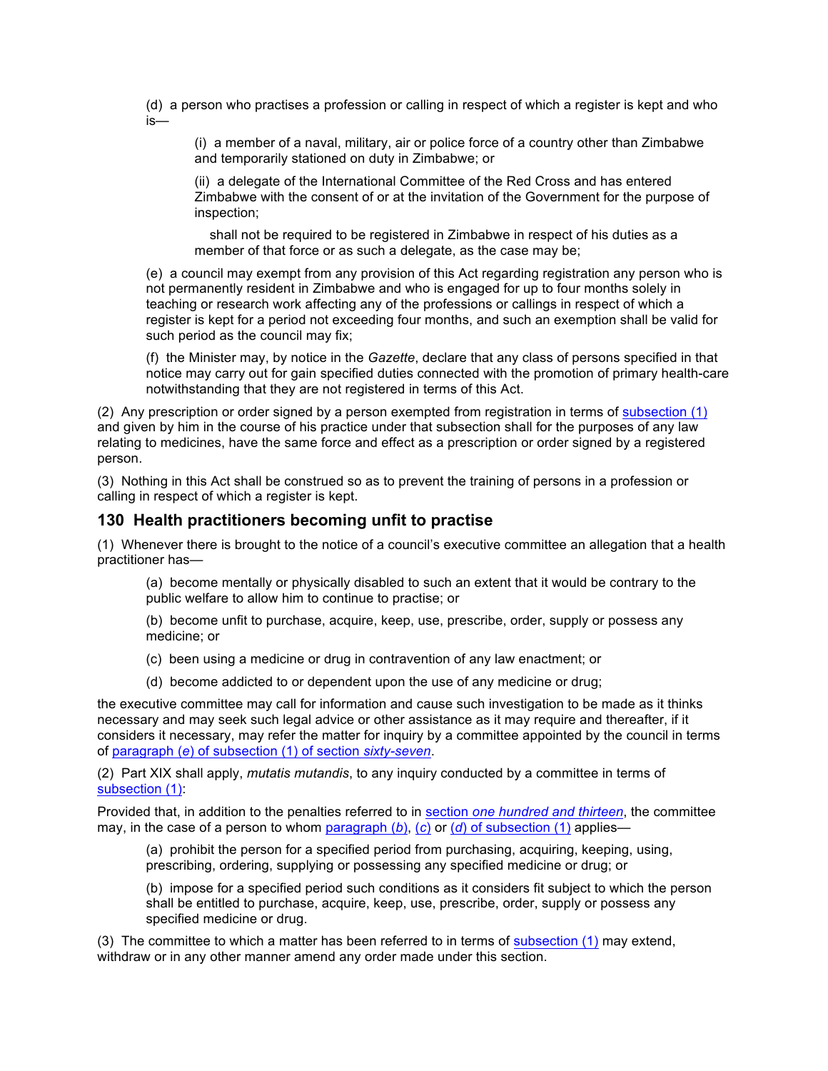(d) a person who practises a profession or calling in respect of which a register is kept and who is—

(i) a member of a naval, military, air or police force of a country other than Zimbabwe and temporarily stationed on duty in Zimbabwe; or

(ii) a delegate of the International Committee of the Red Cross and has entered Zimbabwe with the consent of or at the invitation of the Government for the purpose of inspection;

shall not be required to be registered in Zimbabwe in respect of his duties as a member of that force or as such a delegate, as the case may be;

(e) a council may exempt from any provision of this Act regarding registration any person who is not permanently resident in Zimbabwe and who is engaged for up to four months solely in teaching or research work affecting any of the professions or callings in respect of which a register is kept for a period not exceeding four months, and such an exemption shall be valid for such period as the council may fix;

(f) the Minister may, by notice in the *Gazette*, declare that any class of persons specified in that notice may carry out for gain specified duties connected with the promotion of primary health-care notwithstanding that they are not registered in terms of this Act.

(2) Any prescription or order signed by a person exempted from registration in terms of subsection (1) and given by him in the course of his practice under that subsection shall for the purposes of any law relating to medicines, have the same force and effect as a prescription or order signed by a registered person.

(3) Nothing in this Act shall be construed so as to prevent the training of persons in a profession or calling in respect of which a register is kept.

## 130 Health practitioners becoming unfit to practise

(1) Whenever there is brought to the notice of a council's executive committee an allegation that a health practitioner has—

(a) become mentally or physically disabled to such an extent that it would be contrary to the public welfare to allow him to continue to practise; or

(b) become unfit to purchase, acquire, keep, use, prescribe, order, supply or possess any medicine; or

(c) been using a medicine or drug in contravention of any law enactment; or

(d) become addicted to or dependent upon the use of any medicine or drug;

the executive committee may call for information and cause such investigation to be made as it thinks necessary and may seek such legal advice or other assistance as it may require and thereafter, if it considers it necessary, may refer the matter for inquiry by a committee appointed by the council in terms of paragraph (*e*) of subsection (1) of section *sixty-seven*.

(2) Part XIX shall apply, *mutatis mutandis*, to any inquiry conducted by a committee in terms of subsection (1):

Provided that, in addition to the penalties referred to in section *one hundred and thirteen*, the committee may, in the case of a person to whom paragraph (*b*), (*c*) or (*d*) of subsection (1) applies—

(a) prohibit the person for a specified period from purchasing, acquiring, keeping, using, prescribing, ordering, supplying or possessing any specified medicine or drug; or

(b) impose for a specified period such conditions as it considers fit subject to which the person shall be entitled to purchase, acquire, keep, use, prescribe, order, supply or possess any specified medicine or drug.

(3) The committee to which a matter has been referred to in terms of subsection (1) may extend, withdraw or in any other manner amend any order made under this section.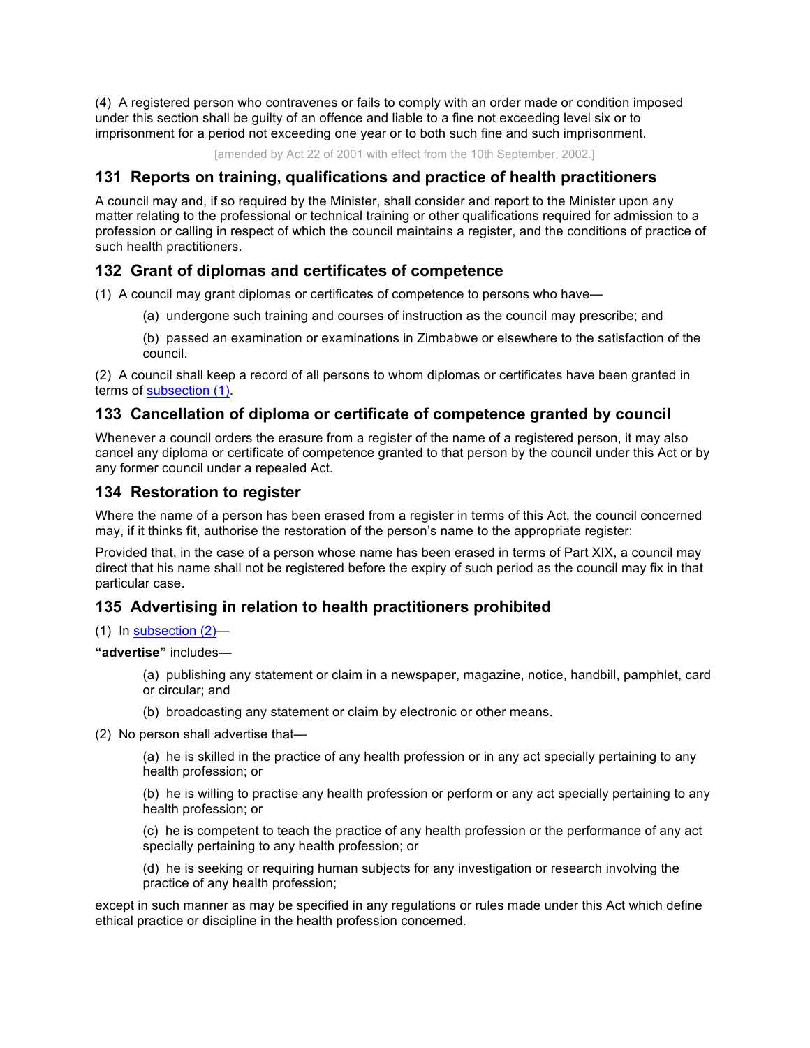(4) A registered person who contravenes or fails to comply with an order made or condition imposed under this section shall be guilty of an offence and liable to a fine not exceeding level six or to imprisonment for a period not exceeding one year or to both such fine and such imprisonment.

[amended by Act 22 of 2001 with effect from the 10th September, 2002.]

## 131 Reports on training, qualifications and practice of health practitioners

A council may and, if so required by the Minister, shall consider and report to the Minister upon any matter relating to the professional or technical training or other qualifications required for admission to a profession or calling in respect of which the council maintains a register, and the conditions of practice of such health practitioners.

## 132 Grant of diplomas and certificates of competence

(1) A council may grant diplomas or certificates of competence to persons who have—

> (a) undergone such training and courses of instruction as the council may prescribe; and
>
> (b) passed an examination or examinations in Zimbabwe or elsewhere to the satisfaction of the council.

(2) A council shall keep a record of all persons to whom diplomas or certificates have been granted in terms of subsection (1).

## 133 Cancellation of diploma or certificate of competence granted by council

Whenever a council orders the erasure from a register of the name of a registered person, it may also cancel any diploma or certificate of competence granted to that person by the council under this Act or by any former council under a repealed Act.

## 134 Restoration to register

Where the name of a person has been erased from a register in terms of this Act, the council concerned may, if it thinks fit, authorise the restoration of the person's name to the appropriate register:

Provided that, in the case of a person whose name has been erased in terms of Part XIX, a council may direct that his name shall not be registered before the expiry of such period as the council may fix in that particular case.

## 135 Advertising in relation to health practitioners prohibited

(1) In subsection (2)—

**"advertise"** includes—

> (a) publishing any statement or claim in a newspaper, magazine, notice, handbill, pamphlet, card or circular; and
>
> (b) broadcasting any statement or claim by electronic or other means.

(2) No person shall advertise that—

> (a) he is skilled in the practice of any health profession or in any act specially pertaining to any health profession; or
>
> (b) he is willing to practise any health profession or perform or any act specially pertaining to any health profession; or
>
> (c) he is competent to teach the practice of any health profession or the performance of any act specially pertaining to any health profession; or
>
> (d) he is seeking or requiring human subjects for any investigation or research involving the practice of any health profession;

except in such manner as may be specified in any regulations or rules made under this Act which define ethical practice or discipline in the health profession concerned.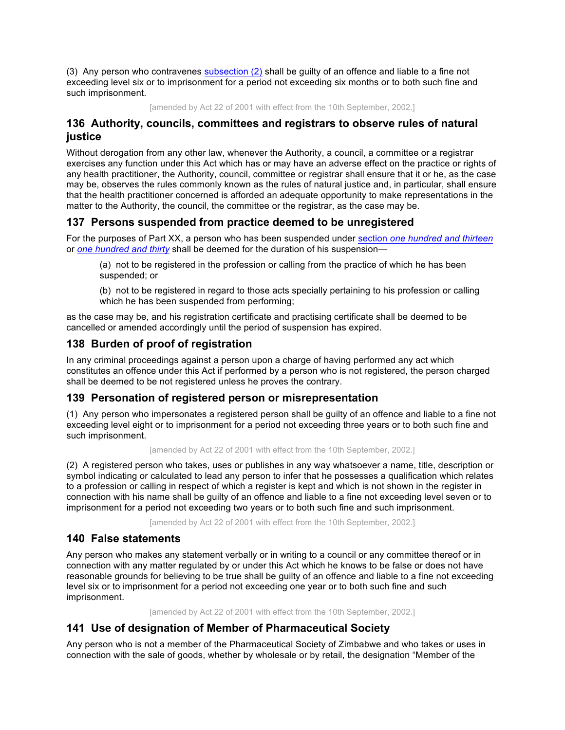(3) Any person who contravenes subsection (2) shall be guilty of an offence and liable to a fine not exceeding level six or to imprisonment for a period not exceeding six months or to both such fine and such imprisonment.

[amended by Act 22 of 2001 with effect from the 10th September, 2002.]

## 136 Authority, councils, committees and registrars to observe rules of natural justice

Without derogation from any other law, whenever the Authority, a council, a committee or a registrar exercises any function under this Act which has or may have an adverse effect on the practice or rights of any health practitioner, the Authority, council, committee or registrar shall ensure that it or he, as the case may be, observes the rules commonly known as the rules of natural justice and, in particular, shall ensure that the health practitioner concerned is afforded an adequate opportunity to make representations in the matter to the Authority, the council, the committee or the registrar, as the case may be.

## 137 Persons suspended from practice deemed to be unregistered

For the purposes of Part XX, a person who has been suspended under section *one hundred and thirteen* or *one hundred and thirty* shall be deemed for the duration of his suspension—

(a) not to be registered in the profession or calling from the practice of which he has been suspended; or

(b) not to be registered in regard to those acts specially pertaining to his profession or calling which he has been suspended from performing;

as the case may be, and his registration certificate and practising certificate shall be deemed to be cancelled or amended accordingly until the period of suspension has expired.

## 138 Burden of proof of registration

In any criminal proceedings against a person upon a charge of having performed any act which constitutes an offence under this Act if performed by a person who is not registered, the person charged shall be deemed to be not registered unless he proves the contrary.

## 139 Personation of registered person or misrepresentation

(1) Any person who impersonates a registered person shall be guilty of an offence and liable to a fine not exceeding level eight or to imprisonment for a period not exceeding three years or to both such fine and such imprisonment.

[amended by Act 22 of 2001 with effect from the 10th September, 2002.]

(2) A registered person who takes, uses or publishes in any way whatsoever a name, title, description or symbol indicating or calculated to lead any person to infer that he possesses a qualification which relates to a profession or calling in respect of which a register is kept and which is not shown in the register in connection with his name shall be guilty of an offence and liable to a fine not exceeding level seven or to imprisonment for a period not exceeding two years or to both such fine and such imprisonment.

[amended by Act 22 of 2001 with effect from the 10th September, 2002.]

## 140 False statements

Any person who makes any statement verbally or in writing to a council or any committee thereof or in connection with any matter regulated by or under this Act which he knows to be false or does not have reasonable grounds for believing to be true shall be guilty of an offence and liable to a fine not exceeding level six or to imprisonment for a period not exceeding one year or to both such fine and such imprisonment.

[amended by Act 22 of 2001 with effect from the 10th September, 2002.]

## 141 Use of designation of Member of Pharmaceutical Society

Any person who is not a member of the Pharmaceutical Society of Zimbabwe and who takes or uses in connection with the sale of goods, whether by wholesale or by retail, the designation "Member of the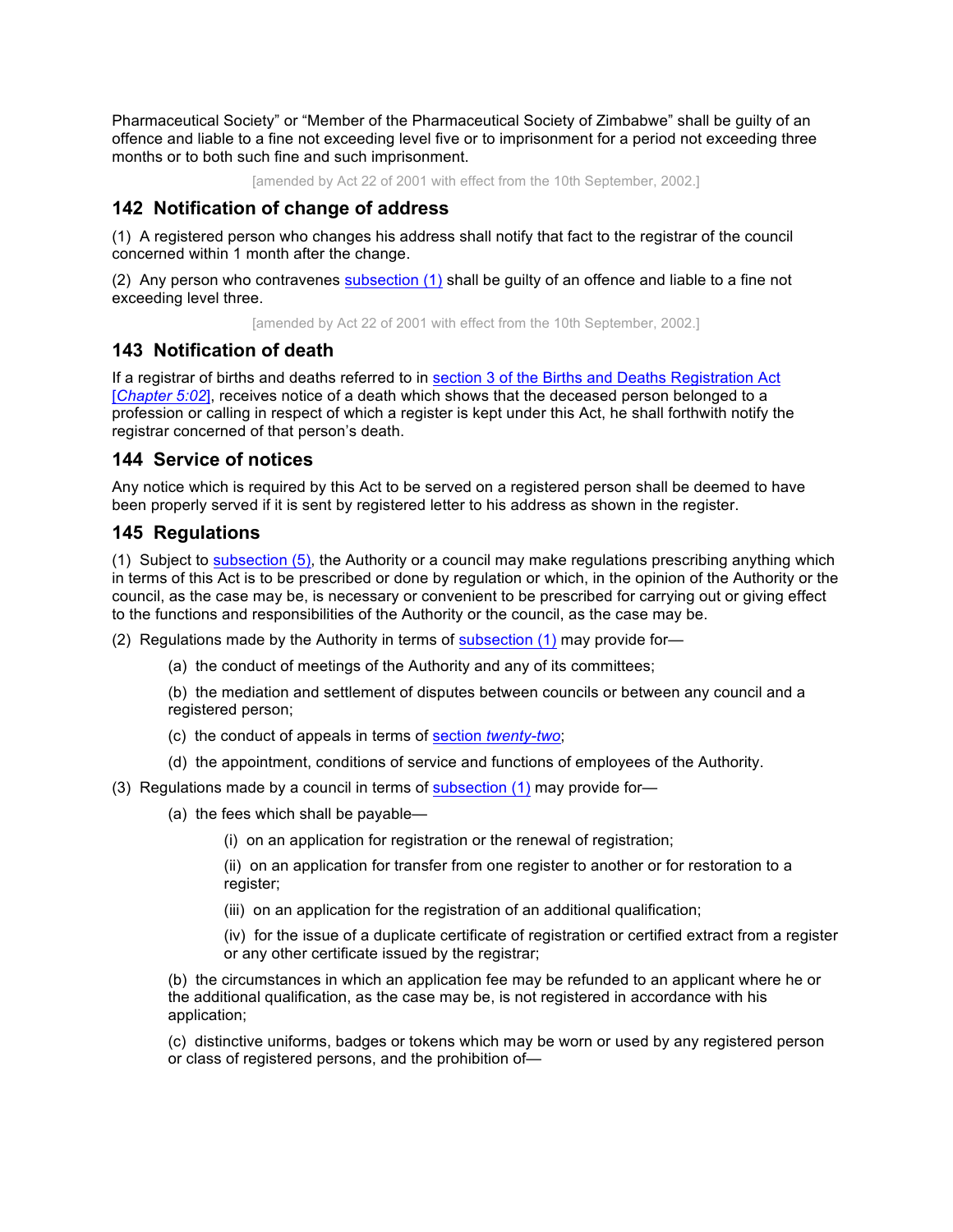Pharmaceutical Society" or "Member of the Pharmaceutical Society of Zimbabwe" shall be guilty of an offence and liable to a fine not exceeding level five or to imprisonment for a period not exceeding three months or to both such fine and such imprisonment.

[amended by Act 22 of 2001 with effect from the 10th September, 2002.]

## 142 Notification of change of address

(1) A registered person who changes his address shall notify that fact to the registrar of the council concerned within 1 month after the change.

(2) Any person who contravenes subsection (1) shall be guilty of an offence and liable to a fine not exceeding level three.

[amended by Act 22 of 2001 with effect from the 10th September, 2002.]

## 143 Notification of death

If a registrar of births and deaths referred to in section 3 of the Births and Deaths Registration Act [*Chapter 5:02*], receives notice of a death which shows that the deceased person belonged to a profession or calling in respect of which a register is kept under this Act, he shall forthwith notify the registrar concerned of that person's death.

## 144 Service of notices

Any notice which is required by this Act to be served on a registered person shall be deemed to have been properly served if it is sent by registered letter to his address as shown in the register.

## 145 Regulations

(1) Subject to subsection (5), the Authority or a council may make regulations prescribing anything which in terms of this Act is to be prescribed or done by regulation or which, in the opinion of the Authority or the council, as the case may be, is necessary or convenient to be prescribed for carrying out or giving effect to the functions and responsibilities of the Authority or the council, as the case may be.

(2) Regulations made by the Authority in terms of subsection (1) may provide for—

(a) the conduct of meetings of the Authority and any of its committees;

(b) the mediation and settlement of disputes between councils or between any council and a registered person;

(c) the conduct of appeals in terms of section *twenty-two*;

(d) the appointment, conditions of service and functions of employees of the Authority.

(3) Regulations made by a council in terms of subsection (1) may provide for—

(a) the fees which shall be payable—

(i) on an application for registration or the renewal of registration;

(ii) on an application for transfer from one register to another or for restoration to a register;

(iii) on an application for the registration of an additional qualification;

(iv) for the issue of a duplicate certificate of registration or certified extract from a register or any other certificate issued by the registrar;

(b) the circumstances in which an application fee may be refunded to an applicant where he or the additional qualification, as the case may be, is not registered in accordance with his application;

(c) distinctive uniforms, badges or tokens which may be worn or used by any registered person or class of registered persons, and the prohibition of—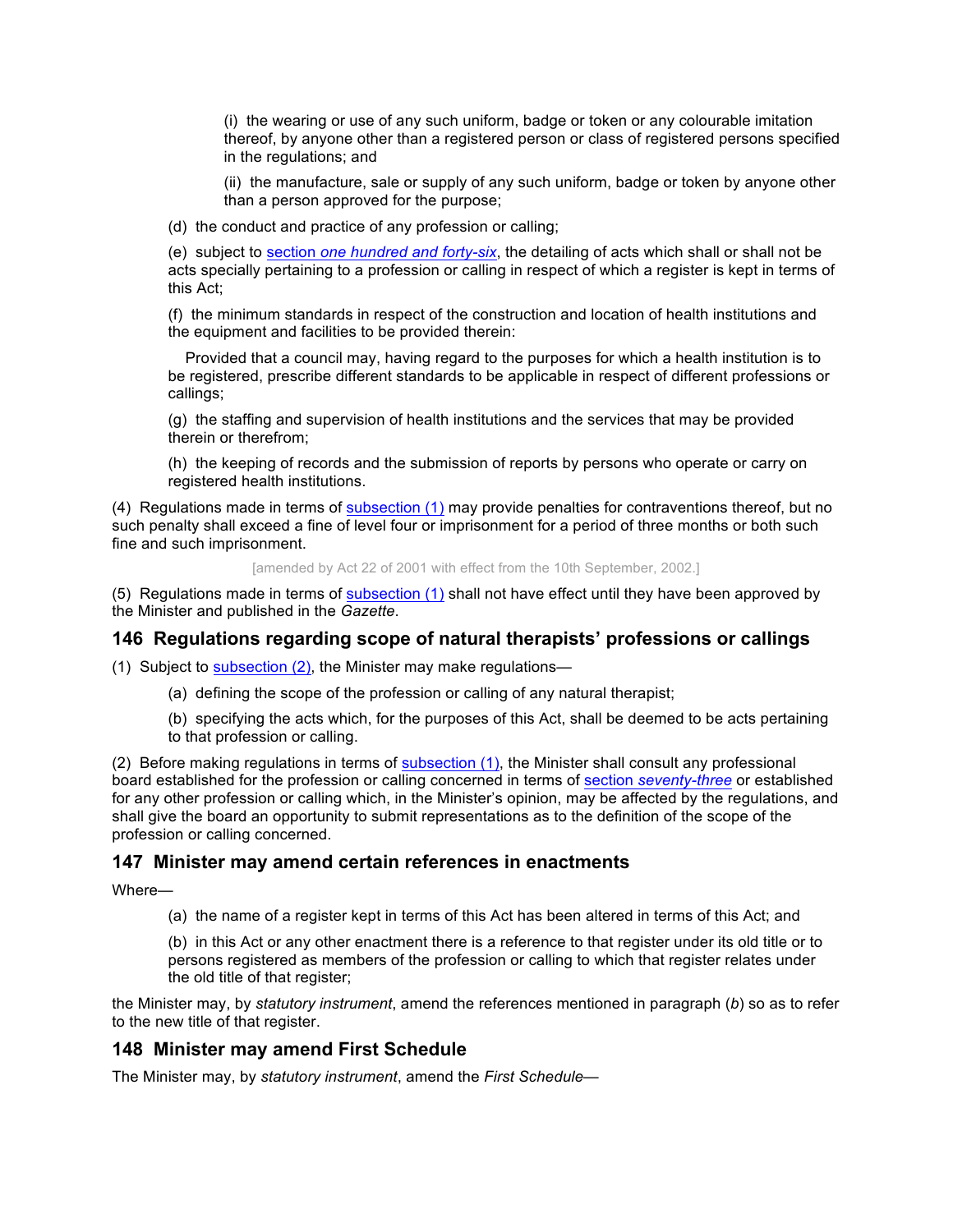(i) the wearing or use of any such uniform, badge or token or any colourable imitation thereof, by anyone other than a registered person or class of registered persons specified in the regulations; and

(ii) the manufacture, sale or supply of any such uniform, badge or token by anyone other than a person approved for the purpose;

(d) the conduct and practice of any profession or calling;

(e) subject to section *one hundred and forty-six*, the detailing of acts which shall or shall not be acts specially pertaining to a profession or calling in respect of which a register is kept in terms of this Act;

(f) the minimum standards in respect of the construction and location of health institutions and the equipment and facilities to be provided therein:

Provided that a council may, having regard to the purposes for which a health institution is to be registered, prescribe different standards to be applicable in respect of different professions or callings;

(g) the staffing and supervision of health institutions and the services that may be provided therein or therefrom;

(h) the keeping of records and the submission of reports by persons who operate or carry on registered health institutions.

(4) Regulations made in terms of subsection (1) may provide penalties for contraventions thereof, but no such penalty shall exceed a fine of level four or imprisonment for a period of three months or both such fine and such imprisonment.

[amended by Act 22 of 2001 with effect from the 10th September, 2002.]

(5) Regulations made in terms of subsection (1) shall not have effect until they have been approved by the Minister and published in the *Gazette*.

## 146 Regulations regarding scope of natural therapists' professions or callings

(1) Subject to subsection (2), the Minister may make regulations—

(a) defining the scope of the profession or calling of any natural therapist;

(b) specifying the acts which, for the purposes of this Act, shall be deemed to be acts pertaining to that profession or calling.

(2) Before making regulations in terms of subsection (1), the Minister shall consult any professional board established for the profession or calling concerned in terms of section *seventy-three* or established for any other profession or calling which, in the Minister's opinion, may be affected by the regulations, and shall give the board an opportunity to submit representations as to the definition of the scope of the profession or calling concerned.

## 147 Minister may amend certain references in enactments

Where—

(a) the name of a register kept in terms of this Act has been altered in terms of this Act; and

(b) in this Act or any other enactment there is a reference to that register under its old title or to persons registered as members of the profession or calling to which that register relates under the old title of that register;

the Minister may, by *statutory instrument*, amend the references mentioned in paragraph (*b*) so as to refer to the new title of that register.

## 148 Minister may amend First Schedule

The Minister may, by *statutory instrument*, amend the *First Schedule*—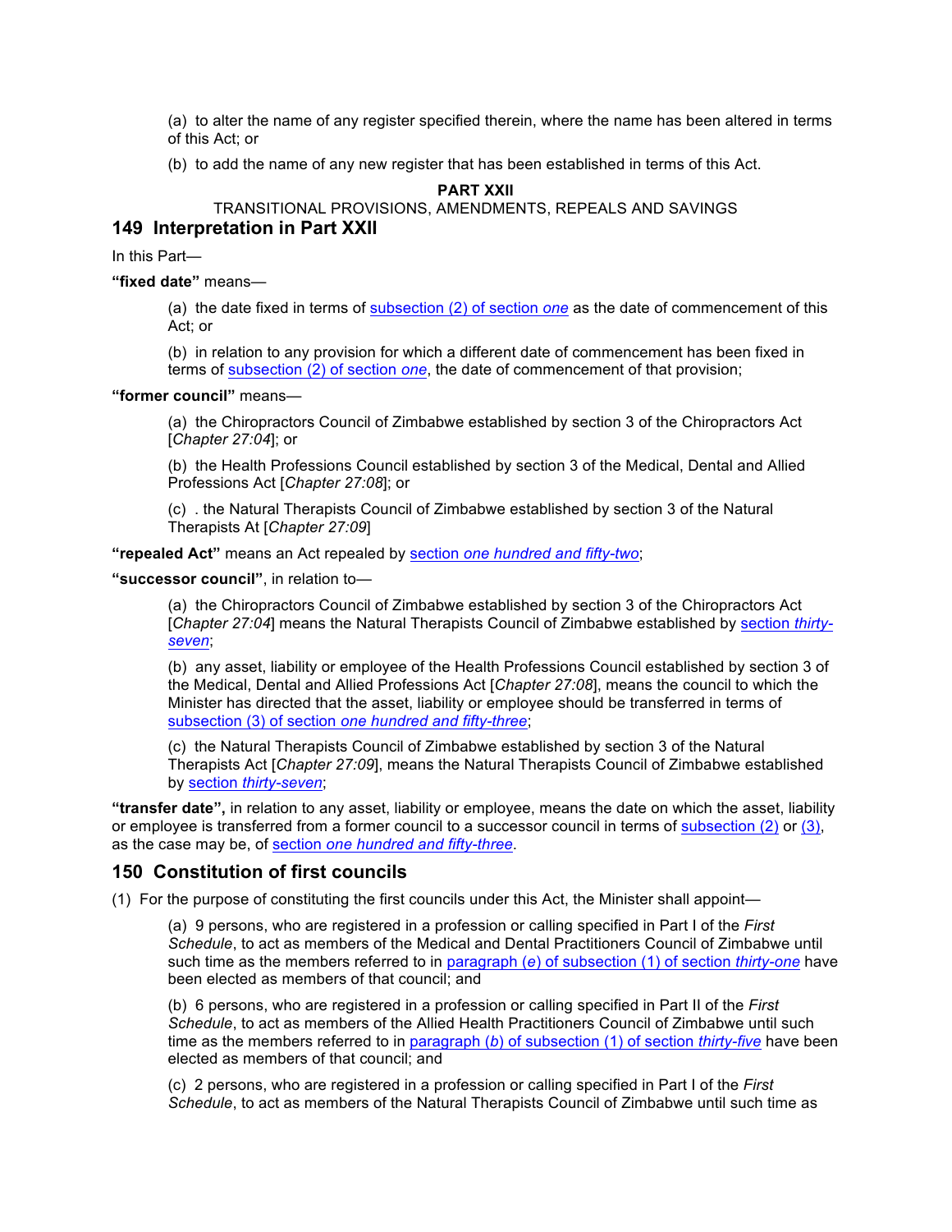(a) to alter the name of any register specified therein, where the name has been altered in terms of this Act; or

(b) to add the name of any new register that has been established in terms of this Act.

**PART XXII**

TRANSITIONAL PROVISIONS, AMENDMENTS, REPEALS AND SAVINGS

## 149 Interpretation in Part XXII

In this Part—

**"fixed date"** means—

(a) the date fixed in terms of subsection (2) of section *one* as the date of commencement of this Act; or

(b) in relation to any provision for which a different date of commencement has been fixed in terms of subsection (2) of section *one*, the date of commencement of that provision;

**"former council"** means—

(a) the Chiropractors Council of Zimbabwe established by section 3 of the Chiropractors Act [*Chapter 27:04*]; or

(b) the Health Professions Council established by section 3 of the Medical, Dental and Allied Professions Act [*Chapter 27:08*]; or

(c) . the Natural Therapists Council of Zimbabwe established by section 3 of the Natural Therapists At [*Chapter 27:09*]

**"repealed Act"** means an Act repealed by section *one hundred and fifty-two*;

**"successor council"**, in relation to—

(a) the Chiropractors Council of Zimbabwe established by section 3 of the Chiropractors Act [*Chapter 27:04*] means the Natural Therapists Council of Zimbabwe established by section *thirty-seven*;

(b) any asset, liability or employee of the Health Professions Council established by section 3 of the Medical, Dental and Allied Professions Act [*Chapter 27:08*], means the council to which the Minister has directed that the asset, liability or employee should be transferred in terms of subsection (3) of section *one hundred and fifty-three*;

(c) the Natural Therapists Council of Zimbabwe established by section 3 of the Natural Therapists Act [*Chapter 27:09*], means the Natural Therapists Council of Zimbabwe established by section *thirty-seven*;

**"transfer date",** in relation to any asset, liability or employee, means the date on which the asset, liability or employee is transferred from a former council to a successor council in terms of subsection (2) or (3), as the case may be, of section *one hundred and fifty-three*.

## 150 Constitution of first councils

(1) For the purpose of constituting the first councils under this Act, the Minister shall appoint—

(a) 9 persons, who are registered in a profession or calling specified in Part I of the *First Schedule*, to act as members of the Medical and Dental Practitioners Council of Zimbabwe until such time as the members referred to in paragraph (*e*) of subsection (1) of section *thirty-one* have been elected as members of that council; and

(b) 6 persons, who are registered in a profession or calling specified in Part II of the *First Schedule*, to act as members of the Allied Health Practitioners Council of Zimbabwe until such time as the members referred to in paragraph (*b*) of subsection (1) of section *thirty-five* have been elected as members of that council; and

(c) 2 persons, who are registered in a profession or calling specified in Part I of the *First Schedule*, to act as members of the Natural Therapists Council of Zimbabwe until such time as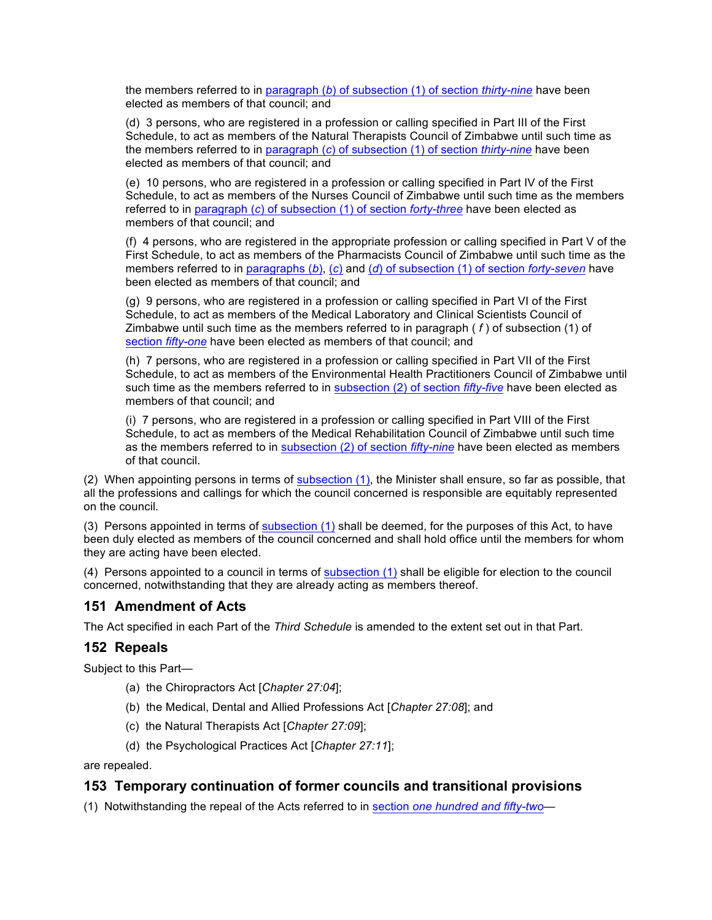the members referred to in paragraph (*b*) of subsection (1) of section *thirty-nine* have been elected as members of that council; and

(d) 3 persons, who are registered in a profession or calling specified in Part III of the First Schedule, to act as members of the Natural Therapists Council of Zimbabwe until such time as the members referred to in paragraph (*c*) of subsection (1) of section *thirty-nine* have been elected as members of that council; and

(e) 10 persons, who are registered in a profession or calling specified in Part IV of the First Schedule, to act as members of the Nurses Council of Zimbabwe until such time as the members referred to in paragraph (c) of subsection (1) of section *forty-three* have been elected as members of that council; and

(f) 4 persons, who are registered in the appropriate profession or calling specified in Part V of the First Schedule, to act as members of the Pharmacists Council of Zimbabwe until such time as the members referred to in paragraphs (*b*), (*c*) and (*d*) of subsection (1) of section *forty-seven* have been elected as members of that council; and

(g) 9 persons, who are registered in a profession or calling specified in Part VI of the First Schedule, to act as members of the Medical Laboratory and Clinical Scientists Council of Zimbabwe until such time as the members referred to in paragraph ( *f* ) of subsection (1) of section *fifty-one* have been elected as members of that council; and

(h) 7 persons, who are registered in a profession or calling specified in Part VII of the First Schedule, to act as members of the Environmental Health Practitioners Council of Zimbabwe until such time as the members referred to in subsection (2) of section *fifty-five* have been elected as members of that council; and

(i) 7 persons, who are registered in a profession or calling specified in Part VIII of the First Schedule, to act as members of the Medical Rehabilitation Council of Zimbabwe until such time as the members referred to in subsection (2) of section *fifty-nine* have been elected as members of that council.

(2) When appointing persons in terms of subsection (1), the Minister shall ensure, so far as possible, that all the professions and callings for which the council concerned is responsible are equitably represented on the council.

(3) Persons appointed in terms of subsection (1) shall be deemed, for the purposes of this Act, to have been duly elected as members of the council concerned and shall hold office until the members for whom they are acting have been elected.

(4) Persons appointed to a council in terms of subsection (1) shall be eligible for election to the council concerned, notwithstanding that they are already acting as members thereof.

## 151 Amendment of Acts

The Act specified in each Part of the *Third Schedule* is amended to the extent set out in that Part.

## 152 Repeals

Subject to this Part—

(a) the Chiropractors Act [*Chapter 27:04*];

(b) the Medical, Dental and Allied Professions Act [*Chapter 27:08*]; and

(c) the Natural Therapists Act [*Chapter 27:09*];

(d) the Psychological Practices Act [*Chapter 27:11*];

are repealed.

## 153 Temporary continuation of former councils and transitional provisions

(1) Notwithstanding the repeal of the Acts referred to in section *one hundred and fifty-two*—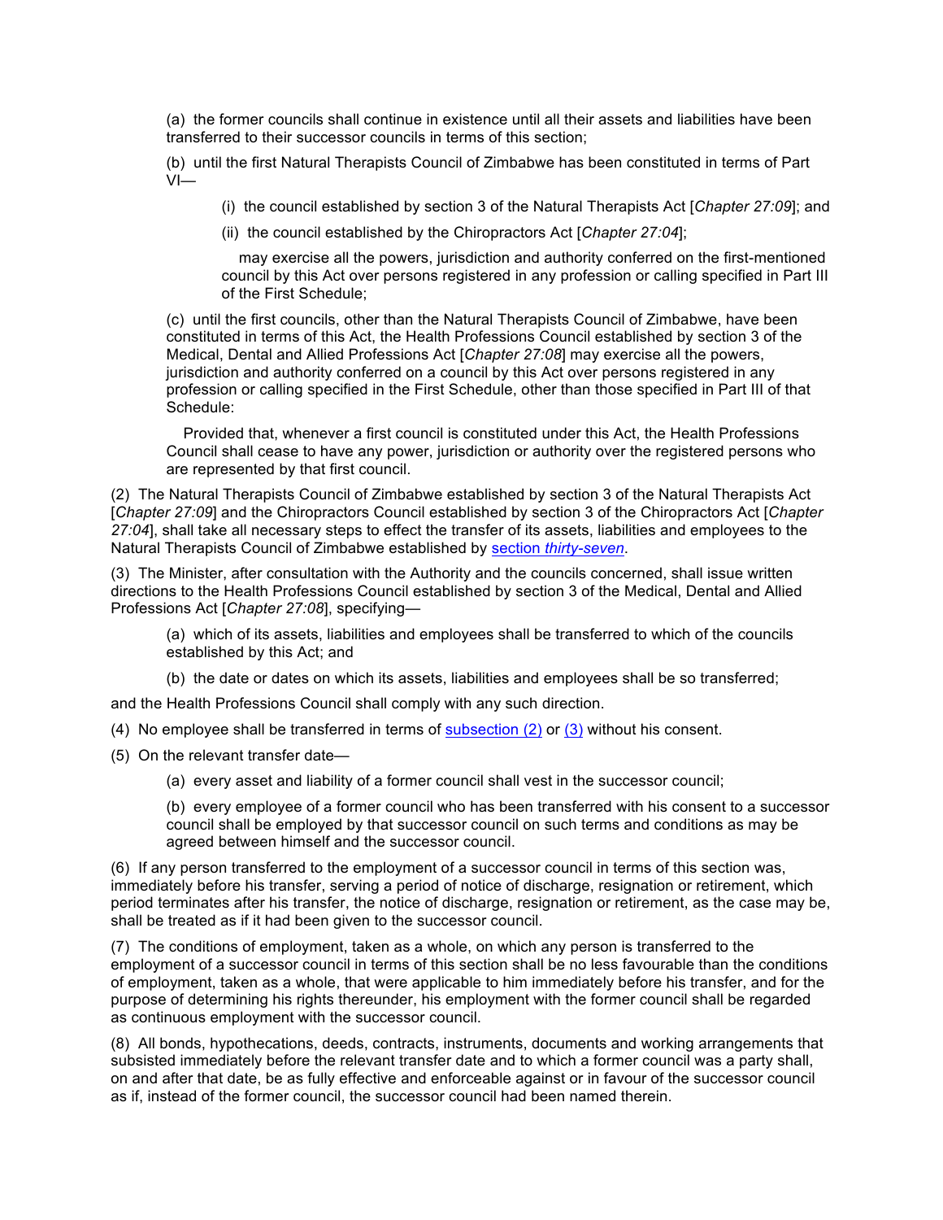(a) the former councils shall continue in existence until all their assets and liabilities have been transferred to their successor councils in terms of this section;

(b) until the first Natural Therapists Council of Zimbabwe has been constituted in terms of Part VI—

(i) the council established by section 3 of the Natural Therapists Act [*Chapter 27:09*]; and

(ii) the council established by the Chiropractors Act [*Chapter 27:04*];

may exercise all the powers, jurisdiction and authority conferred on the first-mentioned council by this Act over persons registered in any profession or calling specified in Part III of the First Schedule;

(c) until the first councils, other than the Natural Therapists Council of Zimbabwe, have been constituted in terms of this Act, the Health Professions Council established by section 3 of the Medical, Dental and Allied Professions Act [*Chapter 27:08*] may exercise all the powers, jurisdiction and authority conferred on a council by this Act over persons registered in any profession or calling specified in the First Schedule, other than those specified in Part III of that Schedule:

Provided that, whenever a first council is constituted under this Act, the Health Professions Council shall cease to have any power, jurisdiction or authority over the registered persons who are represented by that first council.

(2) The Natural Therapists Council of Zimbabwe established by section 3 of the Natural Therapists Act [*Chapter 27:09*] and the Chiropractors Council established by section 3 of the Chiropractors Act [*Chapter 27:04*], shall take all necessary steps to effect the transfer of its assets, liabilities and employees to the Natural Therapists Council of Zimbabwe established by section *thirty-seven*.

(3) The Minister, after consultation with the Authority and the councils concerned, shall issue written directions to the Health Professions Council established by section 3 of the Medical, Dental and Allied Professions Act [*Chapter 27:08*], specifying—

(a) which of its assets, liabilities and employees shall be transferred to which of the councils established by this Act; and

(b) the date or dates on which its assets, liabilities and employees shall be so transferred;

and the Health Professions Council shall comply with any such direction.

(4) No employee shall be transferred in terms of subsection (2) or (3) without his consent.

(5) On the relevant transfer date—

(a) every asset and liability of a former council shall vest in the successor council;

(b) every employee of a former council who has been transferred with his consent to a successor council shall be employed by that successor council on such terms and conditions as may be agreed between himself and the successor council.

(6) If any person transferred to the employment of a successor council in terms of this section was, immediately before his transfer, serving a period of notice of discharge, resignation or retirement, which period terminates after his transfer, the notice of discharge, resignation or retirement, as the case may be, shall be treated as if it had been given to the successor council.

(7) The conditions of employment, taken as a whole, on which any person is transferred to the employment of a successor council in terms of this section shall be no less favourable than the conditions of employment, taken as a whole, that were applicable to him immediately before his transfer, and for the purpose of determining his rights thereunder, his employment with the former council shall be regarded as continuous employment with the successor council.

(8) All bonds, hypothecations, deeds, contracts, instruments, documents and working arrangements that subsisted immediately before the relevant transfer date and to which a former council was a party shall, on and after that date, be as fully effective and enforceable against or in favour of the successor council as if, instead of the former council, the successor council had been named therein.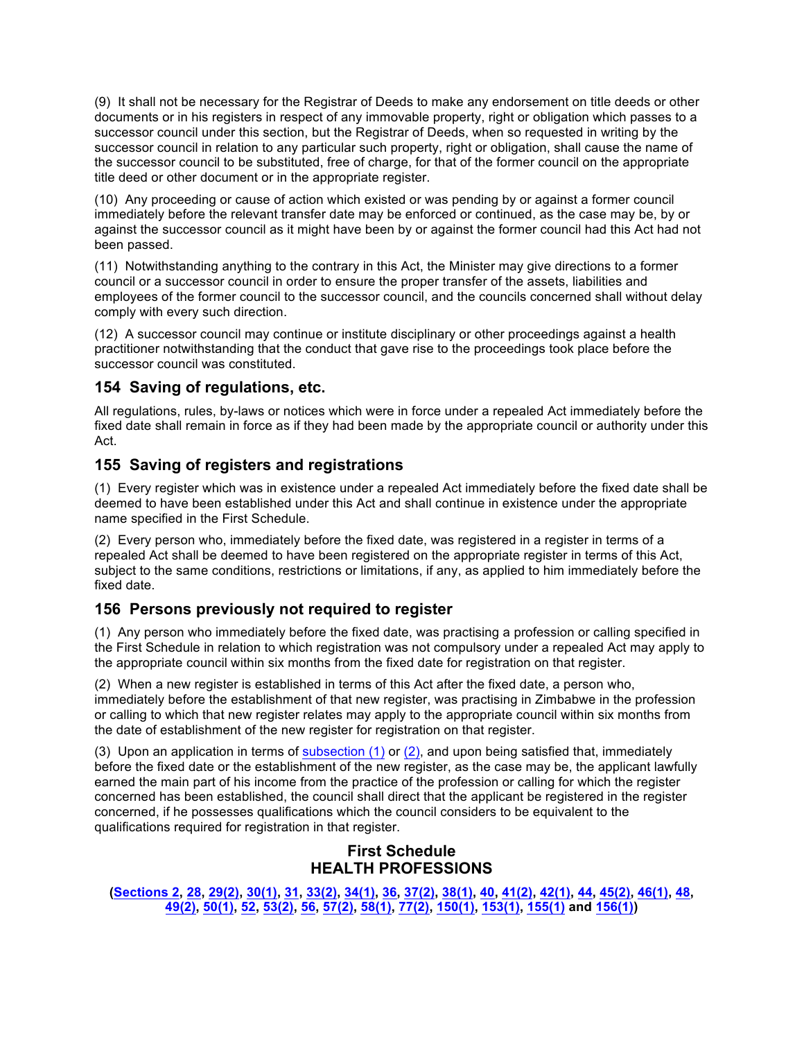(9) It shall not be necessary for the Registrar of Deeds to make any endorsement on title deeds or other documents or in his registers in respect of any immovable property, right or obligation which passes to a successor council under this section, but the Registrar of Deeds, when so requested in writing by the successor council in relation to any particular such property, right or obligation, shall cause the name of the successor council to be substituted, free of charge, for that of the former council on the appropriate title deed or other document or in the appropriate register.

(10) Any proceeding or cause of action which existed or was pending by or against a former council immediately before the relevant transfer date may be enforced or continued, as the case may be, by or against the successor council as it might have been by or against the former council had this Act had not been passed.

(11) Notwithstanding anything to the contrary in this Act, the Minister may give directions to a former council or a successor council in order to ensure the proper transfer of the assets, liabilities and employees of the former council to the successor council, and the councils concerned shall without delay comply with every such direction.

(12) A successor council may continue or institute disciplinary or other proceedings against a health practitioner notwithstanding that the conduct that gave rise to the proceedings took place before the successor council was constituted.

## 154 Saving of regulations, etc.

All regulations, rules, by-laws or notices which were in force under a repealed Act immediately before the fixed date shall remain in force as if they had been made by the appropriate council or authority under this Act.

## 155 Saving of registers and registrations

(1) Every register which was in existence under a repealed Act immediately before the fixed date shall be deemed to have been established under this Act and shall continue in existence under the appropriate name specified in the First Schedule.

(2) Every person who, immediately before the fixed date, was registered in a register in terms of a repealed Act shall be deemed to have been registered on the appropriate register in terms of this Act, subject to the same conditions, restrictions or limitations, if any, as applied to him immediately before the fixed date.

## 156 Persons previously not required to register

(1) Any person who immediately before the fixed date, was practising a profession or calling specified in the First Schedule in relation to which registration was not compulsory under a repealed Act may apply to the appropriate council within six months from the fixed date for registration on that register.

(2) When a new register is established in terms of this Act after the fixed date, a person who, immediately before the establishment of that new register, was practising in Zimbabwe in the profession or calling to which that new register relates may apply to the appropriate council within six months from the date of establishment of the new register for registration on that register.

(3) Upon an application in terms of subsection (1) or (2), and upon being satisfied that, immediately before the fixed date or the establishment of the new register, as the case may be, the applicant lawfully earned the main part of his income from the practice of the profession or calling for which the register concerned has been established, the council shall direct that the applicant be registered in the register concerned, if he possesses qualifications which the council considers to be equivalent to the qualifications required for registration in that register.

## First Schedule
## HEALTH PROFESSIONS

**(Sections 2, 28, 29(2), 30(1), 31, 33(2), 34(1), 36, 37(2), 38(1), 40, 41(2), 42(1), 44, 45(2), 46(1), 48, 49(2), 50(1), 52, 53(2), 56, 57(2), 58(1), 77(2), 150(1), 153(1), 155(1) and 156(1))**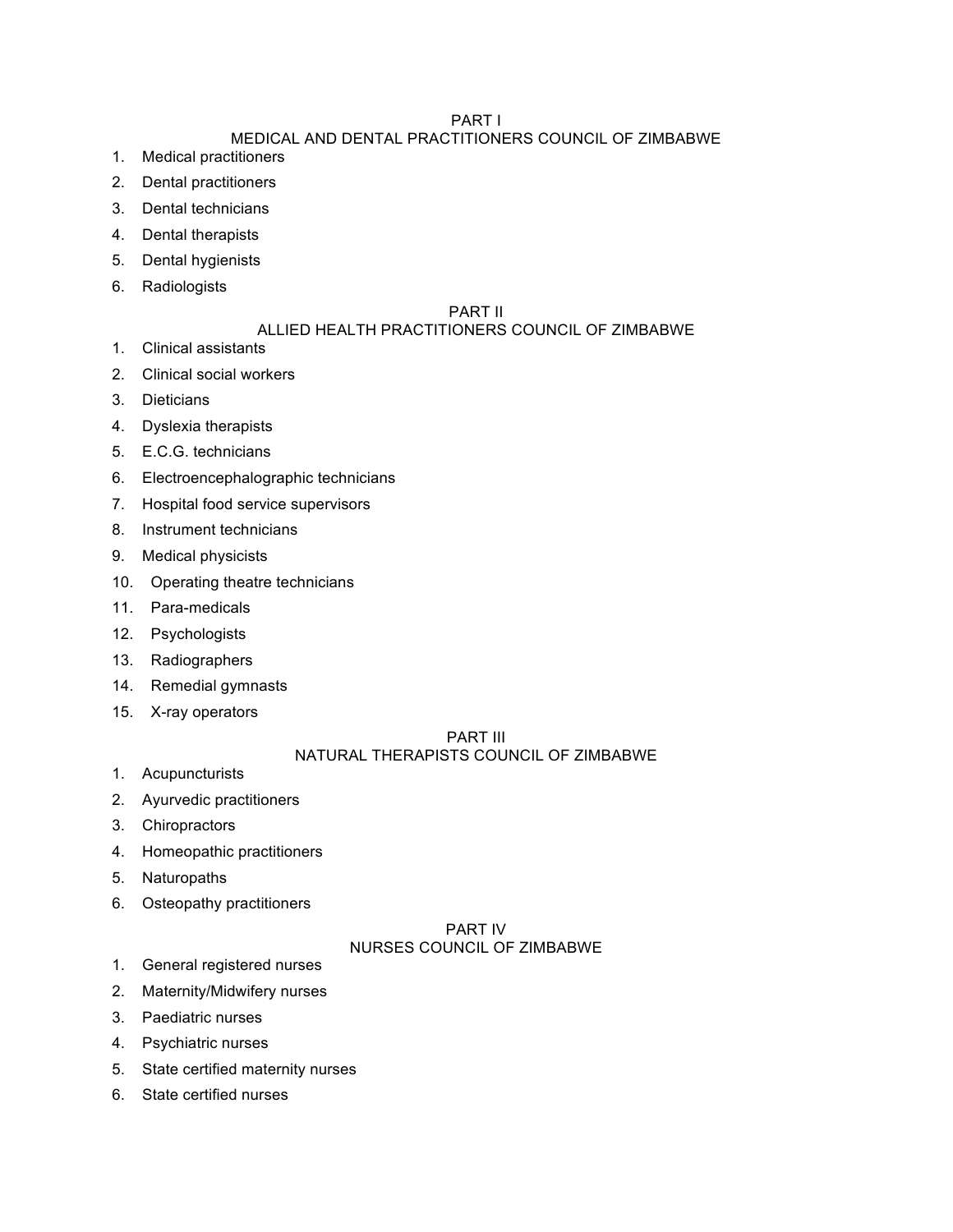## PART I
## MEDICAL AND DENTAL PRACTITIONERS COUNCIL OF ZIMBABWE

1. Medical practitioners
2. Dental practitioners
3. Dental technicians
4. Dental therapists
5. Dental hygienists
6. Radiologists

## PART II
## ALLIED HEALTH PRACTITIONERS COUNCIL OF ZIMBABWE

1. Clinical assistants
2. Clinical social workers
3. Dieticians
4. Dyslexia therapists
5. E.C.G. technicians
6. Electroencephalographic technicians
7. Hospital food service supervisors
8. Instrument technicians
9. Medical physicists
10. Operating theatre technicians
11. Para-medicals
12. Psychologists
13. Radiographers
14. Remedial gymnasts
15. X-ray operators

## PART III
## NATURAL THERAPISTS COUNCIL OF ZIMBABWE

1. Acupuncturists
2. Ayurvedic practitioners
3. Chiropractors
4. Homeopathic practitioners
5. Naturopaths
6. Osteopathy practitioners

## PART IV
## NURSES COUNCIL OF ZIMBABWE

1. General registered nurses
2. Maternity/Midwifery nurses
3. Paediatric nurses
4. Psychiatric nurses
5. State certified maternity nurses
6. State certified nurses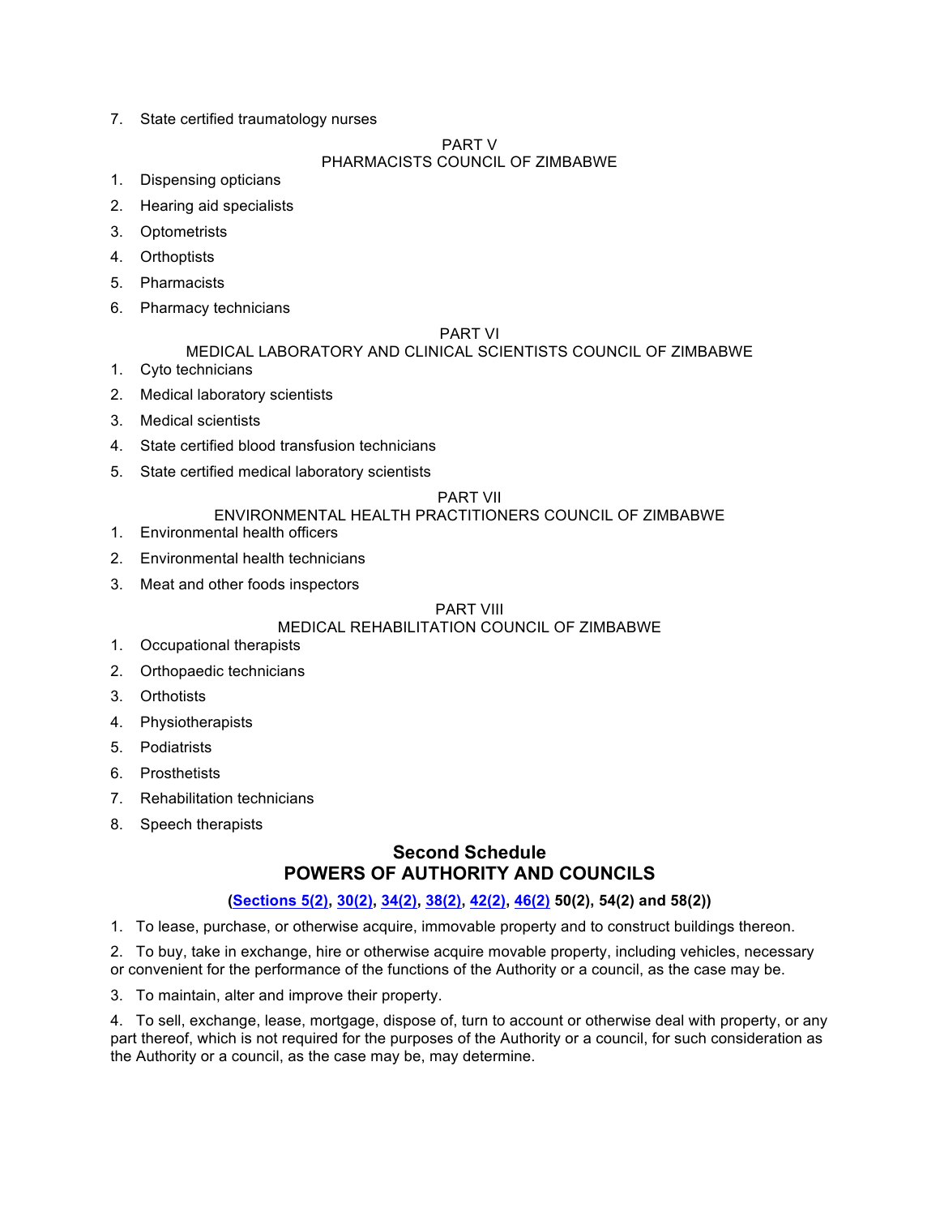7. State certified traumatology nurses

PART V
PHARMACISTS COUNCIL OF ZIMBABWE

1. Dispensing opticians
2. Hearing aid specialists
3. Optometrists
4. Orthoptists
5. Pharmacists
6. Pharmacy technicians

PART VI
MEDICAL LABORATORY AND CLINICAL SCIENTISTS COUNCIL OF ZIMBABWE

1. Cyto technicians
2. Medical laboratory scientists
3. Medical scientists
4. State certified blood transfusion technicians
5. State certified medical laboratory scientists

PART VII
ENVIRONMENTAL HEALTH PRACTITIONERS COUNCIL OF ZIMBABWE

1. Environmental health officers
2. Environmental health technicians
3. Meat and other foods inspectors

PART VIII
MEDICAL REHABILITATION COUNCIL OF ZIMBABWE

1. Occupational therapists
2. Orthopaedic technicians
3. Orthotists
4. Physiotherapists
5. Podiatrists
6. Prosthetists
7. Rehabilitation technicians
8. Speech therapists

## Second Schedule
## POWERS OF AUTHORITY AND COUNCILS

**(Sections 5(2), 30(2), 34(2), 38(2), 42(2), 46(2) 50(2), 54(2) and 58(2))**

1. To lease, purchase, or otherwise acquire, immovable property and to construct buildings thereon.

2. To buy, take in exchange, hire or otherwise acquire movable property, including vehicles, necessary or convenient for the performance of the functions of the Authority or a council, as the case may be.

3. To maintain, alter and improve their property.

4. To sell, exchange, lease, mortgage, dispose of, turn to account or otherwise deal with property, or any part thereof, which is not required for the purposes of the Authority or a council, for such consideration as the Authority or a council, as the case may be, may determine.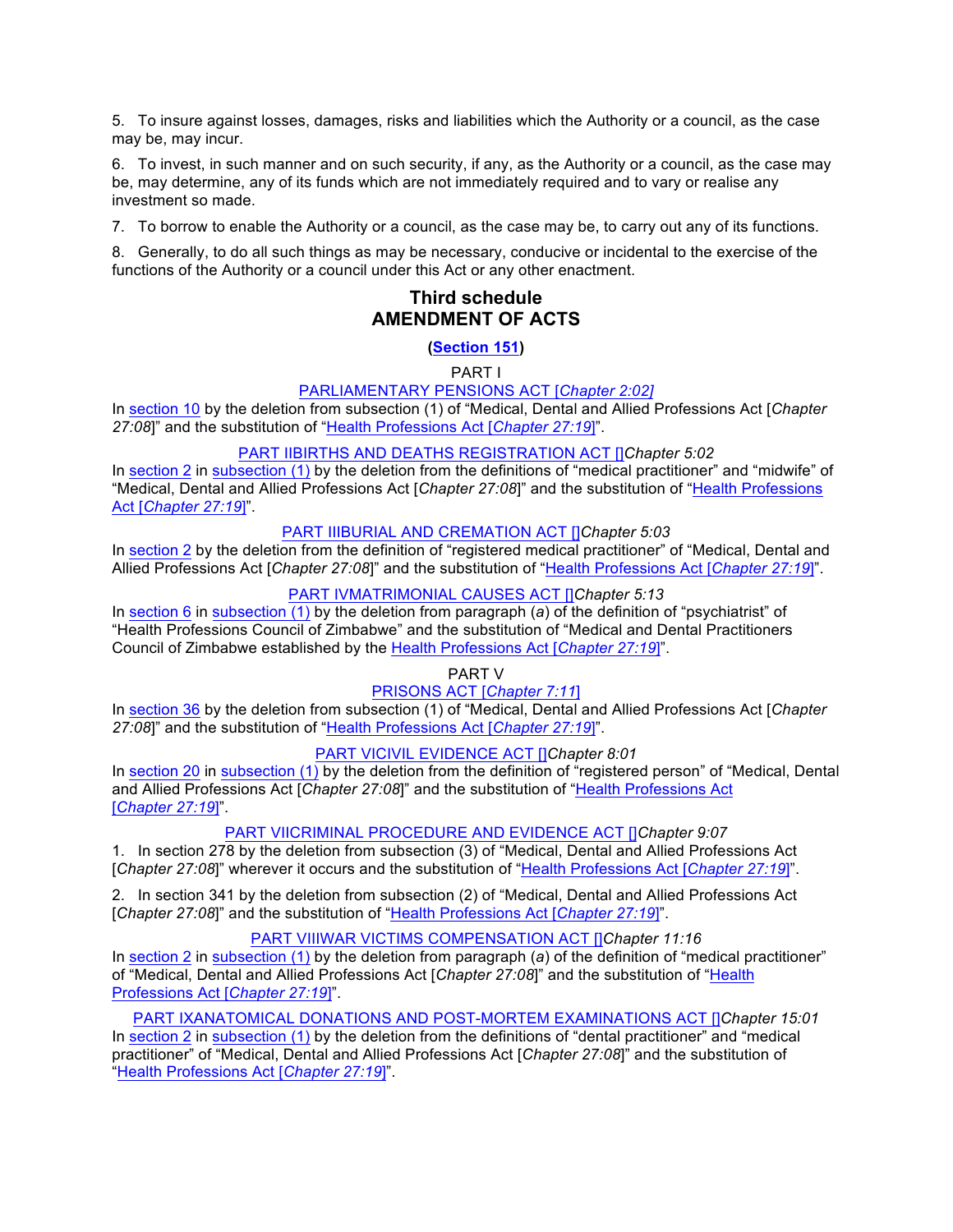5. To insure against losses, damages, risks and liabilities which the Authority or a council, as the case may be, may incur.

6. To invest, in such manner and on such security, if any, as the Authority or a council, as the case may be, may determine, any of its funds which are not immediately required and to vary or realise any investment so made.

7. To borrow to enable the Authority or a council, as the case may be, to carry out any of its functions.

8. Generally, to do all such things as may be necessary, conducive or incidental to the exercise of the functions of the Authority or a council under this Act or any other enactment.

## Third schedule
## AMENDMENT OF ACTS

**(Section 151)**

PART I

PARLIAMENTARY PENSIONS ACT [*Chapter 2:02*]

In section 10 by the deletion from subsection (1) of "Medical, Dental and Allied Professions Act [*Chapter 27:08*]" and the substitution of "Health Professions Act [*Chapter 27:19*]".

PART IIBIRTHS AND DEATHS REGISTRATION ACT []*Chapter 5:02*

In section 2 in subsection (1) by the deletion from the definitions of "medical practitioner" and "midwife" of "Medical, Dental and Allied Professions Act [*Chapter 27:08*]" and the substitution of "Health Professions Act [*Chapter 27:19*]".

PART IIIBURIAL AND CREMATION ACT []*Chapter 5:03*

In section 2 by the deletion from the definition of "registered medical practitioner" of "Medical, Dental and Allied Professions Act [*Chapter 27:08*]" and the substitution of "Health Professions Act [*Chapter 27:19*]".

PART IVMATRIMONIAL CAUSES ACT []*Chapter 5:13*

In section 6 in subsection (1) by the deletion from paragraph (*a*) of the definition of "psychiatrist" of "Health Professions Council of Zimbabwe" and the substitution of "Medical and Dental Practitioners Council of Zimbabwe established by the Health Professions Act [*Chapter 27:19*]".

PART V

PRISONS ACT [*Chapter 7:11*]

In section 36 by the deletion from subsection (1) of "Medical, Dental and Allied Professions Act [*Chapter 27:08*]" and the substitution of "Health Professions Act [*Chapter 27:19*]".

PART VICIVIL EVIDENCE ACT []*Chapter 8:01*

In section 20 in subsection (1) by the deletion from the definition of "registered person" of "Medical, Dental and Allied Professions Act [*Chapter 27:08*]" and the substitution of "Health Professions Act [*Chapter 27:19*]".

PART VIICRIMINAL PROCEDURE AND EVIDENCE ACT []*Chapter 9:07*

1. In section 278 by the deletion from subsection (3) of "Medical, Dental and Allied Professions Act [*Chapter 27:08*]" wherever it occurs and the substitution of "Health Professions Act [*Chapter 27:19*]".

2. In section 341 by the deletion from subsection (2) of "Medical, Dental and Allied Professions Act [*Chapter 27:08*]" and the substitution of "Health Professions Act [*Chapter 27:19*]".

PART VIIIWAR VICTIMS COMPENSATION ACT []*Chapter 11:16*

In section 2 in subsection (1) by the deletion from paragraph (*a*) of the definition of "medical practitioner" of "Medical, Dental and Allied Professions Act [*Chapter 27:08*]" and the substitution of "Health Professions Act [*Chapter 27:19*]".

PART IXANATOMICAL DONATIONS AND POST-MORTEM EXAMINATIONS ACT []*Chapter 15:01*

In section 2 in subsection (1) by the deletion from the definitions of "dental practitioner" and "medical practitioner" of "Medical, Dental and Allied Professions Act [*Chapter 27:08*]" and the substitution of "Health Professions Act [*Chapter 27:19*]".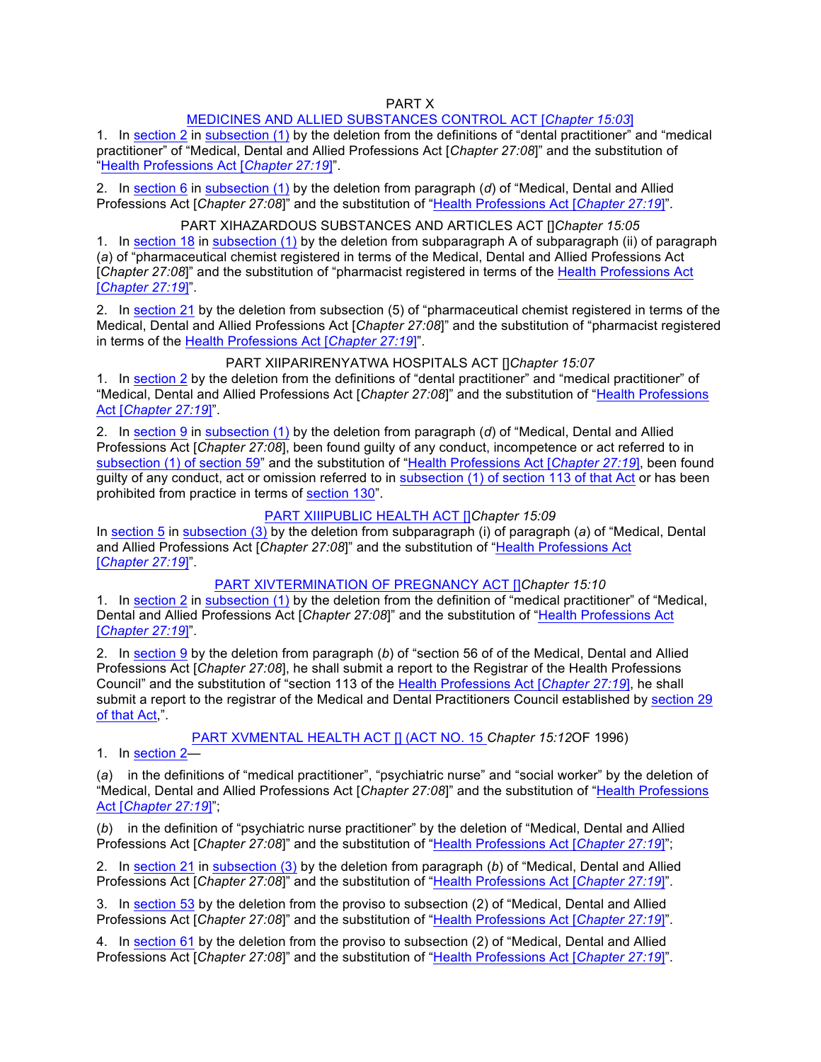## PART X

## MEDICINES AND ALLIED SUBSTANCES CONTROL ACT [*Chapter 15:03*]

1. In section 2 in subsection (1) by the deletion from the definitions of "dental practitioner" and "medical practitioner" of "Medical, Dental and Allied Professions Act [*Chapter 27:08*]" and the substitution of "Health Professions Act [*Chapter 27:19*]".

2. In section 6 in subsection (1) by the deletion from paragraph (*d*) of "Medical, Dental and Allied Professions Act [*Chapter 27:08*]" and the substitution of "Health Professions Act [*Chapter 27:19*]".

## PART XIHAZARDOUS SUBSTANCES AND ARTICLES ACT []*Chapter 15:05*

1. In section 18 in subsection (1) by the deletion from subparagraph A of subparagraph (ii) of paragraph (*a*) of "pharmaceutical chemist registered in terms of the Medical, Dental and Allied Professions Act [*Chapter 27:08*]" and the substitution of "pharmacist registered in terms of the Health Professions Act [*Chapter 27:19*]".

2. In section 21 by the deletion from subsection (5) of "pharmaceutical chemist registered in terms of the Medical, Dental and Allied Professions Act [*Chapter 27:08*]" and the substitution of "pharmacist registered in terms of the Health Professions Act [*Chapter 27:19*]".

## PART XIIPARIRENYATWA HOSPITALS ACT []*Chapter 15:07*

1. In section 2 by the deletion from the definitions of "dental practitioner" and "medical practitioner" of "Medical, Dental and Allied Professions Act [*Chapter 27:08*]" and the substitution of "Health Professions Act [*Chapter 27:19*]".

2. In section 9 in subsection (1) by the deletion from paragraph (*d*) of "Medical, Dental and Allied Professions Act [*Chapter 27:08*], been found guilty of any conduct, incompetence or act referred to in subsection (1) of section 59" and the substitution of "Health Professions Act [*Chapter 27:19*], been found guilty of any conduct, act or omission referred to in subsection (1) of section 113 of that Act or has been prohibited from practice in terms of section 130".

## PART XIIIPUBLIC HEALTH ACT []*Chapter 15:09*

In section 5 in subsection (3) by the deletion from subparagraph (i) of paragraph (*a*) of "Medical, Dental and Allied Professions Act [*Chapter 27:08*]" and the substitution of "Health Professions Act [*Chapter 27:19*]".

## PART XIVTERMINATION OF PREGNANCY ACT []*Chapter 15:10*

1. In section 2 in subsection (1) by the deletion from the definition of "medical practitioner" of "Medical, Dental and Allied Professions Act [*Chapter 27:08*]" and the substitution of "Health Professions Act [*Chapter 27:19*]".

2. In section 9 by the deletion from paragraph (*b*) of "section 56 of of the Medical, Dental and Allied Professions Act [*Chapter 27:08*], he shall submit a report to the Registrar of the Health Professions Council" and the substitution of "section 113 of the Health Professions Act [*Chapter 27:19*], he shall submit a report to the registrar of the Medical and Dental Practitioners Council established by section 29 of that Act,".

## PART XVMENTAL HEALTH ACT [] (ACT NO. 15 *Chapter 15:12*OF 1996)

1. In section 2—

(*a*) in the definitions of "medical practitioner", "psychiatric nurse" and "social worker" by the deletion of "Medical, Dental and Allied Professions Act [*Chapter 27:08*]" and the substitution of "Health Professions Act [*Chapter 27:19*]";

(*b*) in the definition of "psychiatric nurse practitioner" by the deletion of "Medical, Dental and Allied Professions Act [*Chapter 27:08*]" and the substitution of "Health Professions Act [*Chapter 27:19*]";

2. In section 21 in subsection (3) by the deletion from paragraph (*b*) of "Medical, Dental and Allied Professions Act [*Chapter 27:08*]" and the substitution of "Health Professions Act [*Chapter 27:19*]".

3. In section 53 by the deletion from the proviso to subsection (2) of "Medical, Dental and Allied Professions Act [*Chapter 27:08*]" and the substitution of "Health Professions Act [*Chapter 27:19*]".

4. In section 61 by the deletion from the proviso to subsection (2) of "Medical, Dental and Allied Professions Act [*Chapter 27:08*]" and the substitution of "Health Professions Act [*Chapter 27:19*]".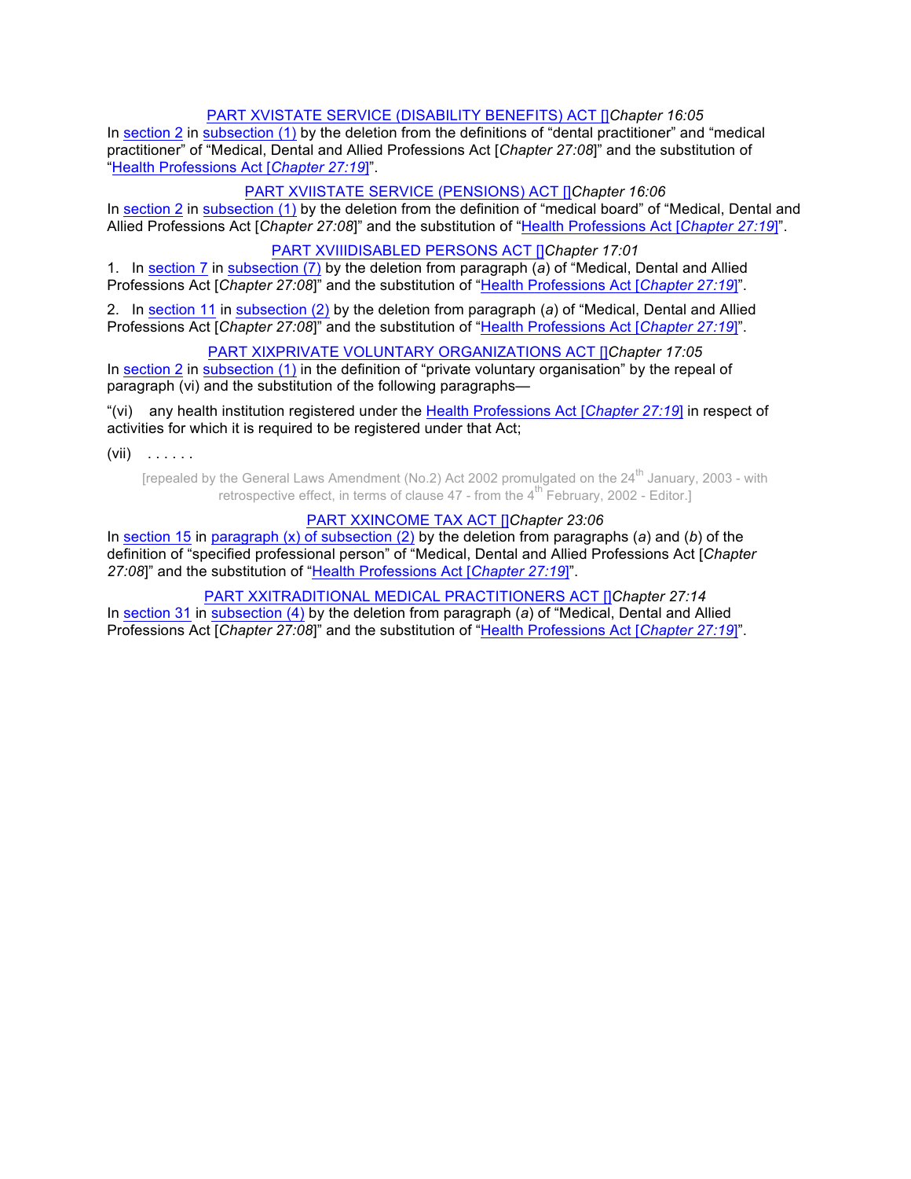### PART XVISTATE SERVICE (DISABILITY BENEFITS) ACT []*Chapter 16:05*

In section 2 in subsection (1) by the deletion from the definitions of "dental practitioner" and "medical practitioner" of "Medical, Dental and Allied Professions Act [*Chapter 27:08*]" and the substitution of "Health Professions Act [*Chapter 27:19*]".

### PART XVIISTATE SERVICE (PENSIONS) ACT []*Chapter 16:06*

In section 2 in subsection (1) by the deletion from the definition of "medical board" of "Medical, Dental and Allied Professions Act [*Chapter 27:08*]" and the substitution of "Health Professions Act [*Chapter 27:19*]".

### PART XVIIIDISABLED PERSONS ACT []*Chapter 17:01*

1. In section 7 in subsection (7) by the deletion from paragraph (*a*) of "Medical, Dental and Allied Professions Act [*Chapter 27:08*]" and the substitution of "Health Professions Act [*Chapter 27:19*]".

2. In section 11 in subsection (2) by the deletion from paragraph (*a*) of "Medical, Dental and Allied Professions Act [*Chapter 27:08*]" and the substitution of "Health Professions Act [*Chapter 27:19*]".

### PART XIXPRIVATE VOLUNTARY ORGANIZATIONS ACT []*Chapter 17:05*

In section 2 in subsection (1) in the definition of "private voluntary organisation" by the repeal of paragraph (vi) and the substitution of the following paragraphs—

"(vi) any health institution registered under the Health Professions Act [*Chapter 27:19*] in respect of activities for which it is required to be registered under that Act;

(vii) . . . . . .

[repealed by the General Laws Amendment (No.2) Act 2002 promulgated on the 24th January, 2003 - with retrospective effect, in terms of clause 47 - from the 4th February, 2002 - Editor.]

### PART XXINCOME TAX ACT []*Chapter 23:06*

In section 15 in paragraph (x) of subsection (2) by the deletion from paragraphs (*a*) and (*b*) of the definition of "specified professional person" of "Medical, Dental and Allied Professions Act [*Chapter 27:08*]" and the substitution of "Health Professions Act [*Chapter 27:19*]".

### PART XXITRADITIONAL MEDICAL PRACTITIONERS ACT []*Chapter 27:14*

In section 31 in subsection (4) by the deletion from paragraph (*a*) of "Medical, Dental and Allied Professions Act [*Chapter 27:08*]" and the substitution of "Health Professions Act [*Chapter 27:19*]".